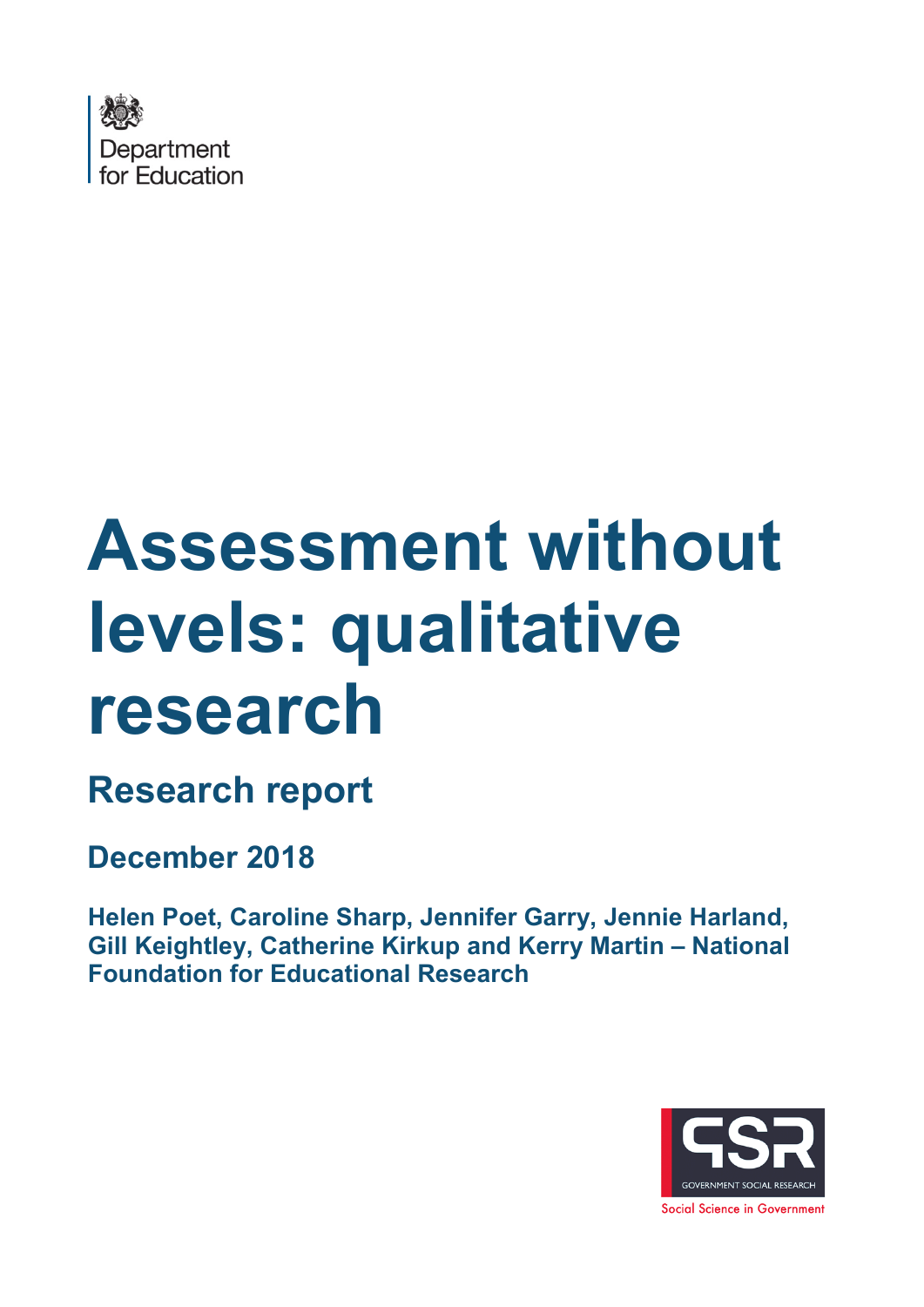Department for Education

# Assessment without levels: qualitative research

## Research report

**December 2018**

**Helen Poet, Caroline Sharp, Jennifer Garry, Jennie Harland, Gill Keightley, Catherine Kirkup and Kerry Martin – National Foundation for Educational Research**

GSR GOVERNMENT SOCIAL RESEARCH

Social Science in Government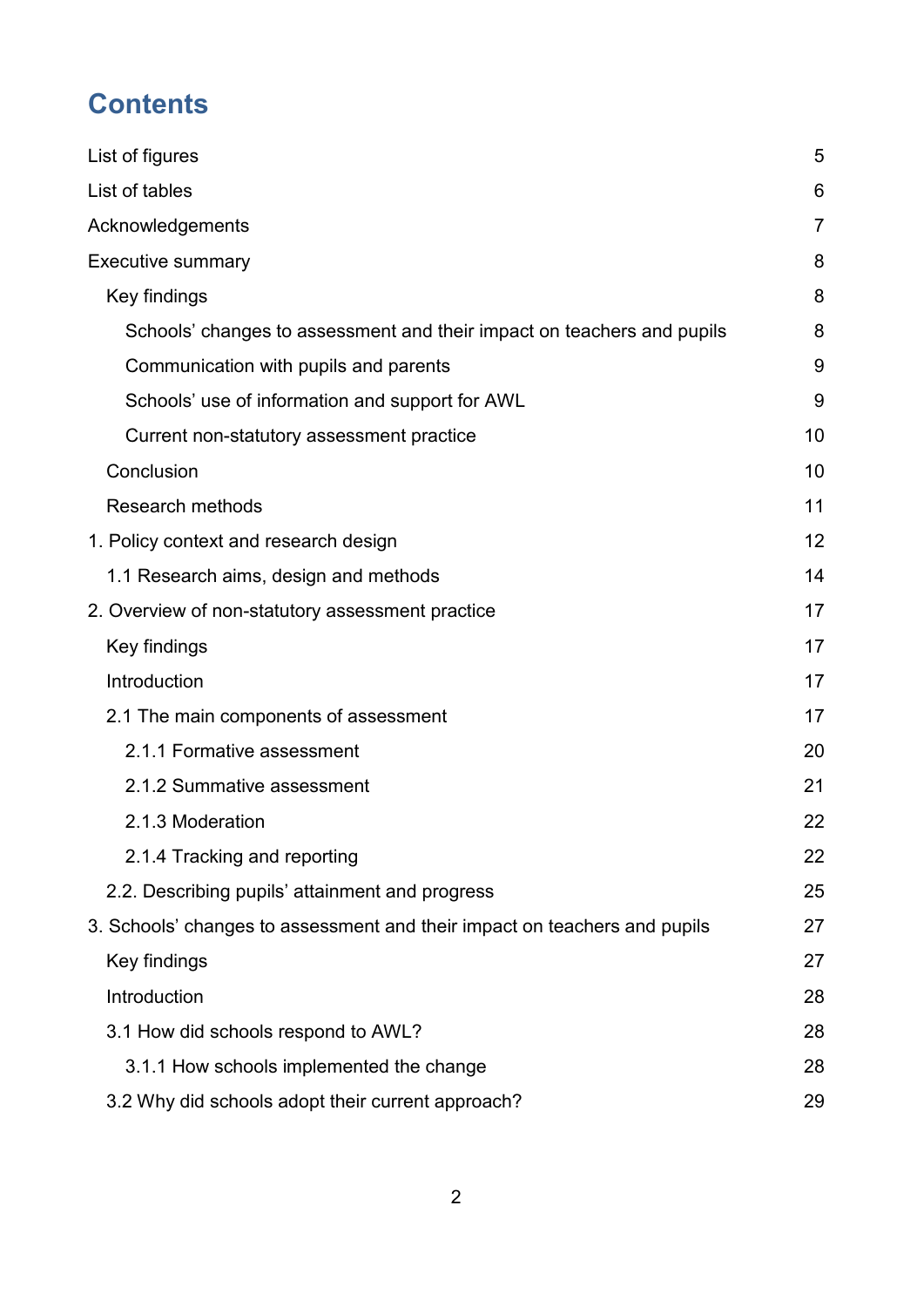# Contents

List of figures 5

List of tables 6

Acknowledgements 7

Executive summary 8

- Key findings 8
  - Schools' changes to assessment and their impact on teachers and pupils 8
  - Communication with pupils and parents 9
  - Schools' use of information and support for AWL 9
  - Current non-statutory assessment practice 10
- Conclusion 10
- Research methods 11

1. Policy context and research design 12
   - 1.1 Research aims, design and methods 14

2. Overview of non-statutory assessment practice 17
   - Key findings 17
   - Introduction 17
   - 2.1 The main components of assessment 17
     - 2.1.1 Formative assessment 20
     - 2.1.2 Summative assessment 21
     - 2.1.3 Moderation 22
     - 2.1.4 Tracking and reporting 22
   - 2.2. Describing pupils' attainment and progress 25

3. Schools' changes to assessment and their impact on teachers and pupils 27
   - Key findings 27
   - Introduction 28
   - 3.1 How did schools respond to AWL? 28
     - 3.1.1 How schools implemented the change 28
   - 3.2 Why did schools adopt their current approach? 29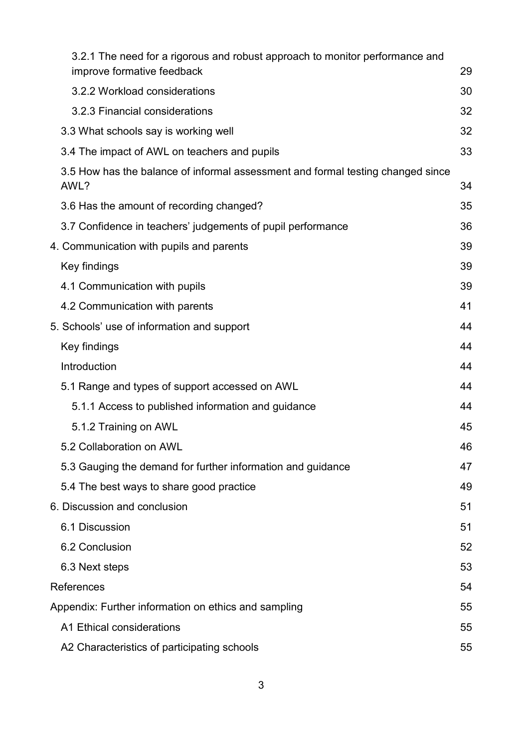3.2.1 The need for a rigorous and robust approach to monitor performance and improve formative feedback 29

3.2.2 Workload considerations 30

3.2.3 Financial considerations 32

3.3 What schools say is working well 32

3.4 The impact of AWL on teachers and pupils 33

3.5 How has the balance of informal assessment and formal testing changed since AWL? 34

3.6 Has the amount of recording changed? 35

3.7 Confidence in teachers' judgements of pupil performance 36

4. Communication with pupils and parents 39

Key findings 39

4.1 Communication with pupils 39

4.2 Communication with parents 41

5. Schools' use of information and support 44

Key findings 44

Introduction 44

5.1 Range and types of support accessed on AWL 44

5.1.1 Access to published information and guidance 44

5.1.2 Training on AWL 45

5.2 Collaboration on AWL 46

5.3 Gauging the demand for further information and guidance 47

5.4 The best ways to share good practice 49

6. Discussion and conclusion 51

6.1 Discussion 51

6.2 Conclusion 52

6.3 Next steps 53

References 54

Appendix: Further information on ethics and sampling 55

A1 Ethical considerations 55

A2 Characteristics of participating schools 55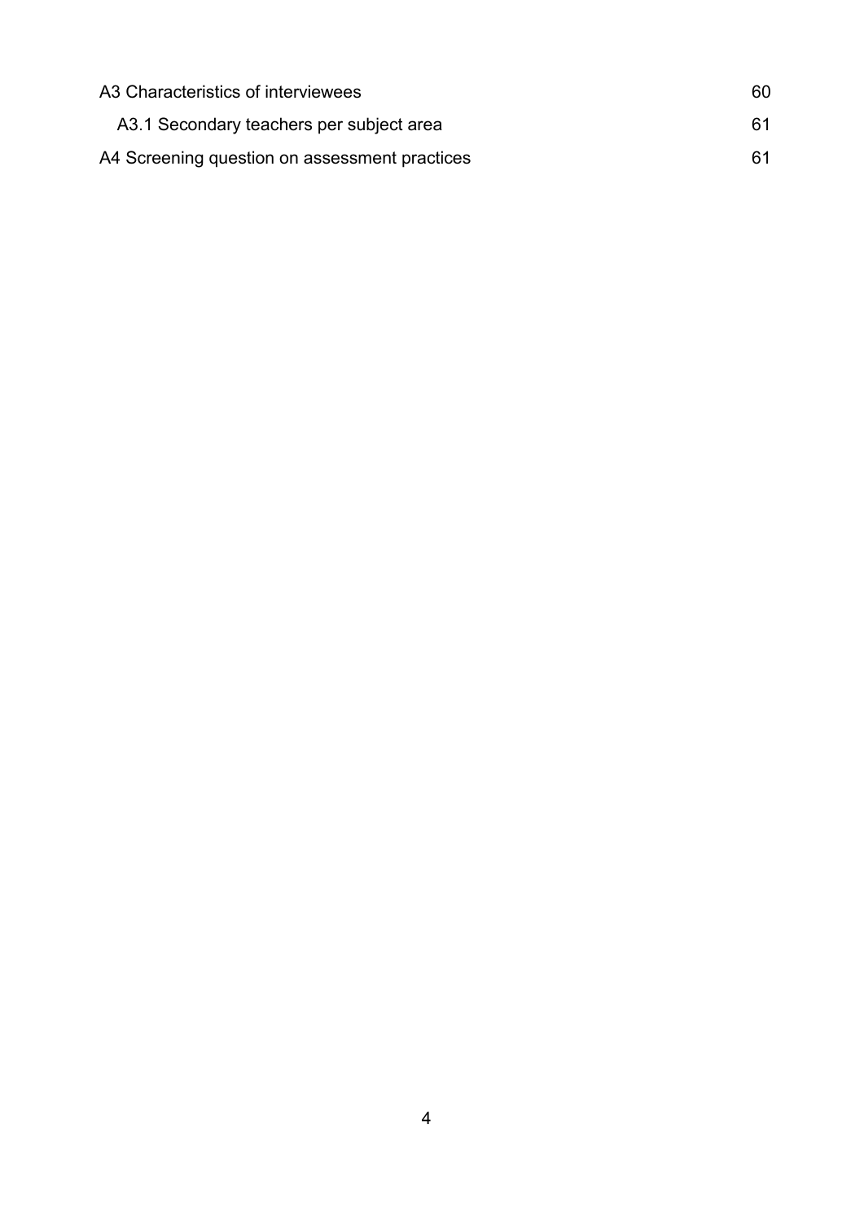A3 Characteristics of interviewees 60

A3.1 Secondary teachers per subject area 61

A4 Screening question on assessment practices 61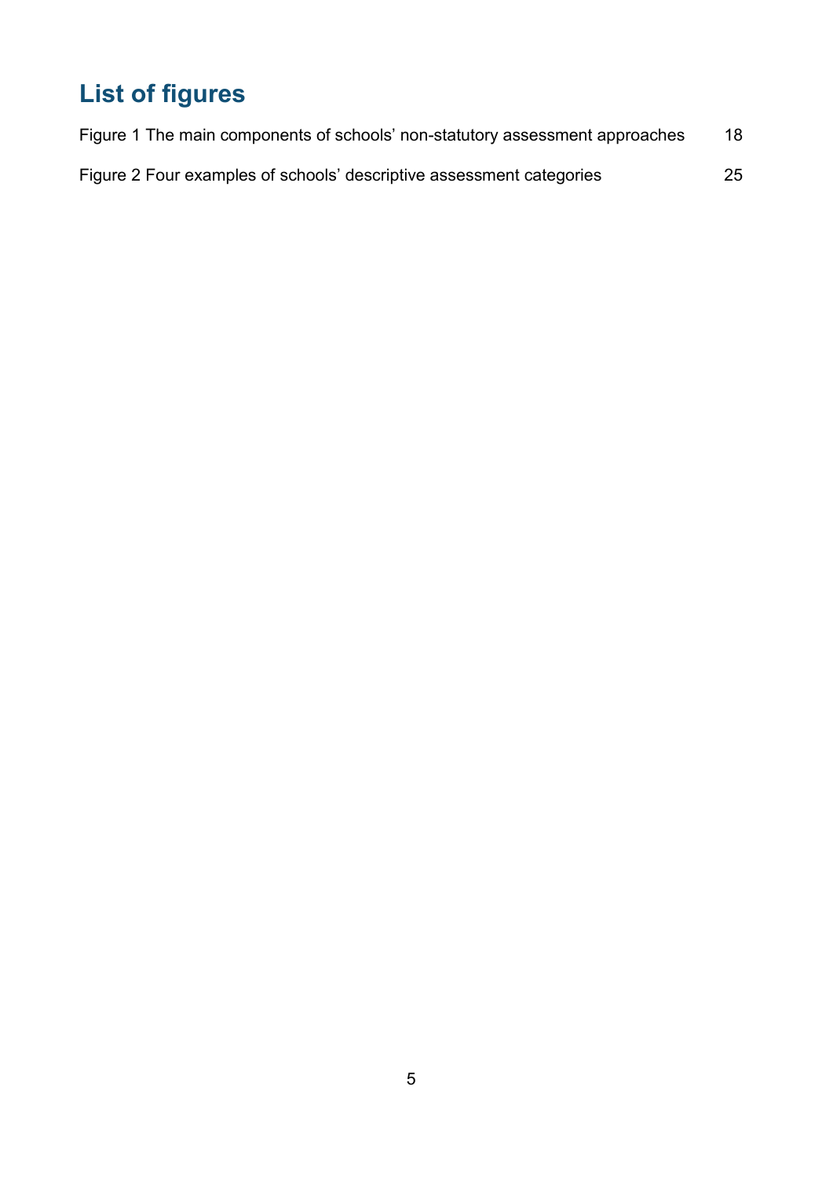# List of figures

Figure 1 The main components of schools' non-statutory assessment approaches 18

Figure 2 Four examples of schools' descriptive assessment categories 25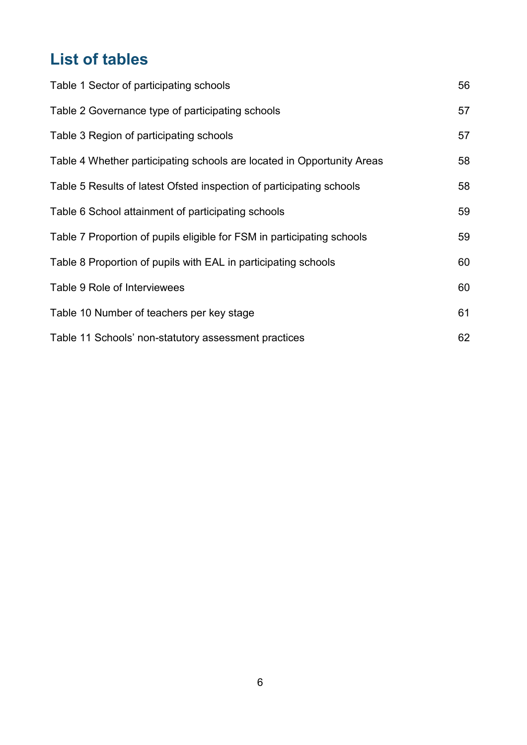## List of tables

| | |
|---|---|
| Table 1 Sector of participating schools | 56 |
| Table 2 Governance type of participating schools | 57 |
| Table 3 Region of participating schools | 57 |
| Table 4 Whether participating schools are located in Opportunity Areas | 58 |
| Table 5 Results of latest Ofsted inspection of participating schools | 58 |
| Table 6 School attainment of participating schools | 59 |
| Table 7 Proportion of pupils eligible for FSM in participating schools | 59 |
| Table 8 Proportion of pupils with EAL in participating schools | 60 |
| Table 9 Role of Interviewees | 60 |
| Table 10 Number of teachers per key stage | 61 |
| Table 11 Schools' non-statutory assessment practices | 62 |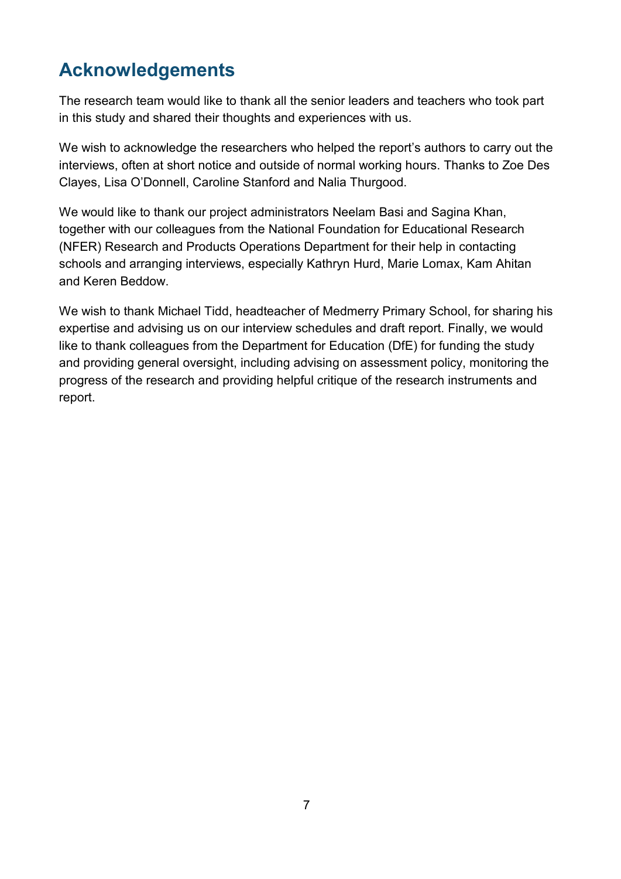# Acknowledgements

The research team would like to thank all the senior leaders and teachers who took part in this study and shared their thoughts and experiences with us.

We wish to acknowledge the researchers who helped the report's authors to carry out the interviews, often at short notice and outside of normal working hours. Thanks to Zoe Des Clayes, Lisa O'Donnell, Caroline Stanford and Nalia Thurgood.

We would like to thank our project administrators Neelam Basi and Sagina Khan, together with our colleagues from the National Foundation for Educational Research (NFER) Research and Products Operations Department for their help in contacting schools and arranging interviews, especially Kathryn Hurd, Marie Lomax, Kam Ahitan and Keren Beddow.

We wish to thank Michael Tidd, headteacher of Medmerry Primary School, for sharing his expertise and advising us on our interview schedules and draft report. Finally, we would like to thank colleagues from the Department for Education (DfE) for funding the study and providing general oversight, including advising on assessment policy, monitoring the progress of the research and providing helpful critique of the research instruments and report.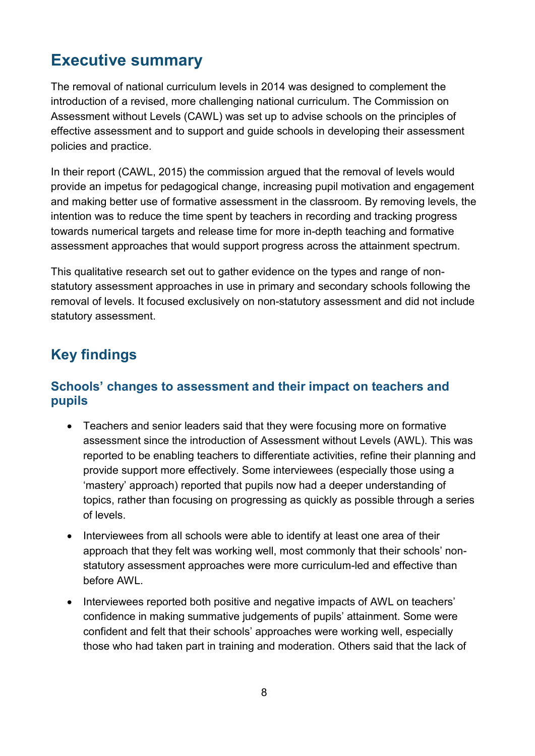# Executive summary

The removal of national curriculum levels in 2014 was designed to complement the introduction of a revised, more challenging national curriculum. The Commission on Assessment without Levels (CAWL) was set up to advise schools on the principles of effective assessment and to support and guide schools in developing their assessment policies and practice.

In their report (CAWL, 2015) the commission argued that the removal of levels would provide an impetus for pedagogical change, increasing pupil motivation and engagement and making better use of formative assessment in the classroom. By removing levels, the intention was to reduce the time spent by teachers in recording and tracking progress towards numerical targets and release time for more in-depth teaching and formative assessment approaches that would support progress across the attainment spectrum.

This qualitative research set out to gather evidence on the types and range of non-statutory assessment approaches in use in primary and secondary schools following the removal of levels. It focused exclusively on non-statutory assessment and did not include statutory assessment.

## Key findings

### Schools' changes to assessment and their impact on teachers and pupils

- Teachers and senior leaders said that they were focusing more on formative assessment since the introduction of Assessment without Levels (AWL). This was reported to be enabling teachers to differentiate activities, refine their planning and provide support more effectively. Some interviewees (especially those using a 'mastery' approach) reported that pupils now had a deeper understanding of topics, rather than focusing on progressing as quickly as possible through a series of levels.
- Interviewees from all schools were able to identify at least one area of their approach that they felt was working well, most commonly that their schools' non-statutory assessment approaches were more curriculum-led and effective than before AWL.
- Interviewees reported both positive and negative impacts of AWL on teachers' confidence in making summative judgements of pupils' attainment. Some were confident and felt that their schools' approaches were working well, especially those who had taken part in training and moderation. Others said that the lack of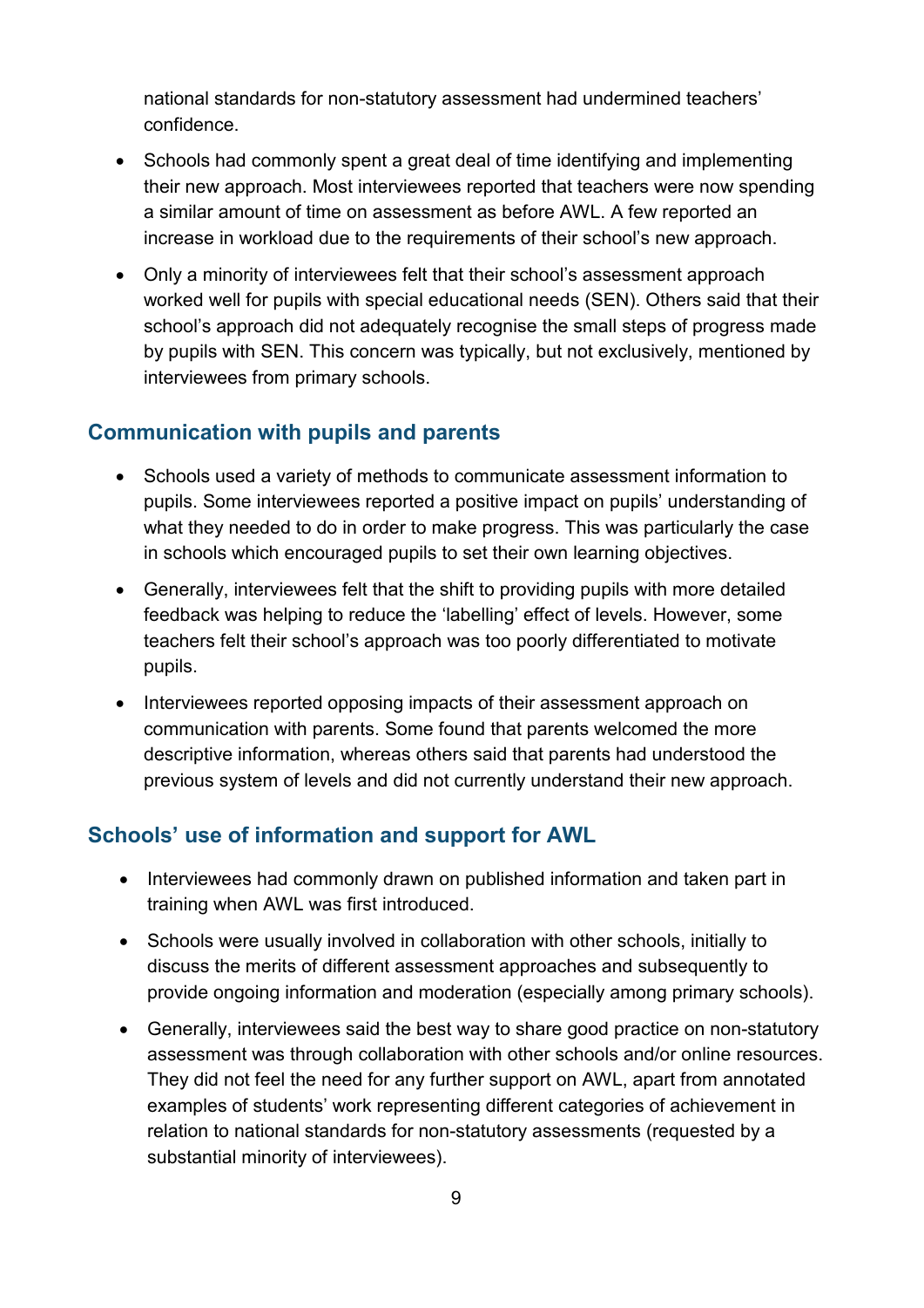national standards for non-statutory assessment had undermined teachers' confidence.

- Schools had commonly spent a great deal of time identifying and implementing their new approach. Most interviewees reported that teachers were now spending a similar amount of time on assessment as before AWL. A few reported an increase in workload due to the requirements of their school's new approach.
- Only a minority of interviewees felt that their school's assessment approach worked well for pupils with special educational needs (SEN). Others said that their school's approach did not adequately recognise the small steps of progress made by pupils with SEN. This concern was typically, but not exclusively, mentioned by interviewees from primary schools.

## Communication with pupils and parents

- Schools used a variety of methods to communicate assessment information to pupils. Some interviewees reported a positive impact on pupils' understanding of what they needed to do in order to make progress. This was particularly the case in schools which encouraged pupils to set their own learning objectives.
- Generally, interviewees felt that the shift to providing pupils with more detailed feedback was helping to reduce the 'labelling' effect of levels. However, some teachers felt their school's approach was too poorly differentiated to motivate pupils.
- Interviewees reported opposing impacts of their assessment approach on communication with parents. Some found that parents welcomed the more descriptive information, whereas others said that parents had understood the previous system of levels and did not currently understand their new approach.

## Schools' use of information and support for AWL

- Interviewees had commonly drawn on published information and taken part in training when AWL was first introduced.
- Schools were usually involved in collaboration with other schools, initially to discuss the merits of different assessment approaches and subsequently to provide ongoing information and moderation (especially among primary schools).
- Generally, interviewees said the best way to share good practice on non-statutory assessment was through collaboration with other schools and/or online resources. They did not feel the need for any further support on AWL, apart from annotated examples of students' work representing different categories of achievement in relation to national standards for non-statutory assessments (requested by a substantial minority of interviewees).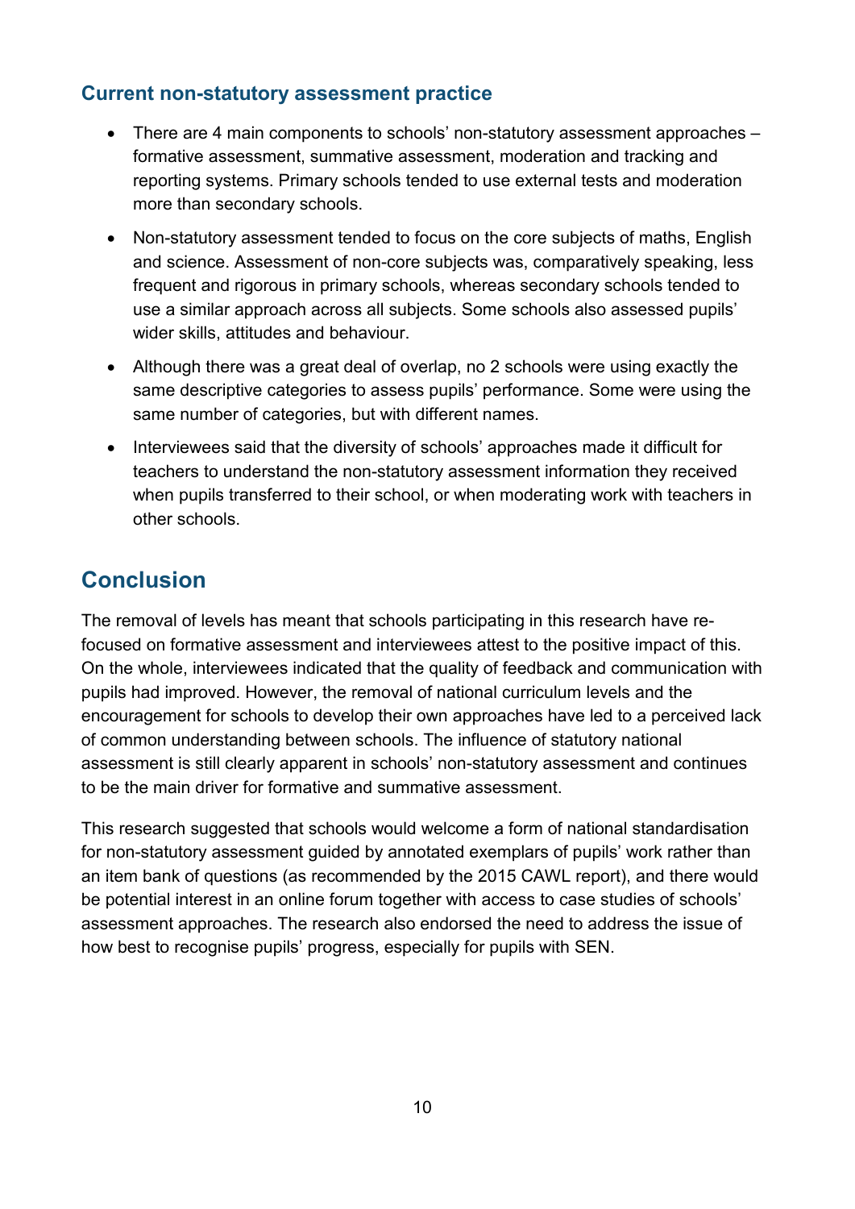### Current non-statutory assessment practice

- There are 4 main components to schools' non-statutory assessment approaches – formative assessment, summative assessment, moderation and tracking and reporting systems. Primary schools tended to use external tests and moderation more than secondary schools.
- Non-statutory assessment tended to focus on the core subjects of maths, English and science. Assessment of non-core subjects was, comparatively speaking, less frequent and rigorous in primary schools, whereas secondary schools tended to use a similar approach across all subjects. Some schools also assessed pupils' wider skills, attitudes and behaviour.
- Although there was a great deal of overlap, no 2 schools were using exactly the same descriptive categories to assess pupils' performance. Some were using the same number of categories, but with different names.
- Interviewees said that the diversity of schools' approaches made it difficult for teachers to understand the non-statutory assessment information they received when pupils transferred to their school, or when moderating work with teachers in other schools.

## Conclusion

The removal of levels has meant that schools participating in this research have re-focused on formative assessment and interviewees attest to the positive impact of this. On the whole, interviewees indicated that the quality of feedback and communication with pupils had improved. However, the removal of national curriculum levels and the encouragement for schools to develop their own approaches have led to a perceived lack of common understanding between schools. The influence of statutory national assessment is still clearly apparent in schools' non-statutory assessment and continues to be the main driver for formative and summative assessment.

This research suggested that schools would welcome a form of national standardisation for non-statutory assessment guided by annotated exemplars of pupils' work rather than an item bank of questions (as recommended by the 2015 CAWL report), and there would be potential interest in an online forum together with access to case studies of schools' assessment approaches. The research also endorsed the need to address the issue of how best to recognise pupils' progress, especially for pupils with SEN.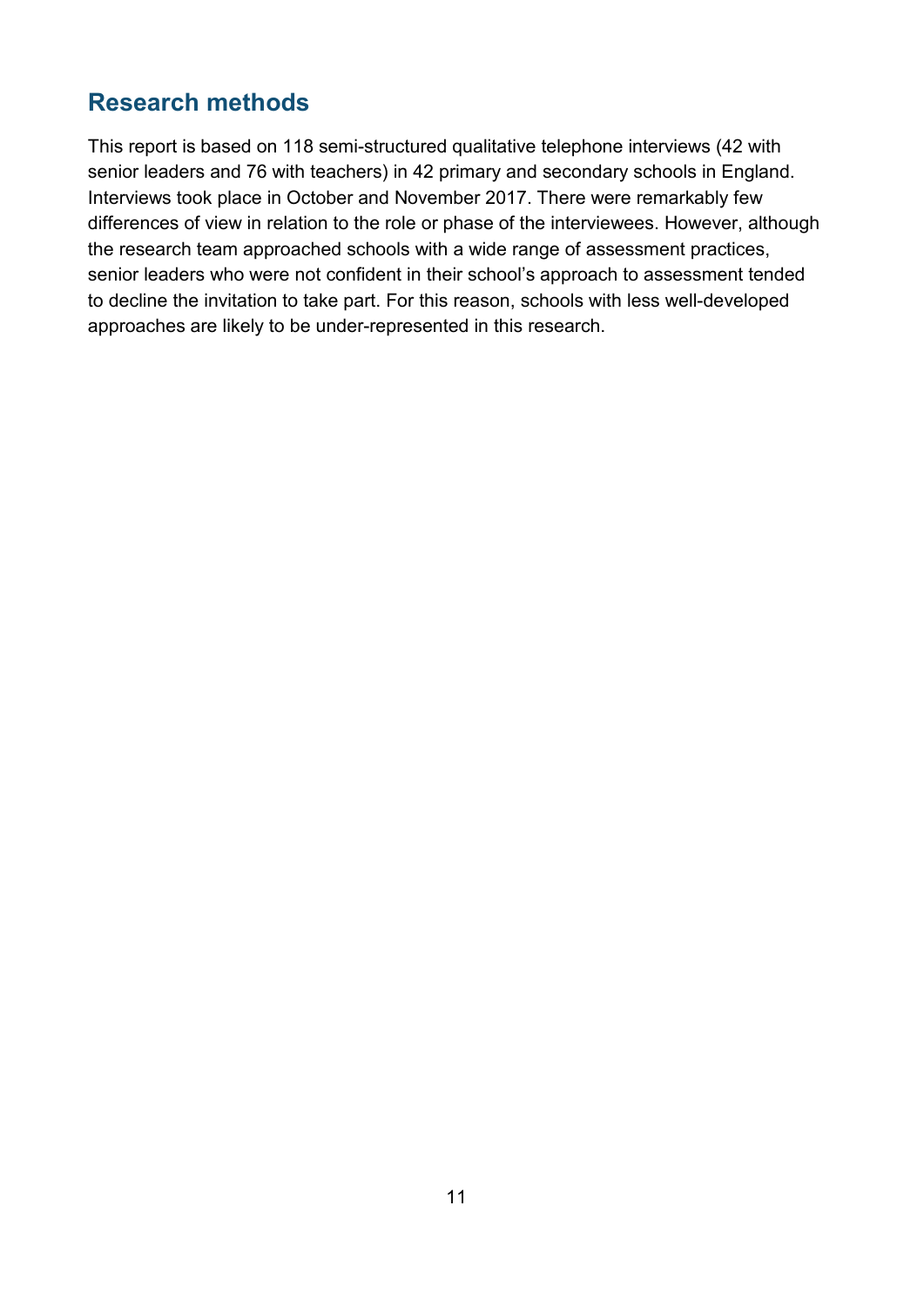## Research methods

This report is based on 118 semi-structured qualitative telephone interviews (42 with senior leaders and 76 with teachers) in 42 primary and secondary schools in England. Interviews took place in October and November 2017. There were remarkably few differences of view in relation to the role or phase of the interviewees. However, although the research team approached schools with a wide range of assessment practices, senior leaders who were not confident in their school's approach to assessment tended to decline the invitation to take part. For this reason, schools with less well-developed approaches are likely to be under-represented in this research.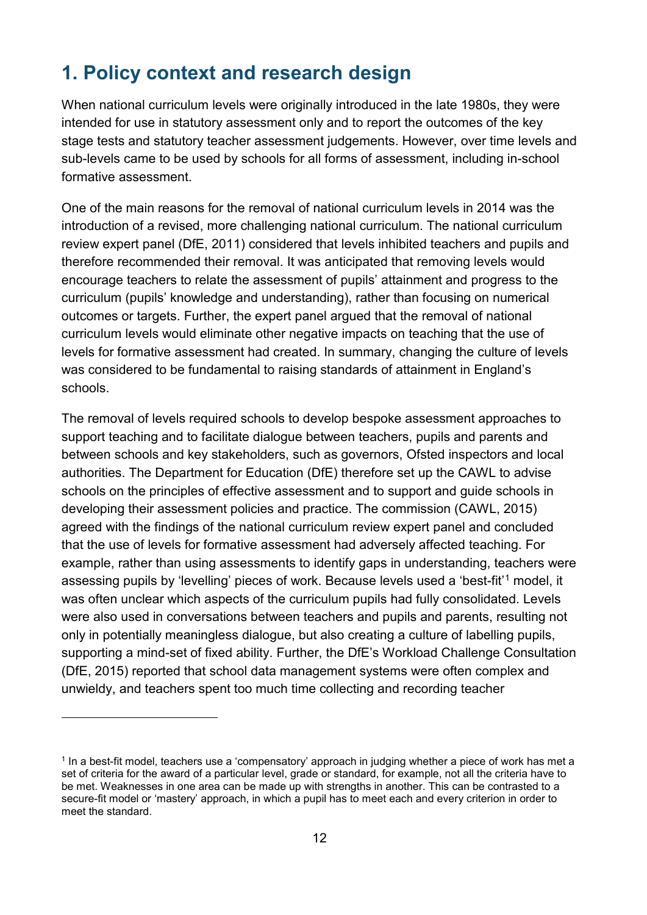## 1. Policy context and research design

When national curriculum levels were originally introduced in the late 1980s, they were intended for use in statutory assessment only and to report the outcomes of the key stage tests and statutory teacher assessment judgements. However, over time levels and sub-levels came to be used by schools for all forms of assessment, including in-school formative assessment.

One of the main reasons for the removal of national curriculum levels in 2014 was the introduction of a revised, more challenging national curriculum. The national curriculum review expert panel (DfE, 2011) considered that levels inhibited teachers and pupils and therefore recommended their removal. It was anticipated that removing levels would encourage teachers to relate the assessment of pupils' attainment and progress to the curriculum (pupils' knowledge and understanding), rather than focusing on numerical outcomes or targets. Further, the expert panel argued that the removal of national curriculum levels would eliminate other negative impacts on teaching that the use of levels for formative assessment had created. In summary, changing the culture of levels was considered to be fundamental to raising standards of attainment in England's schools.

The removal of levels required schools to develop bespoke assessment approaches to support teaching and to facilitate dialogue between teachers, pupils and parents and between schools and key stakeholders, such as governors, Ofsted inspectors and local authorities. The Department for Education (DfE) therefore set up the CAWL to advise schools on the principles of effective assessment and to support and guide schools in developing their assessment policies and practice. The commission (CAWL, 2015) agreed with the findings of the national curriculum review expert panel and concluded that the use of levels for formative assessment had adversely affected teaching. For example, rather than using assessments to identify gaps in understanding, teachers were assessing pupils by 'levelling' pieces of work. Because levels used a 'best-fit'[1] model, it was often unclear which aspects of the curriculum pupils had fully consolidated. Levels were also used in conversations between teachers and pupils and parents, resulting not only in potentially meaningless dialogue, but also creating a culture of labelling pupils, supporting a mind-set of fixed ability. Further, the DfE's Workload Challenge Consultation (DfE, 2015) reported that school data management systems were often complex and unwieldy, and teachers spent too much time collecting and recording teacher

---

[1] In a best-fit model, teachers use a 'compensatory' approach in judging whether a piece of work has met a set of criteria for the award of a particular level, grade or standard, for example, not all the criteria have to be met. Weaknesses in one area can be made up with strengths in another. This can be contrasted to a secure-fit model or 'mastery' approach, in which a pupil has to meet each and every criterion in order to meet the standard.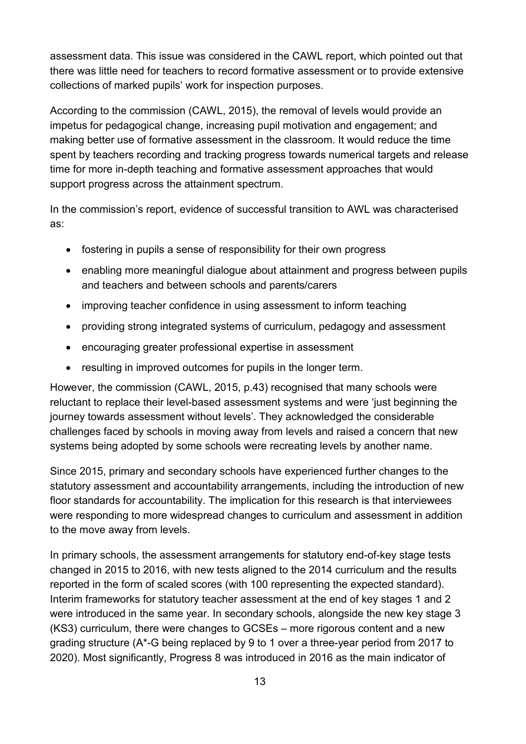assessment data. This issue was considered in the CAWL report, which pointed out that there was little need for teachers to record formative assessment or to provide extensive collections of marked pupils' work for inspection purposes.

According to the commission (CAWL, 2015), the removal of levels would provide an impetus for pedagogical change, increasing pupil motivation and engagement; and making better use of formative assessment in the classroom. It would reduce the time spent by teachers recording and tracking progress towards numerical targets and release time for more in-depth teaching and formative assessment approaches that would support progress across the attainment spectrum.

In the commission's report, evidence of successful transition to AWL was characterised as:

- fostering in pupils a sense of responsibility for their own progress
- enabling more meaningful dialogue about attainment and progress between pupils and teachers and between schools and parents/carers
- improving teacher confidence in using assessment to inform teaching
- providing strong integrated systems of curriculum, pedagogy and assessment
- encouraging greater professional expertise in assessment
- resulting in improved outcomes for pupils in the longer term.

However, the commission (CAWL, 2015, p.43) recognised that many schools were reluctant to replace their level-based assessment systems and were 'just beginning the journey towards assessment without levels'. They acknowledged the considerable challenges faced by schools in moving away from levels and raised a concern that new systems being adopted by some schools were recreating levels by another name.

Since 2015, primary and secondary schools have experienced further changes to the statutory assessment and accountability arrangements, including the introduction of new floor standards for accountability. The implication for this research is that interviewees were responding to more widespread changes to curriculum and assessment in addition to the move away from levels.

In primary schools, the assessment arrangements for statutory end-of-key stage tests changed in 2015 to 2016, with new tests aligned to the 2014 curriculum and the results reported in the form of scaled scores (with 100 representing the expected standard). Interim frameworks for statutory teacher assessment at the end of key stages 1 and 2 were introduced in the same year. In secondary schools, alongside the new key stage 3 (KS3) curriculum, there were changes to GCSEs – more rigorous content and a new grading structure (A*-G being replaced by 9 to 1 over a three-year period from 2017 to 2020). Most significantly, Progress 8 was introduced in 2016 as the main indicator of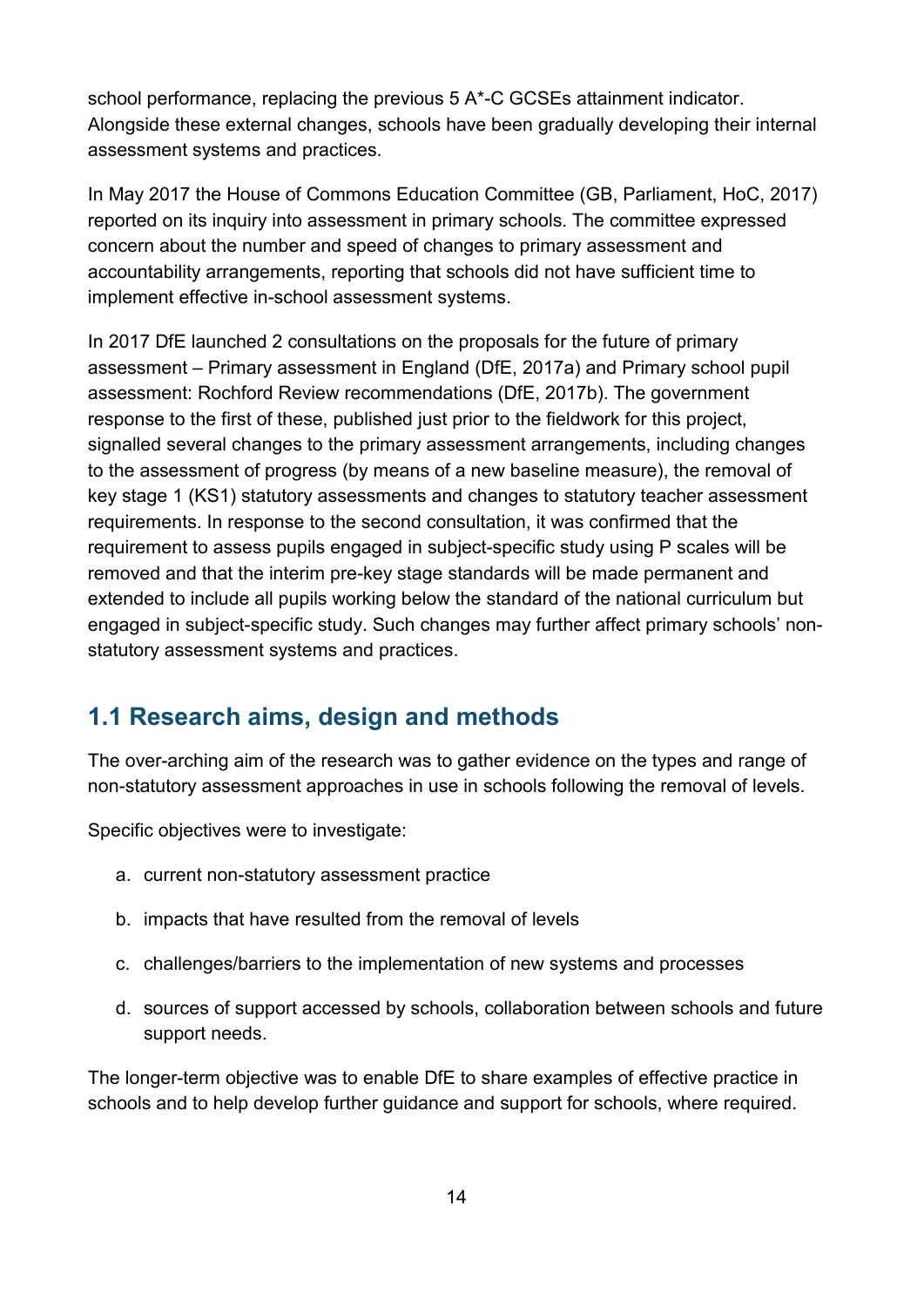school performance, replacing the previous 5 A*-C GCSEs attainment indicator. Alongside these external changes, schools have been gradually developing their internal assessment systems and practices.

In May 2017 the House of Commons Education Committee (GB, Parliament, HoC, 2017) reported on its inquiry into assessment in primary schools. The committee expressed concern about the number and speed of changes to primary assessment and accountability arrangements, reporting that schools did not have sufficient time to implement effective in-school assessment systems.

In 2017 DfE launched 2 consultations on the proposals for the future of primary assessment – Primary assessment in England (DfE, 2017a) and Primary school pupil assessment: Rochford Review recommendations (DfE, 2017b). The government response to the first of these, published just prior to the fieldwork for this project, signalled several changes to the primary assessment arrangements, including changes to the assessment of progress (by means of a new baseline measure), the removal of key stage 1 (KS1) statutory assessments and changes to statutory teacher assessment requirements. In response to the second consultation, it was confirmed that the requirement to assess pupils engaged in subject-specific study using P scales will be removed and that the interim pre-key stage standards will be made permanent and extended to include all pupils working below the standard of the national curriculum but engaged in subject-specific study. Such changes may further affect primary schools' non-statutory assessment systems and practices.

## 1.1 Research aims, design and methods

The over-arching aim of the research was to gather evidence on the types and range of non-statutory assessment approaches in use in schools following the removal of levels.

Specific objectives were to investigate:

a. current non-statutory assessment practice

b. impacts that have resulted from the removal of levels

c. challenges/barriers to the implementation of new systems and processes

d. sources of support accessed by schools, collaboration between schools and future support needs.

The longer-term objective was to enable DfE to share examples of effective practice in schools and to help develop further guidance and support for schools, where required.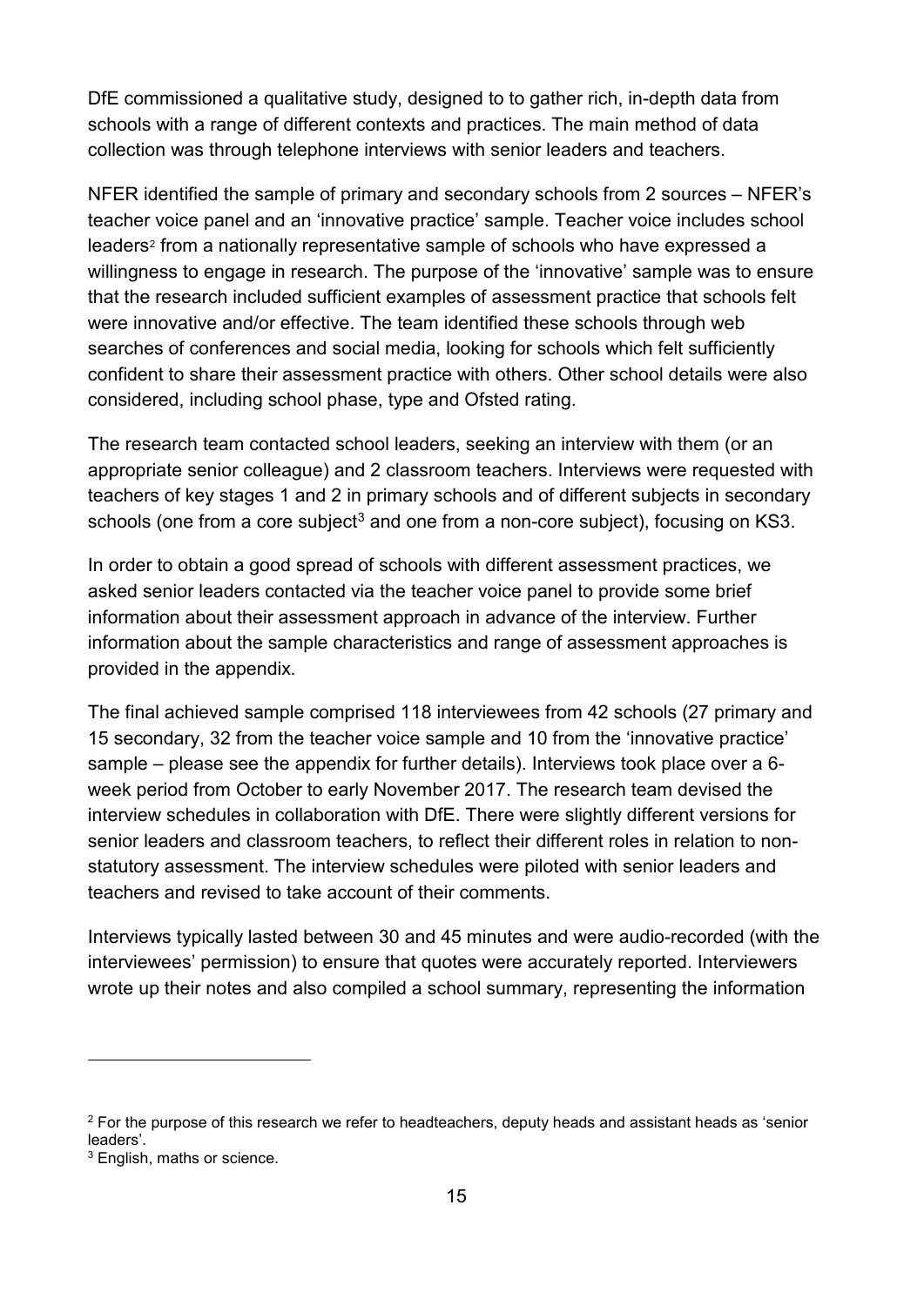DfE commissioned a qualitative study, designed to to gather rich, in-depth data from schools with a range of different contexts and practices. The main method of data collection was through telephone interviews with senior leaders and teachers.

NFER identified the sample of primary and secondary schools from 2 sources – NFER's teacher voice panel and an 'innovative practice' sample. Teacher voice includes school leaders[2] from a nationally representative sample of schools who have expressed a willingness to engage in research. The purpose of the 'innovative' sample was to ensure that the research included sufficient examples of assessment practice that schools felt were innovative and/or effective. The team identified these schools through web searches of conferences and social media, looking for schools which felt sufficiently confident to share their assessment practice with others. Other school details were also considered, including school phase, type and Ofsted rating.

The research team contacted school leaders, seeking an interview with them (or an appropriate senior colleague) and 2 classroom teachers. Interviews were requested with teachers of key stages 1 and 2 in primary schools and of different subjects in secondary schools (one from a core subject[3] and one from a non-core subject), focusing on KS3.

In order to obtain a good spread of schools with different assessment practices, we asked senior leaders contacted via the teacher voice panel to provide some brief information about their assessment approach in advance of the interview. Further information about the sample characteristics and range of assessment approaches is provided in the appendix.

The final achieved sample comprised 118 interviewees from 42 schools (27 primary and 15 secondary, 32 from the teacher voice sample and 10 from the 'innovative practice' sample – please see the appendix for further details). Interviews took place over a 6-week period from October to early November 2017. The research team devised the interview schedules in collaboration with DfE. There were slightly different versions for senior leaders and classroom teachers, to reflect their different roles in relation to non-statutory assessment. The interview schedules were piloted with senior leaders and teachers and revised to take account of their comments.

Interviews typically lasted between 30 and 45 minutes and were audio-recorded (with the interviewees' permission) to ensure that quotes were accurately reported. Interviewers wrote up their notes and also compiled a school summary, representing the information

---

[2] For the purpose of this research we refer to headteachers, deputy heads and assistant heads as 'senior leaders'.

[3] English, maths or science.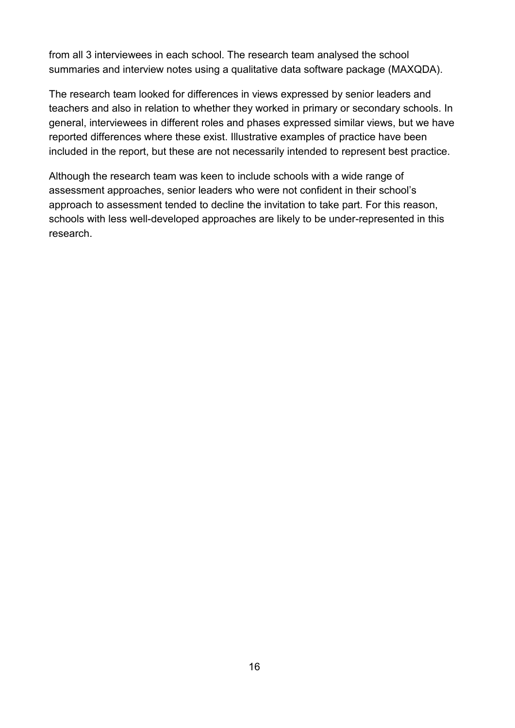from all 3 interviewees in each school. The research team analysed the school summaries and interview notes using a qualitative data software package (MAXQDA).

The research team looked for differences in views expressed by senior leaders and teachers and also in relation to whether they worked in primary or secondary schools. In general, interviewees in different roles and phases expressed similar views, but we have reported differences where these exist. Illustrative examples of practice have been included in the report, but these are not necessarily intended to represent best practice.

Although the research team was keen to include schools with a wide range of assessment approaches, senior leaders who were not confident in their school's approach to assessment tended to decline the invitation to take part. For this reason, schools with less well-developed approaches are likely to be under-represented in this research.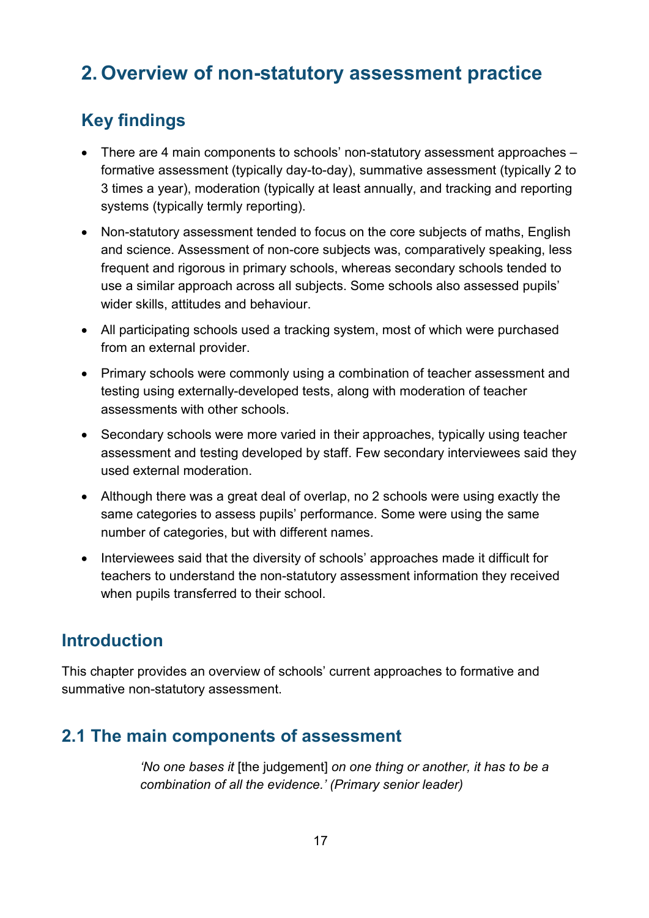# 2. Overview of non-statutory assessment practice

## Key findings

- There are 4 main components to schools' non-statutory assessment approaches – formative assessment (typically day-to-day), summative assessment (typically 2 to 3 times a year), moderation (typically at least annually, and tracking and reporting systems (typically termly reporting).
- Non-statutory assessment tended to focus on the core subjects of maths, English and science. Assessment of non-core subjects was, comparatively speaking, less frequent and rigorous in primary schools, whereas secondary schools tended to use a similar approach across all subjects. Some schools also assessed pupils' wider skills, attitudes and behaviour.
- All participating schools used a tracking system, most of which were purchased from an external provider.
- Primary schools were commonly using a combination of teacher assessment and testing using externally-developed tests, along with moderation of teacher assessments with other schools.
- Secondary schools were more varied in their approaches, typically using teacher assessment and testing developed by staff. Few secondary interviewees said they used external moderation.
- Although there was a great deal of overlap, no 2 schools were using exactly the same categories to assess pupils' performance. Some were using the same number of categories, but with different names.
- Interviewees said that the diversity of schools' approaches made it difficult for teachers to understand the non-statutory assessment information they received when pupils transferred to their school.

## Introduction

This chapter provides an overview of schools' current approaches to formative and summative non-statutory assessment.

## 2.1 The main components of assessment

> *'No one bases it* [the judgement] *on one thing or another, it has to be a combination of all the evidence.' (Primary senior leader)*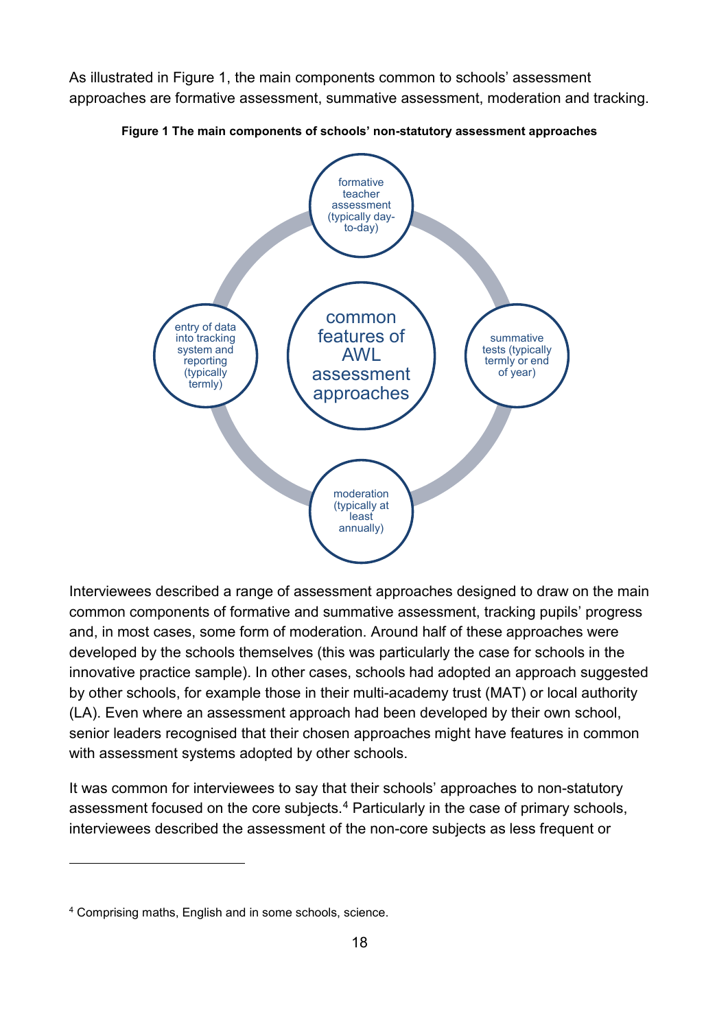As illustrated in Figure 1, the main components common to schools' assessment approaches are formative assessment, summative assessment, moderation and tracking.

**Figure 1 The main components of schools' non-statutory assessment approaches**

common features of AWL assessment approaches

- formative teacher assessment (typically day-to-day)
- summative tests (typically termly or end of year)
- moderation (typically at least annually)
- entry of data into tracking system and reporting (typically termly)

Interviewees described a range of assessment approaches designed to draw on the main common components of formative and summative assessment, tracking pupils' progress and, in most cases, some form of moderation. Around half of these approaches were developed by the schools themselves (this was particularly the case for schools in the innovative practice sample). In other cases, schools had adopted an approach suggested by other schools, for example those in their multi-academy trust (MAT) or local authority (LA). Even where an assessment approach had been developed by their own school, senior leaders recognised that their chosen approaches might have features in common with assessment systems adopted by other schools.

It was common for interviewees to say that their schools' approaches to non-statutory assessment focused on the core subjects.[4] Particularly in the case of primary schools, interviewees described the assessment of the non-core subjects as less frequent or

[4] Comprising maths, English and in some schools, science.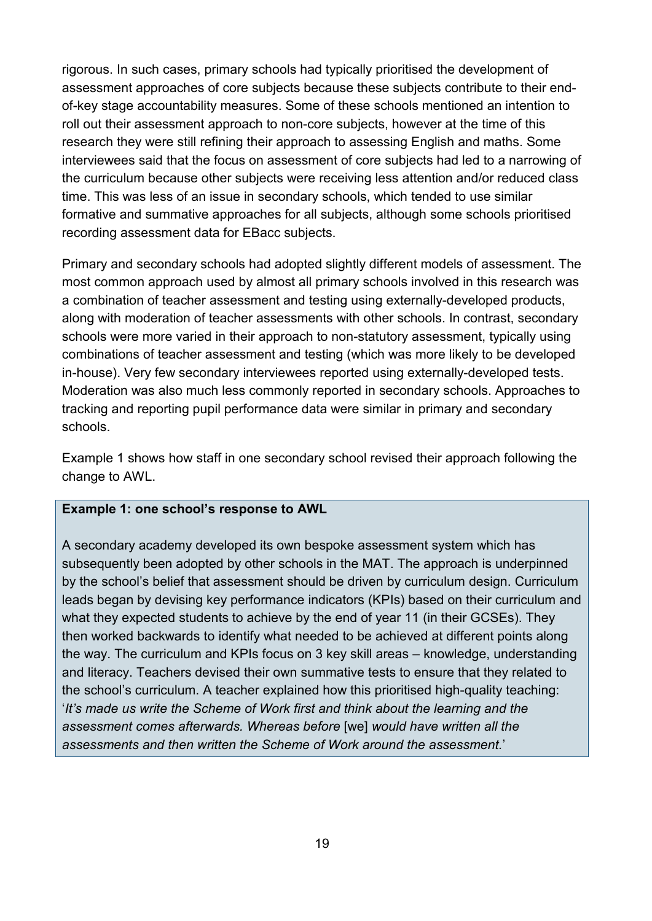rigorous. In such cases, primary schools had typically prioritised the development of assessment approaches of core subjects because these subjects contribute to their end-of-key stage accountability measures. Some of these schools mentioned an intention to roll out their assessment approach to non-core subjects, however at the time of this research they were still refining their approach to assessing English and maths. Some interviewees said that the focus on assessment of core subjects had led to a narrowing of the curriculum because other subjects were receiving less attention and/or reduced class time. This was less of an issue in secondary schools, which tended to use similar formative and summative approaches for all subjects, although some schools prioritised recording assessment data for EBacc subjects.

Primary and secondary schools had adopted slightly different models of assessment. The most common approach used by almost all primary schools involved in this research was a combination of teacher assessment and testing using externally-developed products, along with moderation of teacher assessments with other schools. In contrast, secondary schools were more varied in their approach to non-statutory assessment, typically using combinations of teacher assessment and testing (which was more likely to be developed in-house). Very few secondary interviewees reported using externally-developed tests. Moderation was also much less commonly reported in secondary schools. Approaches to tracking and reporting pupil performance data were similar in primary and secondary schools.

Example 1 shows how staff in one secondary school revised their approach following the change to AWL.

**Example 1: one school's response to AWL**

A secondary academy developed its own bespoke assessment system which has subsequently been adopted by other schools in the MAT. The approach is underpinned by the school's belief that assessment should be driven by curriculum design. Curriculum leads began by devising key performance indicators (KPIs) based on their curriculum and what they expected students to achieve by the end of year 11 (in their GCSEs). They then worked backwards to identify what needed to be achieved at different points along the way. The curriculum and KPIs focus on 3 key skill areas – knowledge, understanding and literacy. Teachers devised their own summative tests to ensure that they related to the school's curriculum. A teacher explained how this prioritised high-quality teaching: '*It's made us write the Scheme of Work first and think about the learning and the assessment comes afterwards. Whereas before* [we] *would have written all the assessments and then written the Scheme of Work around the assessment.*'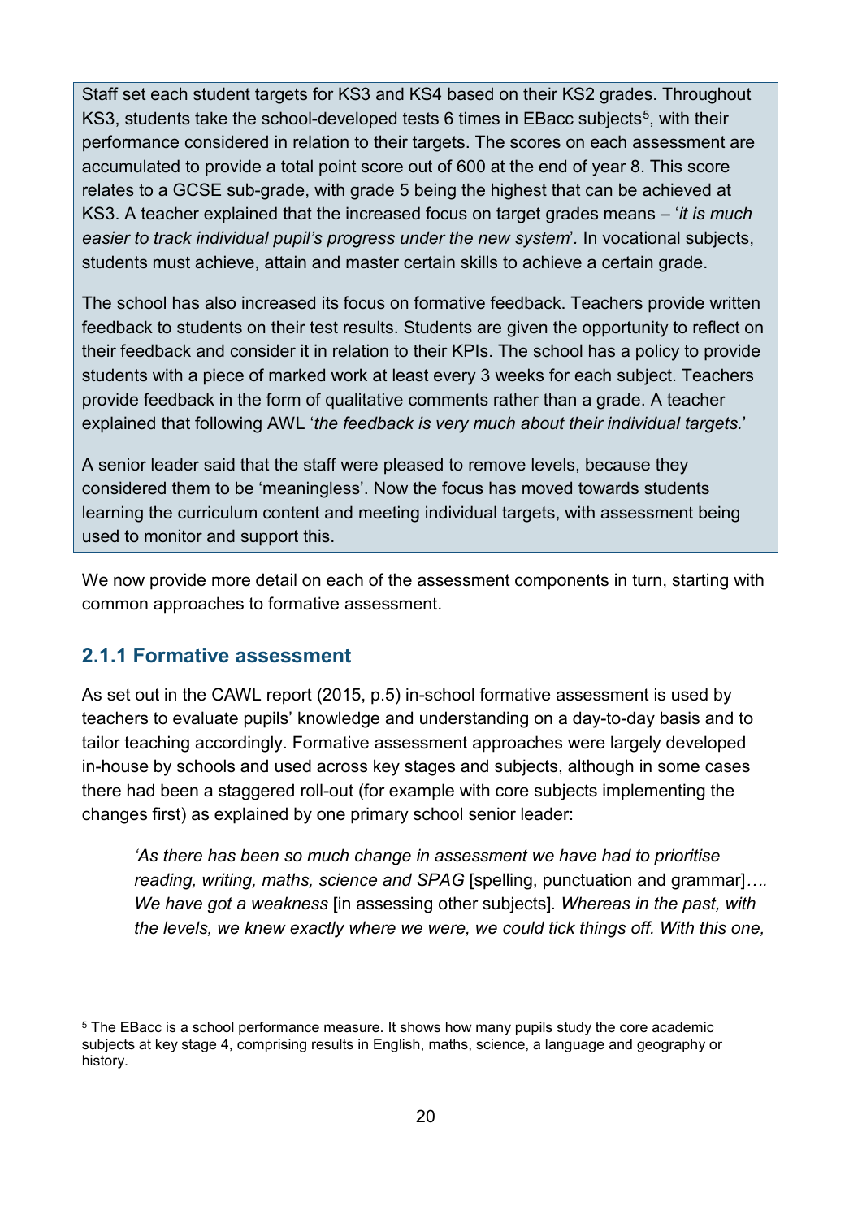Staff set each student targets for KS3 and KS4 based on their KS2 grades. Throughout KS3, students take the school-developed tests 6 times in EBacc subjects[5], with their performance considered in relation to their targets. The scores on each assessment are accumulated to provide a total point score out of 600 at the end of year 8. This score relates to a GCSE sub-grade, with grade 5 being the highest that can be achieved at KS3. A teacher explained that the increased focus on target grades means – '*it is much easier to track individual pupil's progress under the new system*'. In vocational subjects, students must achieve, attain and master certain skills to achieve a certain grade.

The school has also increased its focus on formative feedback. Teachers provide written feedback to students on their test results. Students are given the opportunity to reflect on their feedback and consider it in relation to their KPIs. The school has a policy to provide students with a piece of marked work at least every 3 weeks for each subject. Teachers provide feedback in the form of qualitative comments rather than a grade. A teacher explained that following AWL '*the feedback is very much about their individual targets.*'

A senior leader said that the staff were pleased to remove levels, because they considered them to be 'meaningless'. Now the focus has moved towards students learning the curriculum content and meeting individual targets, with assessment being used to monitor and support this.

We now provide more detail on each of the assessment components in turn, starting with common approaches to formative assessment.

### 2.1.1 Formative assessment

As set out in the CAWL report (2015, p.5) in-school formative assessment is used by teachers to evaluate pupils' knowledge and understanding on a day-to-day basis and to tailor teaching accordingly. Formative assessment approaches were largely developed in-house by schools and used across key stages and subjects, although in some cases there had been a staggered roll-out (for example with core subjects implementing the changes first) as explained by one primary school senior leader:

> *'As there has been so much change in assessment we have had to prioritise reading, writing, maths, science and SPAG* [spelling, punctuation and grammar]*…. We have got a weakness* [in assessing other subjects]. *Whereas in the past, with the levels, we knew exactly where we were, we could tick things off. With this one,*

[5] The EBacc is a school performance measure. It shows how many pupils study the core academic subjects at key stage 4, comprising results in English, maths, science, a language and geography or history.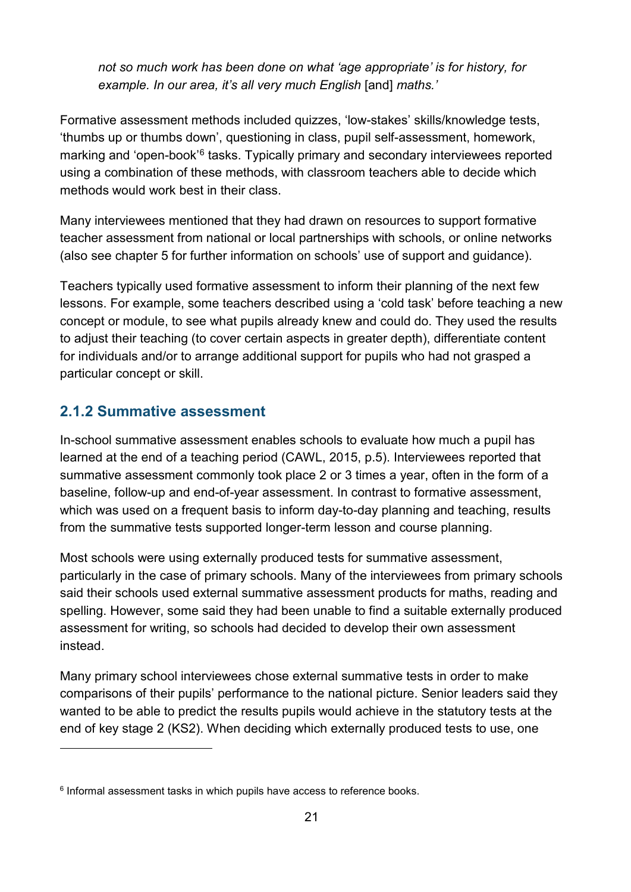*not so much work has been done on what 'age appropriate' is for history, for example. In our area, it's all very much English* [and] *maths.'*

Formative assessment methods included quizzes, 'low-stakes' skills/knowledge tests, 'thumbs up or thumbs down', questioning in class, pupil self-assessment, homework, marking and 'open-book'[6] tasks. Typically primary and secondary interviewees reported using a combination of these methods, with classroom teachers able to decide which methods would work best in their class.

Many interviewees mentioned that they had drawn on resources to support formative teacher assessment from national or local partnerships with schools, or online networks (also see chapter 5 for further information on schools' use of support and guidance).

Teachers typically used formative assessment to inform their planning of the next few lessons. For example, some teachers described using a 'cold task' before teaching a new concept or module, to see what pupils already knew and could do. They used the results to adjust their teaching (to cover certain aspects in greater depth), differentiate content for individuals and/or to arrange additional support for pupils who had not grasped a particular concept or skill.

### 2.1.2 Summative assessment

In-school summative assessment enables schools to evaluate how much a pupil has learned at the end of a teaching period (CAWL, 2015, p.5). Interviewees reported that summative assessment commonly took place 2 or 3 times a year, often in the form of a baseline, follow-up and end-of-year assessment. In contrast to formative assessment, which was used on a frequent basis to inform day-to-day planning and teaching, results from the summative tests supported longer-term lesson and course planning.

Most schools were using externally produced tests for summative assessment, particularly in the case of primary schools. Many of the interviewees from primary schools said their schools used external summative assessment products for maths, reading and spelling. However, some said they had been unable to find a suitable externally produced assessment for writing, so schools had decided to develop their own assessment instead.

Many primary school interviewees chose external summative tests in order to make comparisons of their pupils' performance to the national picture. Senior leaders said they wanted to be able to predict the results pupils would achieve in the statutory tests at the end of key stage 2 (KS2). When deciding which externally produced tests to use, one

[6] Informal assessment tasks in which pupils have access to reference books.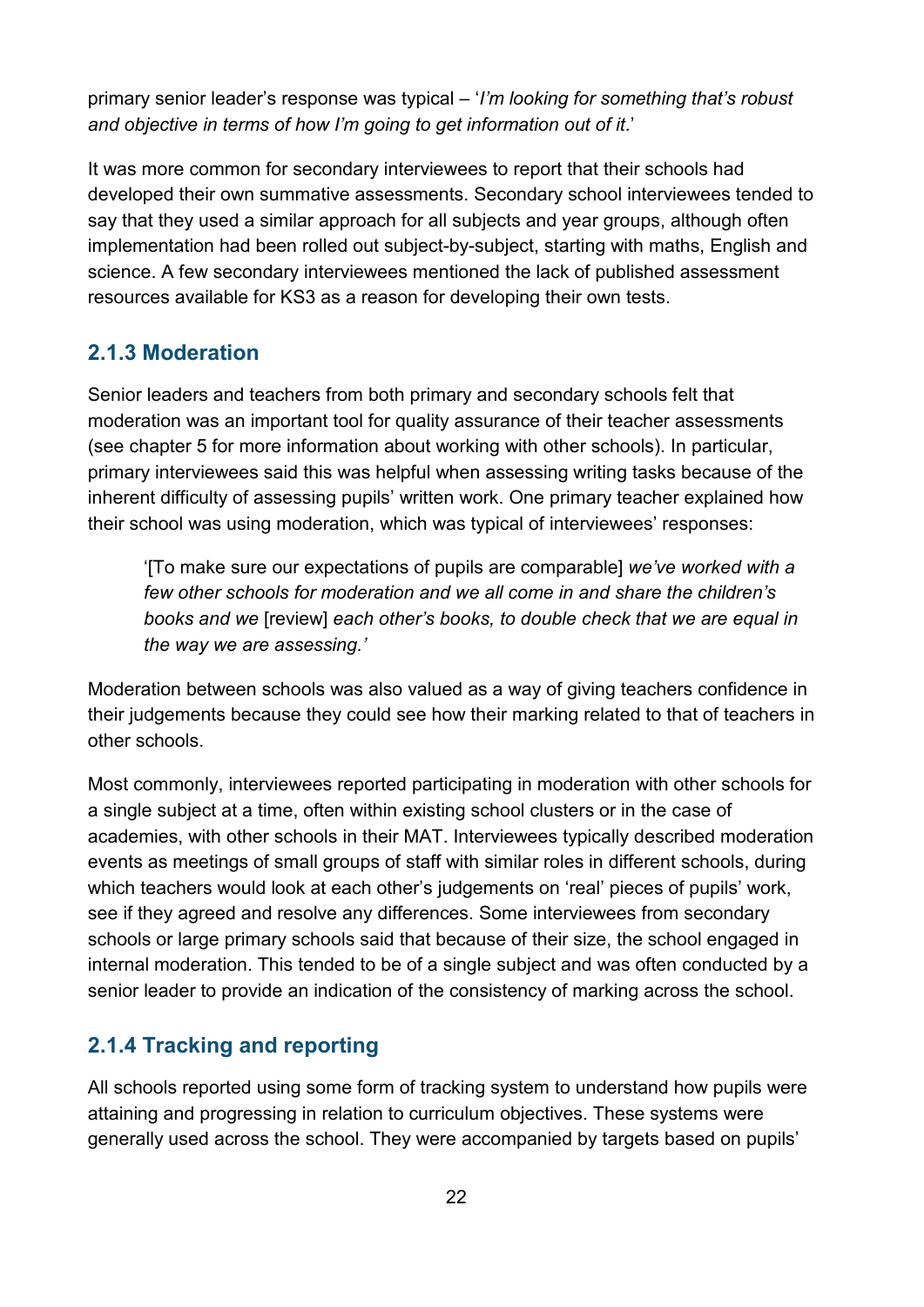primary senior leader's response was typical – '*I'm looking for something that's robust and objective in terms of how I'm going to get information out of it*.'

It was more common for secondary interviewees to report that their schools had developed their own summative assessments. Secondary school interviewees tended to say that they used a similar approach for all subjects and year groups, although often implementation had been rolled out subject-by-subject, starting with maths, English and science. A few secondary interviewees mentioned the lack of published assessment resources available for KS3 as a reason for developing their own tests.

### 2.1.3 Moderation

Senior leaders and teachers from both primary and secondary schools felt that moderation was an important tool for quality assurance of their teacher assessments (see chapter 5 for more information about working with other schools). In particular, primary interviewees said this was helpful when assessing writing tasks because of the inherent difficulty of assessing pupils' written work. One primary teacher explained how their school was using moderation, which was typical of interviewees' responses:

> '[To make sure our expectations of pupils are comparable] *we've worked with a few other schools for moderation and we all come in and share the children's books and we* [review] *each other's books, to double check that we are equal in the way we are assessing.'*

Moderation between schools was also valued as a way of giving teachers confidence in their judgements because they could see how their marking related to that of teachers in other schools.

Most commonly, interviewees reported participating in moderation with other schools for a single subject at a time, often within existing school clusters or in the case of academies, with other schools in their MAT. Interviewees typically described moderation events as meetings of small groups of staff with similar roles in different schools, during which teachers would look at each other's judgements on 'real' pieces of pupils' work, see if they agreed and resolve any differences. Some interviewees from secondary schools or large primary schools said that because of their size, the school engaged in internal moderation. This tended to be of a single subject and was often conducted by a senior leader to provide an indication of the consistency of marking across the school.

### 2.1.4 Tracking and reporting

All schools reported using some form of tracking system to understand how pupils were attaining and progressing in relation to curriculum objectives. These systems were generally used across the school. They were accompanied by targets based on pupils'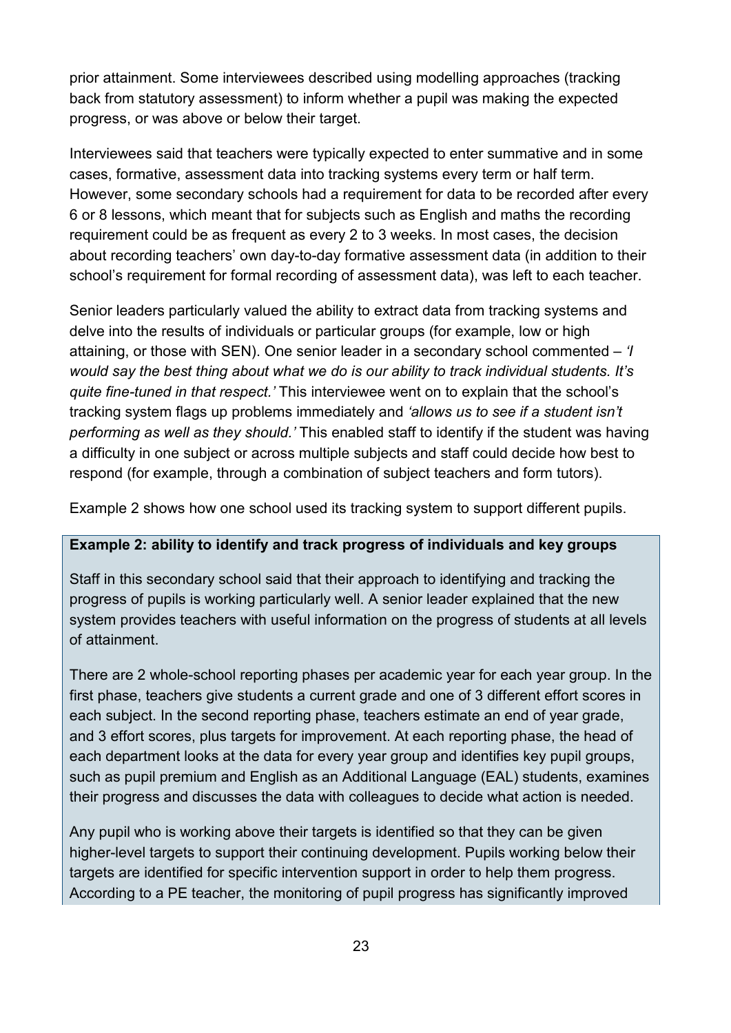prior attainment. Some interviewees described using modelling approaches (tracking back from statutory assessment) to inform whether a pupil was making the expected progress, or was above or below their target.

Interviewees said that teachers were typically expected to enter summative and in some cases, formative, assessment data into tracking systems every term or half term. However, some secondary schools had a requirement for data to be recorded after every 6 or 8 lessons, which meant that for subjects such as English and maths the recording requirement could be as frequent as every 2 to 3 weeks. In most cases, the decision about recording teachers' own day-to-day formative assessment data (in addition to their school's requirement for formal recording of assessment data), was left to each teacher.

Senior leaders particularly valued the ability to extract data from tracking systems and delve into the results of individuals or particular groups (for example, low or high attaining, or those with SEN). One senior leader in a secondary school commented – *'I would say the best thing about what we do is our ability to track individual students. It's quite fine-tuned in that respect.'* This interviewee went on to explain that the school's tracking system flags up problems immediately and *'allows us to see if a student isn't performing as well as they should.'* This enabled staff to identify if the student was having a difficulty in one subject or across multiple subjects and staff could decide how best to respond (for example, through a combination of subject teachers and form tutors).

Example 2 shows how one school used its tracking system to support different pupils.

**Example 2: ability to identify and track progress of individuals and key groups**

Staff in this secondary school said that their approach to identifying and tracking the progress of pupils is working particularly well. A senior leader explained that the new system provides teachers with useful information on the progress of students at all levels of attainment.

There are 2 whole-school reporting phases per academic year for each year group. In the first phase, teachers give students a current grade and one of 3 different effort scores in each subject. In the second reporting phase, teachers estimate an end of year grade, and 3 effort scores, plus targets for improvement. At each reporting phase, the head of each department looks at the data for every year group and identifies key pupil groups, such as pupil premium and English as an Additional Language (EAL) students, examines their progress and discusses the data with colleagues to decide what action is needed.

Any pupil who is working above their targets is identified so that they can be given higher-level targets to support their continuing development. Pupils working below their targets are identified for specific intervention support in order to help them progress. According to a PE teacher, the monitoring of pupil progress has significantly improved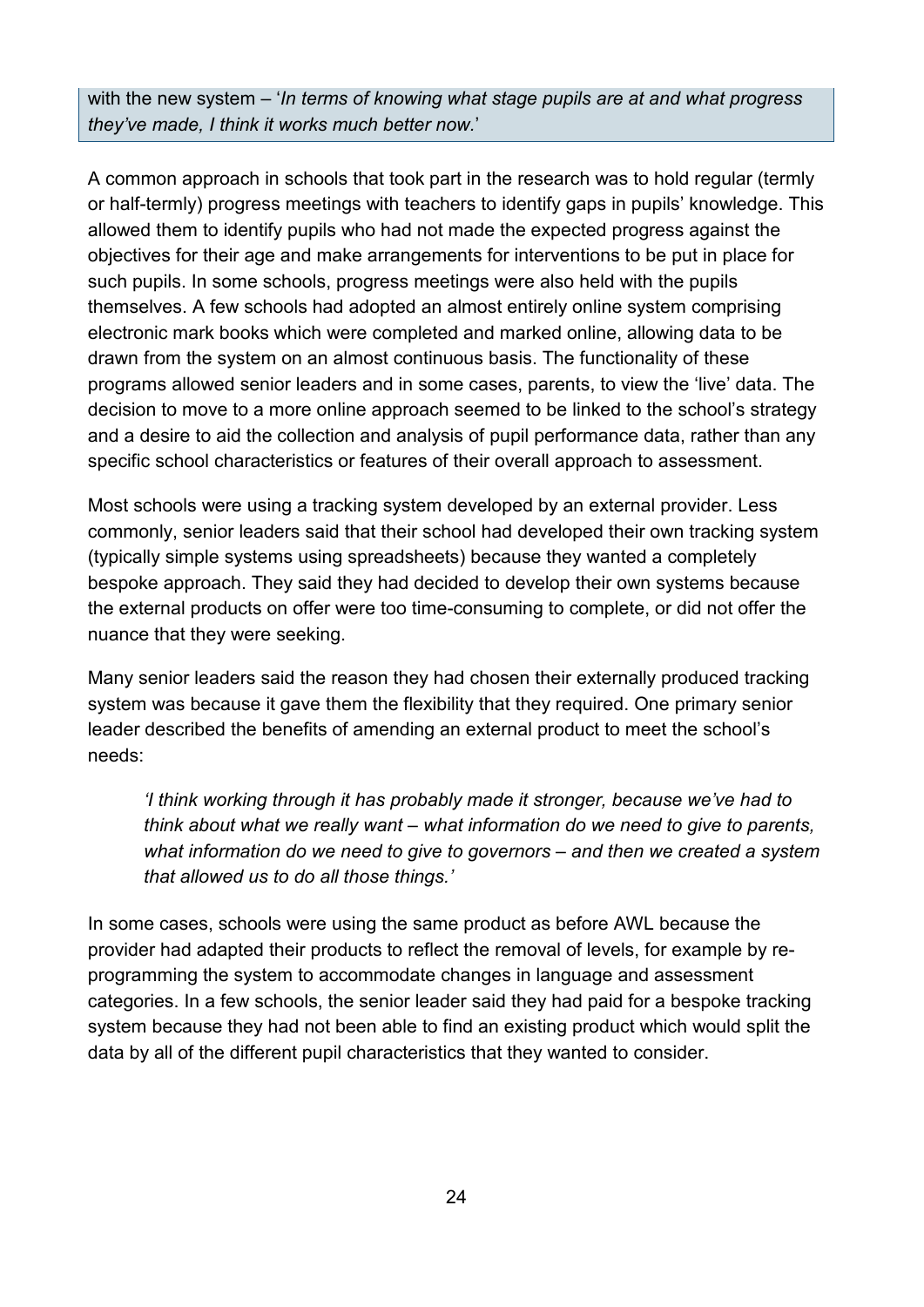with the new system – '*In terms of knowing what stage pupils are at and what progress they've made, I think it works much better now.*'

A common approach in schools that took part in the research was to hold regular (termly or half-termly) progress meetings with teachers to identify gaps in pupils' knowledge. This allowed them to identify pupils who had not made the expected progress against the objectives for their age and make arrangements for interventions to be put in place for such pupils. In some schools, progress meetings were also held with the pupils themselves. A few schools had adopted an almost entirely online system comprising electronic mark books which were completed and marked online, allowing data to be drawn from the system on an almost continuous basis. The functionality of these programs allowed senior leaders and in some cases, parents, to view the 'live' data. The decision to move to a more online approach seemed to be linked to the school's strategy and a desire to aid the collection and analysis of pupil performance data, rather than any specific school characteristics or features of their overall approach to assessment.

Most schools were using a tracking system developed by an external provider. Less commonly, senior leaders said that their school had developed their own tracking system (typically simple systems using spreadsheets) because they wanted a completely bespoke approach. They said they had decided to develop their own systems because the external products on offer were too time-consuming to complete, or did not offer the nuance that they were seeking.

Many senior leaders said the reason they had chosen their externally produced tracking system was because it gave them the flexibility that they required. One primary senior leader described the benefits of amending an external product to meet the school's needs:

> *'I think working through it has probably made it stronger, because we've had to think about what we really want – what information do we need to give to parents, what information do we need to give to governors – and then we created a system that allowed us to do all those things.'*

In some cases, schools were using the same product as before AWL because the provider had adapted their products to reflect the removal of levels, for example by re-programming the system to accommodate changes in language and assessment categories. In a few schools, the senior leader said they had paid for a bespoke tracking system because they had not been able to find an existing product which would split the data by all of the different pupil characteristics that they wanted to consider.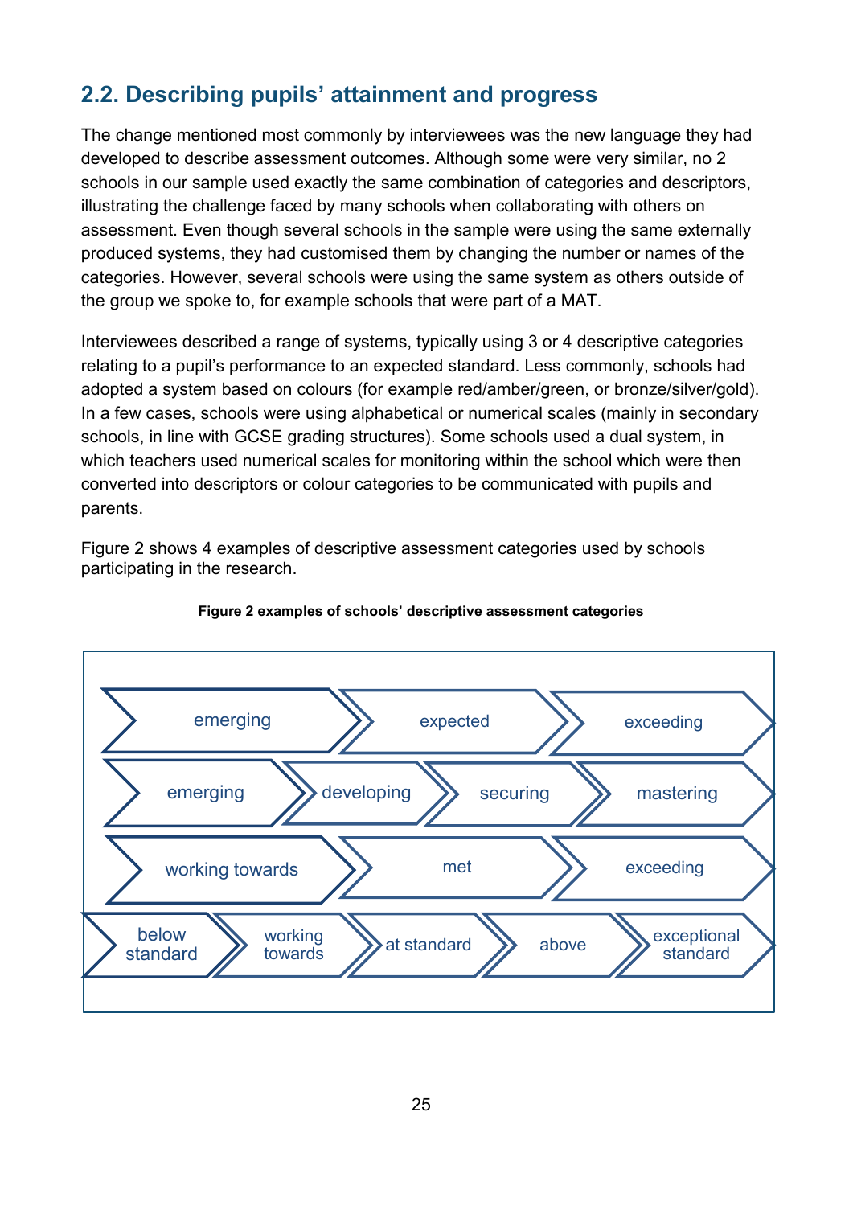## 2.2. Describing pupils' attainment and progress

The change mentioned most commonly by interviewees was the new language they had developed to describe assessment outcomes. Although some were very similar, no 2 schools in our sample used exactly the same combination of categories and descriptors, illustrating the challenge faced by many schools when collaborating with others on assessment. Even though several schools in the sample were using the same externally produced systems, they had customised them by changing the number or names of the categories. However, several schools were using the same system as others outside of the group we spoke to, for example schools that were part of a MAT.

Interviewees described a range of systems, typically using 3 or 4 descriptive categories relating to a pupil's performance to an expected standard. Less commonly, schools had adopted a system based on colours (for example red/amber/green, or bronze/silver/gold). In a few cases, schools were using alphabetical or numerical scales (mainly in secondary schools, in line with GCSE grading structures). Some schools used a dual system, in which teachers used numerical scales for monitoring within the school which were then converted into descriptors or colour categories to be communicated with pupils and parents.

Figure 2 shows 4 examples of descriptive assessment categories used by schools participating in the research.

**Figure 2 examples of schools' descriptive assessment categories**

emerging → expected → exceeding

emerging → developing → securing → mastering

working towards → met → exceeding

below standard → working towards → at standard → above → exceptional standard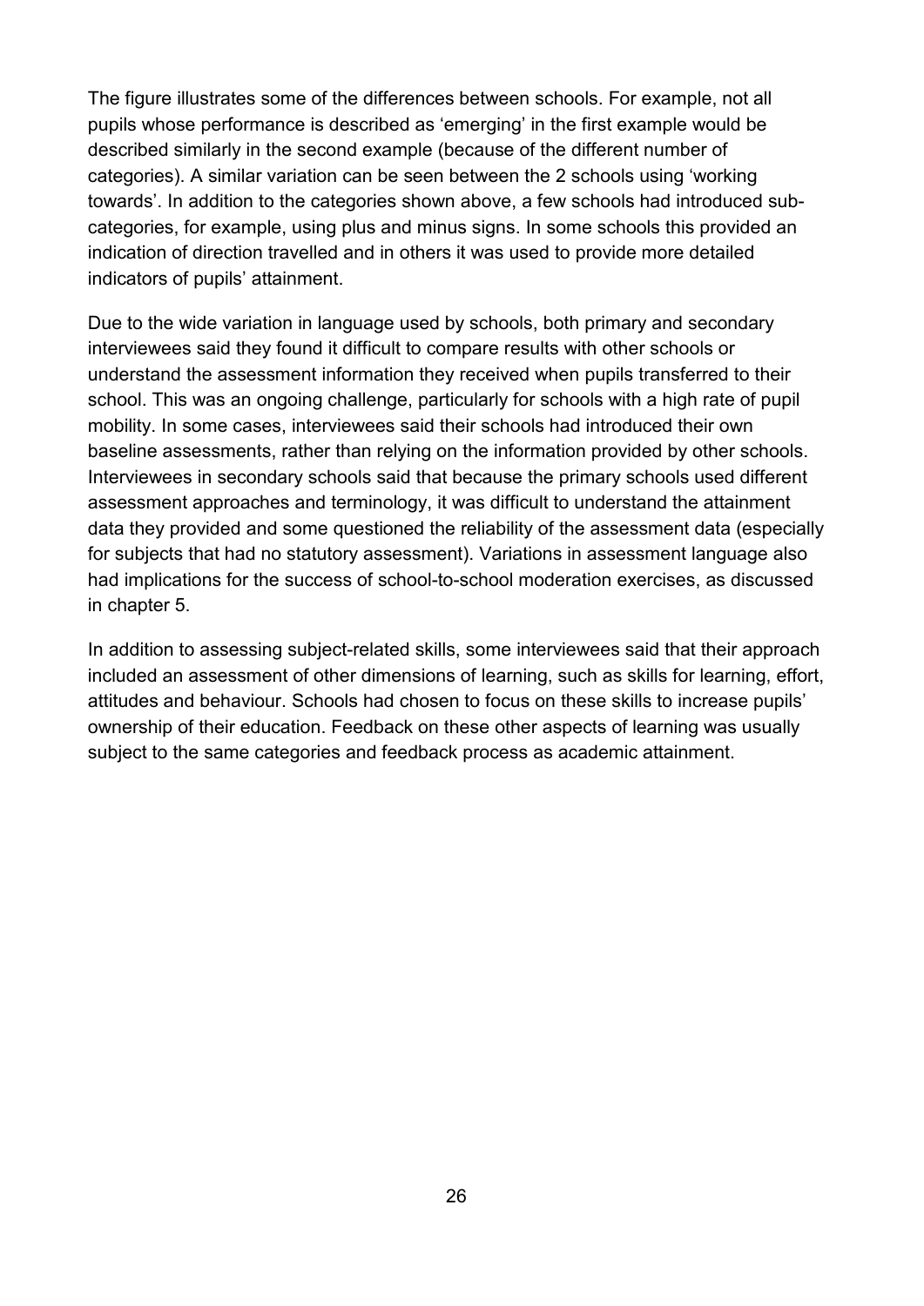The figure illustrates some of the differences between schools. For example, not all pupils whose performance is described as 'emerging' in the first example would be described similarly in the second example (because of the different number of categories). A similar variation can be seen between the 2 schools using 'working towards'. In addition to the categories shown above, a few schools had introduced sub-categories, for example, using plus and minus signs. In some schools this provided an indication of direction travelled and in others it was used to provide more detailed indicators of pupils' attainment.

Due to the wide variation in language used by schools, both primary and secondary interviewees said they found it difficult to compare results with other schools or understand the assessment information they received when pupils transferred to their school. This was an ongoing challenge, particularly for schools with a high rate of pupil mobility. In some cases, interviewees said their schools had introduced their own baseline assessments, rather than relying on the information provided by other schools. Interviewees in secondary schools said that because the primary schools used different assessment approaches and terminology, it was difficult to understand the attainment data they provided and some questioned the reliability of the assessment data (especially for subjects that had no statutory assessment). Variations in assessment language also had implications for the success of school-to-school moderation exercises, as discussed in chapter 5.

In addition to assessing subject-related skills, some interviewees said that their approach included an assessment of other dimensions of learning, such as skills for learning, effort, attitudes and behaviour. Schools had chosen to focus on these skills to increase pupils' ownership of their education. Feedback on these other aspects of learning was usually subject to the same categories and feedback process as academic attainment.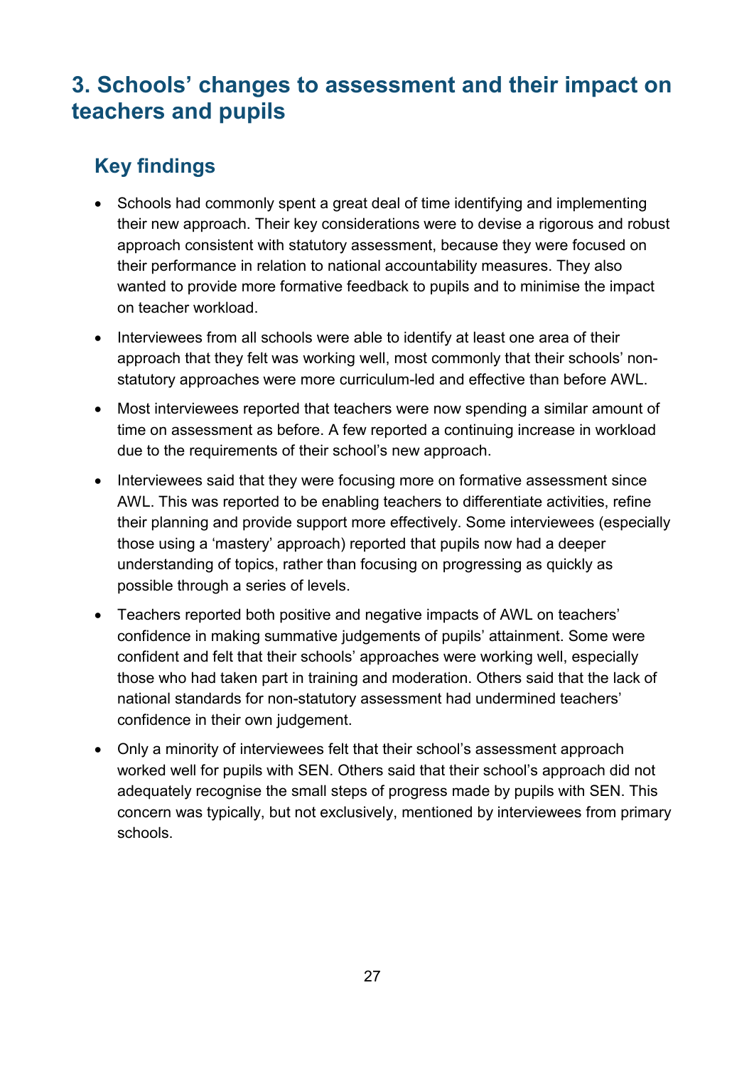# 3. Schools' changes to assessment and their impact on teachers and pupils

## Key findings

- Schools had commonly spent a great deal of time identifying and implementing their new approach. Their key considerations were to devise a rigorous and robust approach consistent with statutory assessment, because they were focused on their performance in relation to national accountability measures. They also wanted to provide more formative feedback to pupils and to minimise the impact on teacher workload.
- Interviewees from all schools were able to identify at least one area of their approach that they felt was working well, most commonly that their schools' non-statutory approaches were more curriculum-led and effective than before AWL.
- Most interviewees reported that teachers were now spending a similar amount of time on assessment as before. A few reported a continuing increase in workload due to the requirements of their school's new approach.
- Interviewees said that they were focusing more on formative assessment since AWL. This was reported to be enabling teachers to differentiate activities, refine their planning and provide support more effectively. Some interviewees (especially those using a 'mastery' approach) reported that pupils now had a deeper understanding of topics, rather than focusing on progressing as quickly as possible through a series of levels.
- Teachers reported both positive and negative impacts of AWL on teachers' confidence in making summative judgements of pupils' attainment. Some were confident and felt that their schools' approaches were working well, especially those who had taken part in training and moderation. Others said that the lack of national standards for non-statutory assessment had undermined teachers' confidence in their own judgement.
- Only a minority of interviewees felt that their school's assessment approach worked well for pupils with SEN. Others said that their school's approach did not adequately recognise the small steps of progress made by pupils with SEN. This concern was typically, but not exclusively, mentioned by interviewees from primary schools.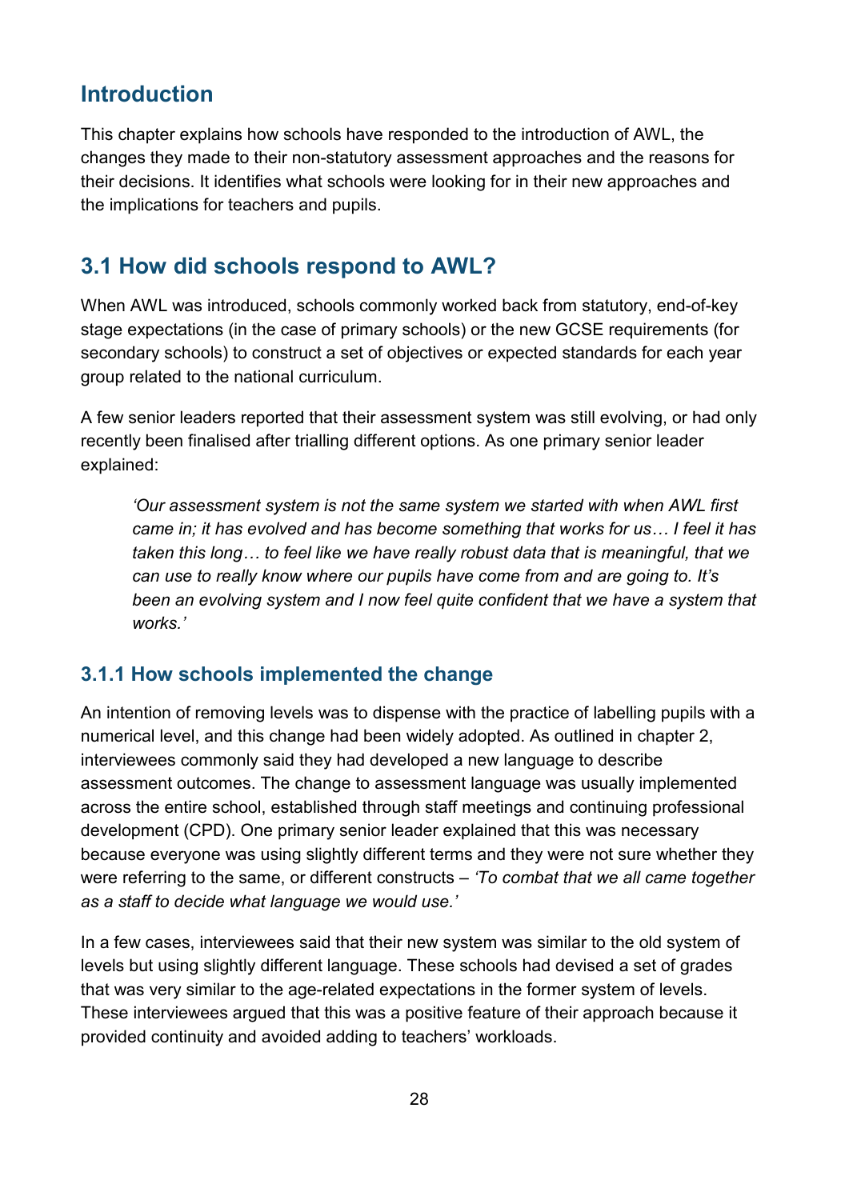## Introduction

This chapter explains how schools have responded to the introduction of AWL, the changes they made to their non-statutory assessment approaches and the reasons for their decisions. It identifies what schools were looking for in their new approaches and the implications for teachers and pupils.

## 3.1 How did schools respond to AWL?

When AWL was introduced, schools commonly worked back from statutory, end-of-key stage expectations (in the case of primary schools) or the new GCSE requirements (for secondary schools) to construct a set of objectives or expected standards for each year group related to the national curriculum.

A few senior leaders reported that their assessment system was still evolving, or had only recently been finalised after trialling different options. As one primary senior leader explained:

> *'Our assessment system is not the same system we started with when AWL first came in; it has evolved and has become something that works for us… I feel it has taken this long… to feel like we have really robust data that is meaningful, that we can use to really know where our pupils have come from and are going to. It's been an evolving system and I now feel quite confident that we have a system that works.'*

### 3.1.1 How schools implemented the change

An intention of removing levels was to dispense with the practice of labelling pupils with a numerical level, and this change had been widely adopted. As outlined in chapter 2, interviewees commonly said they had developed a new language to describe assessment outcomes. The change to assessment language was usually implemented across the entire school, established through staff meetings and continuing professional development (CPD). One primary senior leader explained that this was necessary because everyone was using slightly different terms and they were not sure whether they were referring to the same, or different constructs – *'To combat that we all came together as a staff to decide what language we would use.'*

In a few cases, interviewees said that their new system was similar to the old system of levels but using slightly different language. These schools had devised a set of grades that was very similar to the age-related expectations in the former system of levels. These interviewees argued that this was a positive feature of their approach because it provided continuity and avoided adding to teachers' workloads.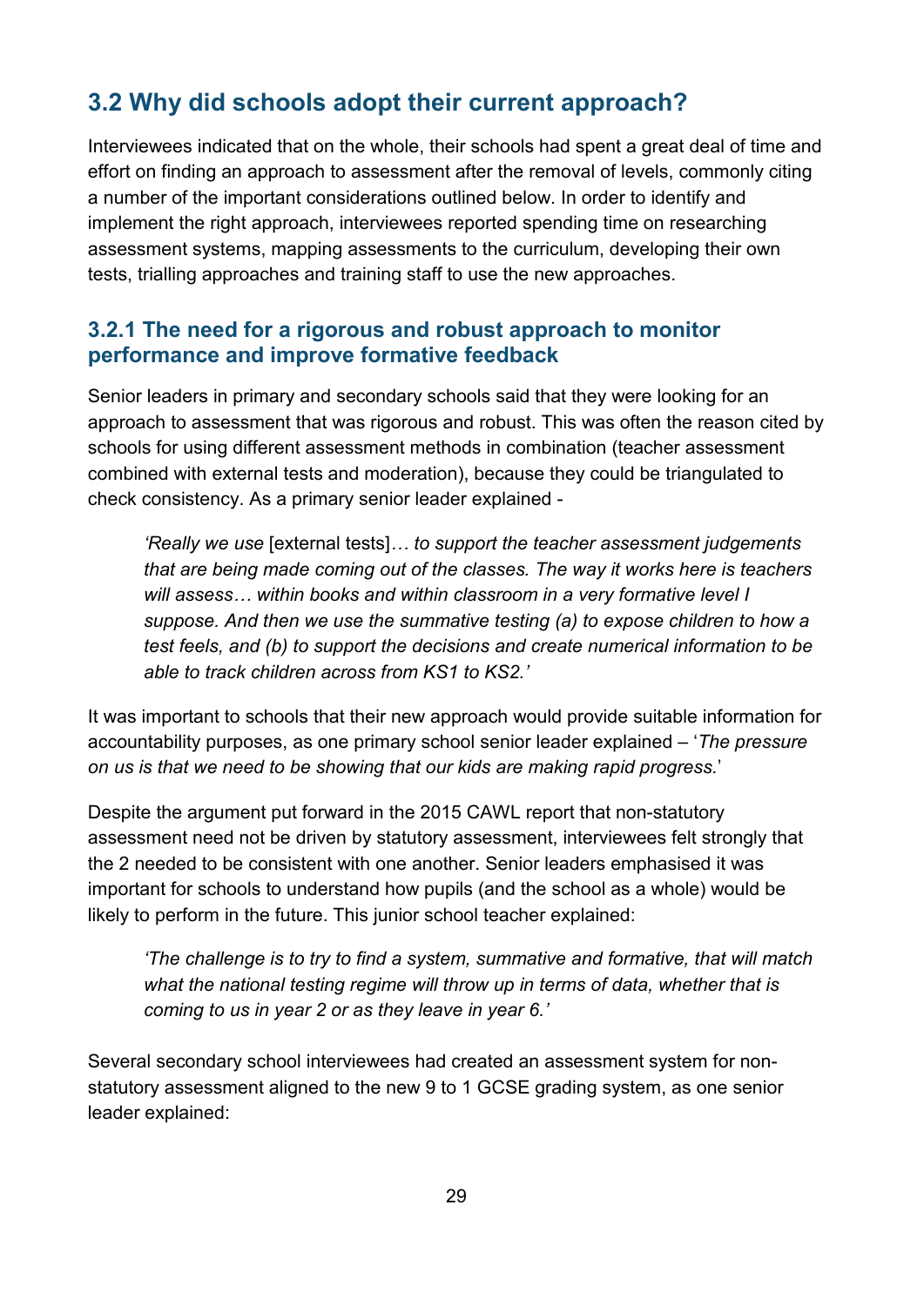## 3.2 Why did schools adopt their current approach?

Interviewees indicated that on the whole, their schools had spent a great deal of time and effort on finding an approach to assessment after the removal of levels, commonly citing a number of the important considerations outlined below. In order to identify and implement the right approach, interviewees reported spending time on researching assessment systems, mapping assessments to the curriculum, developing their own tests, trialling approaches and training staff to use the new approaches.

### 3.2.1 The need for a rigorous and robust approach to monitor performance and improve formative feedback

Senior leaders in primary and secondary schools said that they were looking for an approach to assessment that was rigorous and robust. This was often the reason cited by schools for using different assessment methods in combination (teacher assessment combined with external tests and moderation), because they could be triangulated to check consistency. As a primary senior leader explained -

> *'Really we use* [external tests]*… to support the teacher assessment judgements that are being made coming out of the classes. The way it works here is teachers will assess… within books and within classroom in a very formative level I suppose. And then we use the summative testing (a) to expose children to how a test feels, and (b) to support the decisions and create numerical information to be able to track children across from KS1 to KS2.'*

It was important to schools that their new approach would provide suitable information for accountability purposes, as one primary school senior leader explained – '*The pressure on us is that we need to be showing that our kids are making rapid progress.*'

Despite the argument put forward in the 2015 CAWL report that non-statutory assessment need not be driven by statutory assessment, interviewees felt strongly that the 2 needed to be consistent with one another. Senior leaders emphasised it was important for schools to understand how pupils (and the school as a whole) would be likely to perform in the future. This junior school teacher explained:

> *'The challenge is to try to find a system, summative and formative, that will match what the national testing regime will throw up in terms of data, whether that is coming to us in year 2 or as they leave in year 6.'*

Several secondary school interviewees had created an assessment system for non-statutory assessment aligned to the new 9 to 1 GCSE grading system, as one senior leader explained: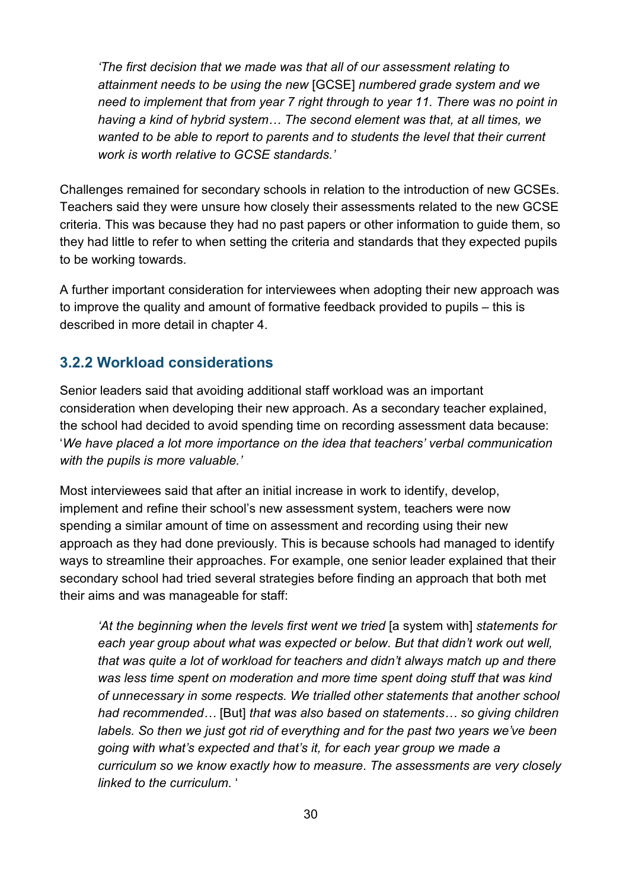> *'The first decision that we made was that all of our assessment relating to attainment needs to be using the new* [GCSE] *numbered grade system and we need to implement that from year 7 right through to year 11. There was no point in having a kind of hybrid system… The second element was that, at all times, we wanted to be able to report to parents and to students the level that their current work is worth relative to GCSE standards.'*

Challenges remained for secondary schools in relation to the introduction of new GCSEs. Teachers said they were unsure how closely their assessments related to the new GCSE criteria. This was because they had no past papers or other information to guide them, so they had little to refer to when setting the criteria and standards that they expected pupils to be working towards.

A further important consideration for interviewees when adopting their new approach was to improve the quality and amount of formative feedback provided to pupils – this is described in more detail in chapter 4.

### 3.2.2 Workload considerations

Senior leaders said that avoiding additional staff workload was an important consideration when developing their new approach. As a secondary teacher explained, the school had decided to avoid spending time on recording assessment data because: '*We have placed a lot more importance on the idea that teachers' verbal communication with the pupils is more valuable.'*

Most interviewees said that after an initial increase in work to identify, develop, implement and refine their school's new assessment system, teachers were now spending a similar amount of time on assessment and recording using their new approach as they had done previously. This is because schools had managed to identify ways to streamline their approaches. For example, one senior leader explained that their secondary school had tried several strategies before finding an approach that both met their aims and was manageable for staff:

> *'At the beginning when the levels first went we tried* [a system with] *statements for each year group about what was expected or below. But that didn't work out well, that was quite a lot of workload for teachers and didn't always match up and there was less time spent on moderation and more time spent doing stuff that was kind of unnecessary in some respects. We trialled other statements that another school had recommended…* [But] *that was also based on statements… so giving children labels. So then we just got rid of everything and for the past two years we've been going with what's expected and that's it, for each year group we made a curriculum so we know exactly how to measure. The assessments are very closely linked to the curriculum.* '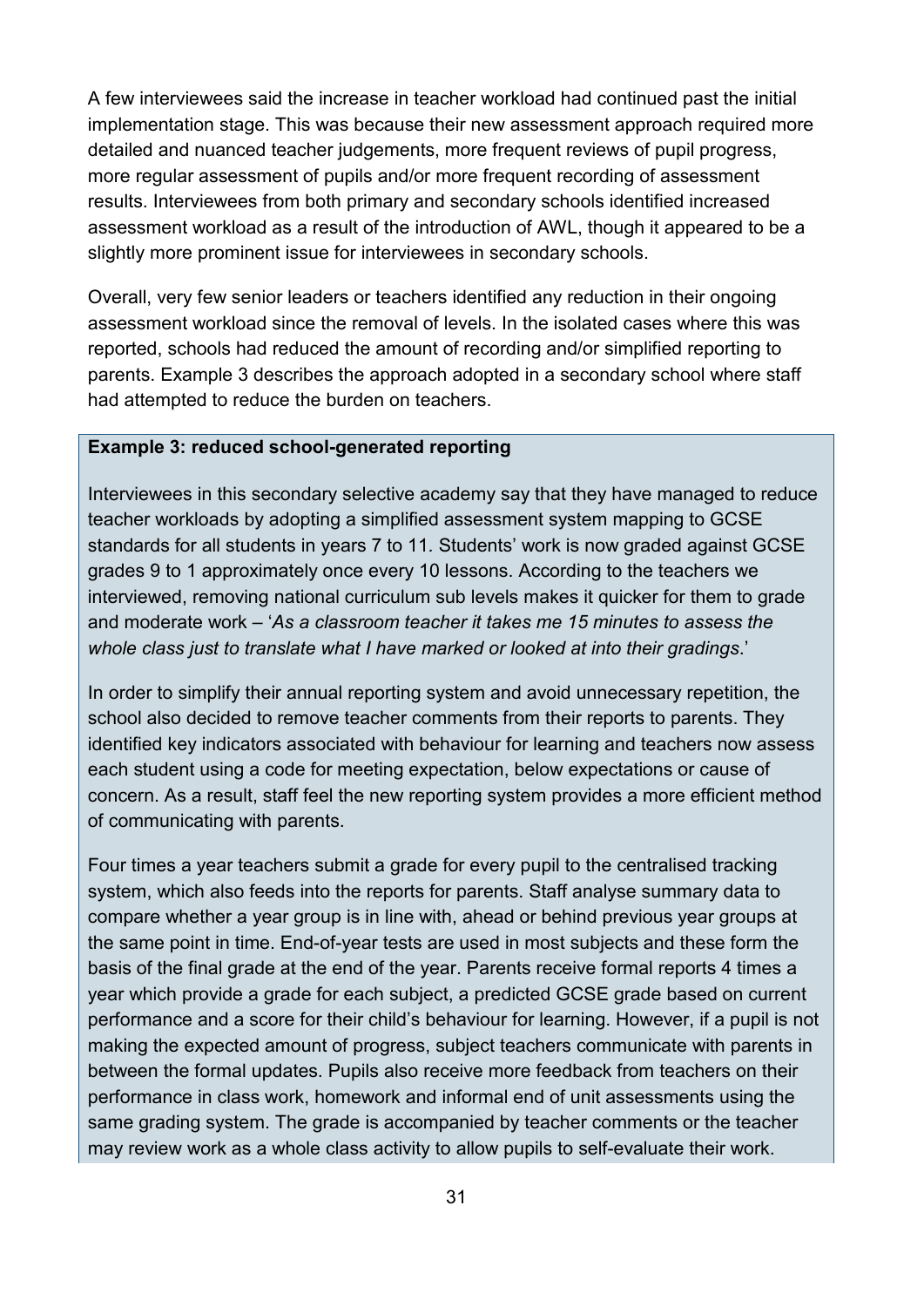A few interviewees said the increase in teacher workload had continued past the initial implementation stage. This was because their new assessment approach required more detailed and nuanced teacher judgements, more frequent reviews of pupil progress, more regular assessment of pupils and/or more frequent recording of assessment results. Interviewees from both primary and secondary schools identified increased assessment workload as a result of the introduction of AWL, though it appeared to be a slightly more prominent issue for interviewees in secondary schools.

Overall, very few senior leaders or teachers identified any reduction in their ongoing assessment workload since the removal of levels. In the isolated cases where this was reported, schools had reduced the amount of recording and/or simplified reporting to parents. Example 3 describes the approach adopted in a secondary school where staff had attempted to reduce the burden on teachers.

**Example 3: reduced school-generated reporting**

Interviewees in this secondary selective academy say that they have managed to reduce teacher workloads by adopting a simplified assessment system mapping to GCSE standards for all students in years 7 to 11. Students' work is now graded against GCSE grades 9 to 1 approximately once every 10 lessons. According to the teachers we interviewed, removing national curriculum sub levels makes it quicker for them to grade and moderate work – '*As a classroom teacher it takes me 15 minutes to assess the whole class just to translate what I have marked or looked at into their gradings*.'

In order to simplify their annual reporting system and avoid unnecessary repetition, the school also decided to remove teacher comments from their reports to parents. They identified key indicators associated with behaviour for learning and teachers now assess each student using a code for meeting expectation, below expectations or cause of concern. As a result, staff feel the new reporting system provides a more efficient method of communicating with parents.

Four times a year teachers submit a grade for every pupil to the centralised tracking system, which also feeds into the reports for parents. Staff analyse summary data to compare whether a year group is in line with, ahead or behind previous year groups at the same point in time. End-of-year tests are used in most subjects and these form the basis of the final grade at the end of the year. Parents receive formal reports 4 times a year which provide a grade for each subject, a predicted GCSE grade based on current performance and a score for their child's behaviour for learning. However, if a pupil is not making the expected amount of progress, subject teachers communicate with parents in between the formal updates. Pupils also receive more feedback from teachers on their performance in class work, homework and informal end of unit assessments using the same grading system. The grade is accompanied by teacher comments or the teacher may review work as a whole class activity to allow pupils to self-evaluate their work.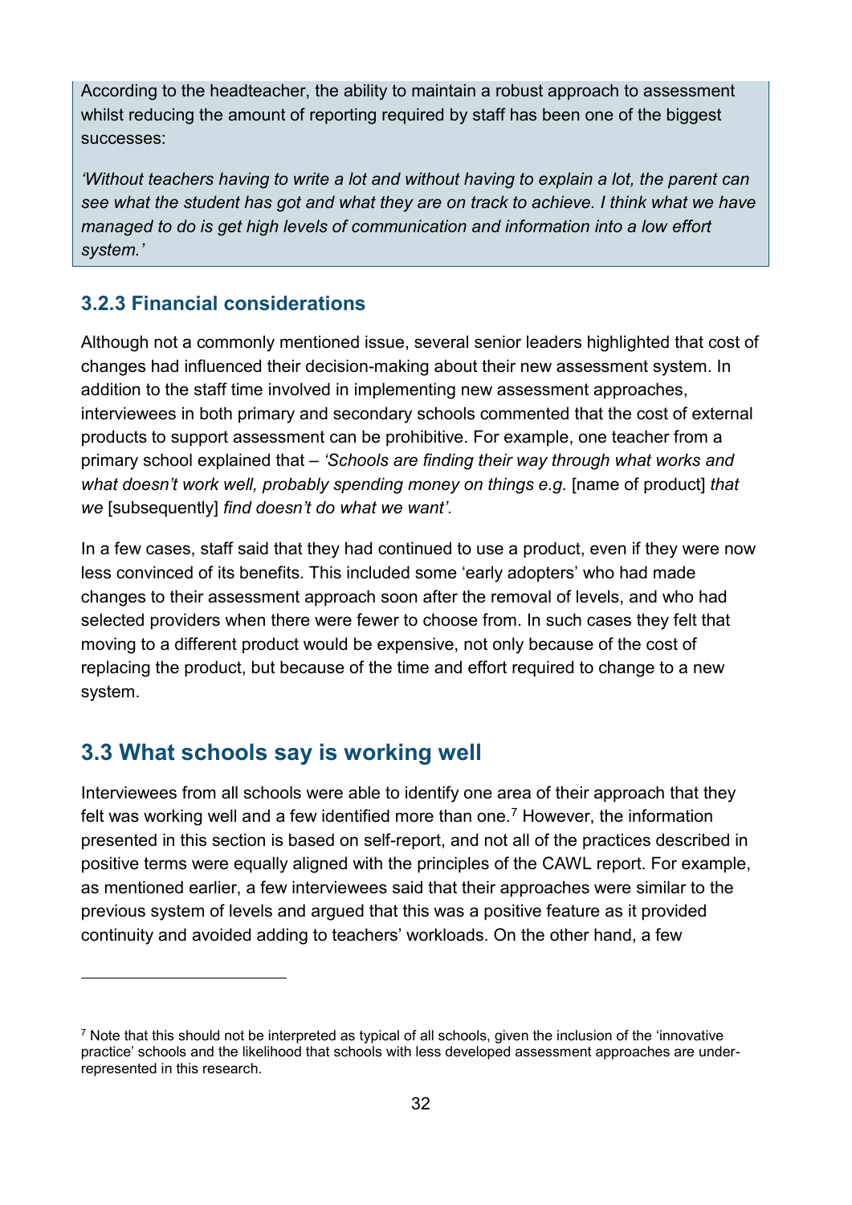According to the headteacher, the ability to maintain a robust approach to assessment whilst reducing the amount of reporting required by staff has been one of the biggest successes:

*'Without teachers having to write a lot and without having to explain a lot, the parent can see what the student has got and what they are on track to achieve. I think what we have managed to do is get high levels of communication and information into a low effort system.'*

### 3.2.3 Financial considerations

Although not a commonly mentioned issue, several senior leaders highlighted that cost of changes had influenced their decision-making about their new assessment system. In addition to the staff time involved in implementing new assessment approaches, interviewees in both primary and secondary schools commented that the cost of external products to support assessment can be prohibitive. For example, one teacher from a primary school explained that – *'Schools are finding their way through what works and what doesn't work well, probably spending money on things e.g.* [name of product] *that we* [subsequently] *find doesn't do what we want'*.

In a few cases, staff said that they had continued to use a product, even if they were now less convinced of its benefits. This included some 'early adopters' who had made changes to their assessment approach soon after the removal of levels, and who had selected providers when there were fewer to choose from. In such cases they felt that moving to a different product would be expensive, not only because of the cost of replacing the product, but because of the time and effort required to change to a new system.

## 3.3 What schools say is working well

Interviewees from all schools were able to identify one area of their approach that they felt was working well and a few identified more than one.[7] However, the information presented in this section is based on self-report, and not all of the practices described in positive terms were equally aligned with the principles of the CAWL report. For example, as mentioned earlier, a few interviewees said that their approaches were similar to the previous system of levels and argued that this was a positive feature as it provided continuity and avoided adding to teachers' workloads. On the other hand, a few

[7] Note that this should not be interpreted as typical of all schools, given the inclusion of the 'innovative practice' schools and the likelihood that schools with less developed assessment approaches are under-represented in this research.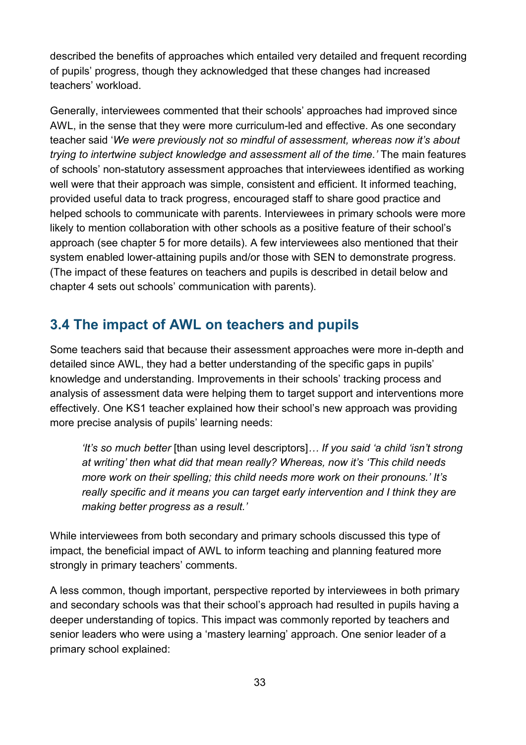described the benefits of approaches which entailed very detailed and frequent recording of pupils' progress, though they acknowledged that these changes had increased teachers' workload.

Generally, interviewees commented that their schools' approaches had improved since AWL, in the sense that they were more curriculum-led and effective. As one secondary teacher said '*We were previously not so mindful of assessment, whereas now it's about trying to intertwine subject knowledge and assessment all of the time.'* The main features of schools' non-statutory assessment approaches that interviewees identified as working well were that their approach was simple, consistent and efficient. It informed teaching, provided useful data to track progress, encouraged staff to share good practice and helped schools to communicate with parents. Interviewees in primary schools were more likely to mention collaboration with other schools as a positive feature of their school's approach (see chapter 5 for more details). A few interviewees also mentioned that their system enabled lower-attaining pupils and/or those with SEN to demonstrate progress. (The impact of these features on teachers and pupils is described in detail below and chapter 4 sets out schools' communication with parents).

## 3.4 The impact of AWL on teachers and pupils

Some teachers said that because their assessment approaches were more in-depth and detailed since AWL, they had a better understanding of the specific gaps in pupils' knowledge and understanding. Improvements in their schools' tracking process and analysis of assessment data were helping them to target support and interventions more effectively. One KS1 teacher explained how their school's new approach was providing more precise analysis of pupils' learning needs:

> *'It's so much better* [than using level descriptors]*… If you said 'a child 'isn't strong at writing' then what did that mean really? Whereas, now it's 'This child needs more work on their spelling; this child needs more work on their pronouns.' It's really specific and it means you can target early intervention and I think they are making better progress as a result.'*

While interviewees from both secondary and primary schools discussed this type of impact, the beneficial impact of AWL to inform teaching and planning featured more strongly in primary teachers' comments.

A less common, though important, perspective reported by interviewees in both primary and secondary schools was that their school's approach had resulted in pupils having a deeper understanding of topics. This impact was commonly reported by teachers and senior leaders who were using a 'mastery learning' approach. One senior leader of a primary school explained: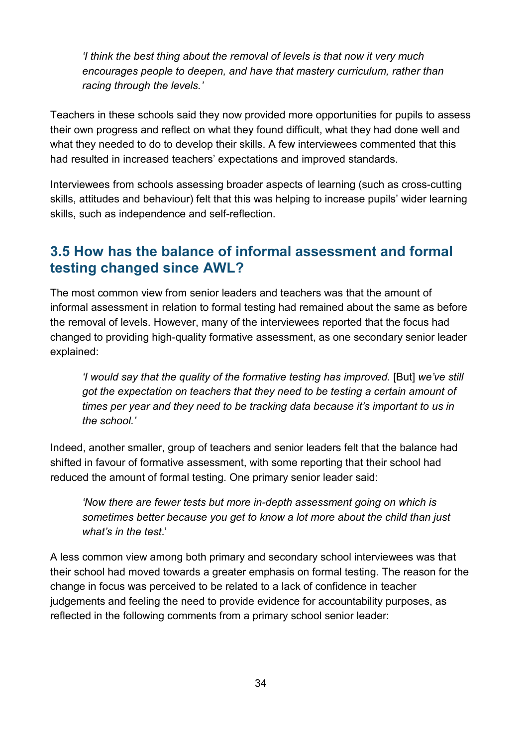> *'I think the best thing about the removal of levels is that now it very much encourages people to deepen, and have that mastery curriculum, rather than racing through the levels.'*

Teachers in these schools said they now provided more opportunities for pupils to assess their own progress and reflect on what they found difficult, what they had done well and what they needed to do to develop their skills. A few interviewees commented that this had resulted in increased teachers' expectations and improved standards.

Interviewees from schools assessing broader aspects of learning (such as cross-cutting skills, attitudes and behaviour) felt that this was helping to increase pupils' wider learning skills, such as independence and self-reflection.

## 3.5 How has the balance of informal assessment and formal testing changed since AWL?

The most common view from senior leaders and teachers was that the amount of informal assessment in relation to formal testing had remained about the same as before the removal of levels. However, many of the interviewees reported that the focus had changed to providing high-quality formative assessment, as one secondary senior leader explained:

> *'I would say that the quality of the formative testing has improved.* [But] *we've still got the expectation on teachers that they need to be testing a certain amount of times per year and they need to be tracking data because it's important to us in the school.'*

Indeed, another smaller, group of teachers and senior leaders felt that the balance had shifted in favour of formative assessment, with some reporting that their school had reduced the amount of formal testing. One primary senior leader said:

> *'Now there are fewer tests but more in-depth assessment going on which is sometimes better because you get to know a lot more about the child than just what's in the test*.'

A less common view among both primary and secondary school interviewees was that their school had moved towards a greater emphasis on formal testing. The reason for the change in focus was perceived to be related to a lack of confidence in teacher judgements and feeling the need to provide evidence for accountability purposes, as reflected in the following comments from a primary school senior leader: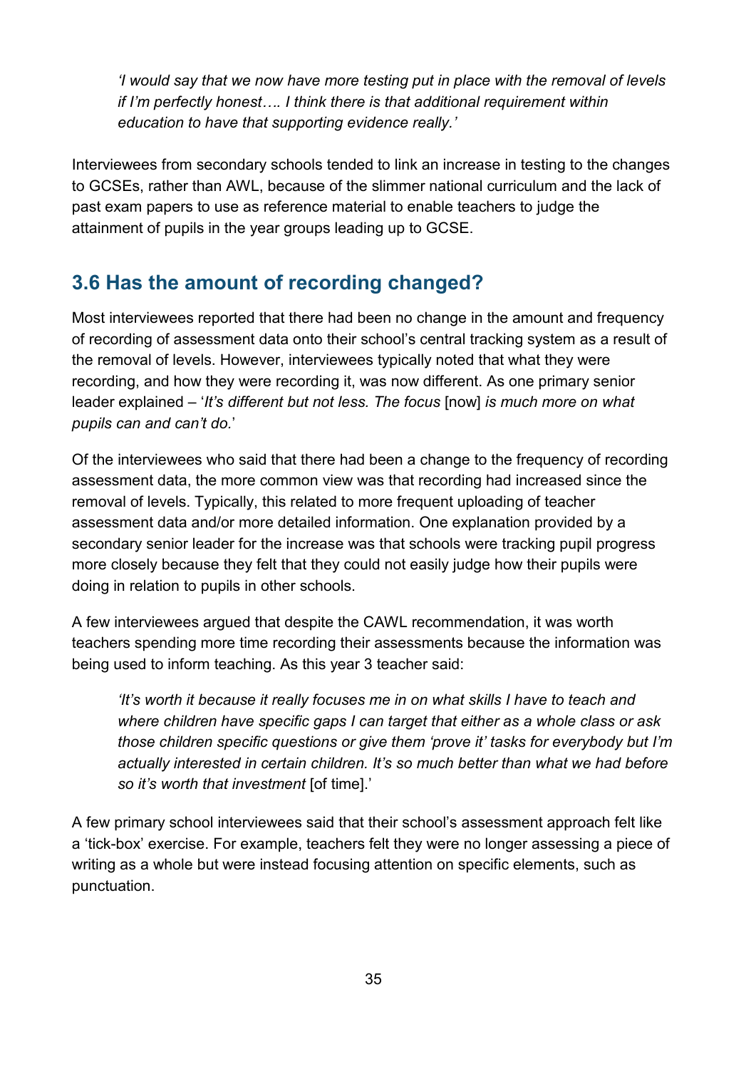> *'I would say that we now have more testing put in place with the removal of levels if I'm perfectly honest…. I think there is that additional requirement within education to have that supporting evidence really.'*

Interviewees from secondary schools tended to link an increase in testing to the changes to GCSEs, rather than AWL, because of the slimmer national curriculum and the lack of past exam papers to use as reference material to enable teachers to judge the attainment of pupils in the year groups leading up to GCSE.

## 3.6 Has the amount of recording changed?

Most interviewees reported that there had been no change in the amount and frequency of recording of assessment data onto their school's central tracking system as a result of the removal of levels. However, interviewees typically noted that what they were recording, and how they were recording it, was now different. As one primary senior leader explained – '*It's different but not less. The focus* [now] *is much more on what pupils can and can't do.*'

Of the interviewees who said that there had been a change to the frequency of recording assessment data, the more common view was that recording had increased since the removal of levels. Typically, this related to more frequent uploading of teacher assessment data and/or more detailed information. One explanation provided by a secondary senior leader for the increase was that schools were tracking pupil progress more closely because they felt that they could not easily judge how their pupils were doing in relation to pupils in other schools.

A few interviewees argued that despite the CAWL recommendation, it was worth teachers spending more time recording their assessments because the information was being used to inform teaching. As this year 3 teacher said:

> *'It's worth it because it really focuses me in on what skills I have to teach and where children have specific gaps I can target that either as a whole class or ask those children specific questions or give them 'prove it' tasks for everybody but I'm actually interested in certain children. It's so much better than what we had before so it's worth that investment* [of time].'

A few primary school interviewees said that their school's assessment approach felt like a 'tick-box' exercise. For example, teachers felt they were no longer assessing a piece of writing as a whole but were instead focusing attention on specific elements, such as punctuation.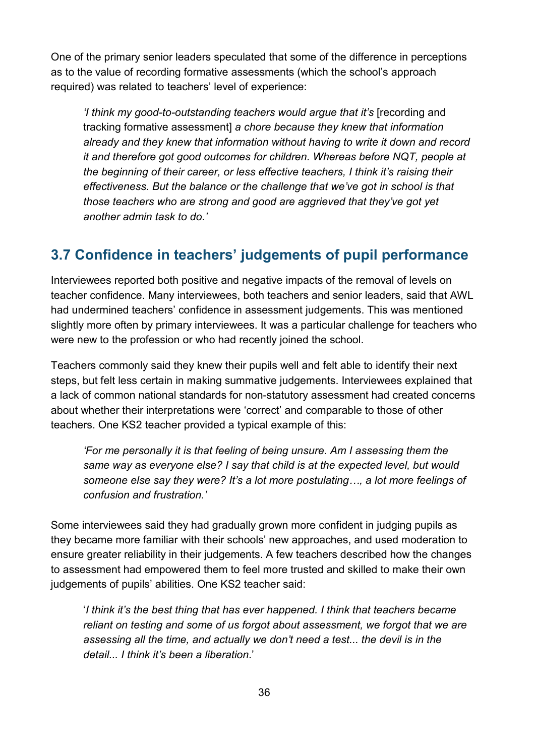One of the primary senior leaders speculated that some of the difference in perceptions as to the value of recording formative assessments (which the school's approach required) was related to teachers' level of experience:

> *'I think my good-to-outstanding teachers would argue that it's* [recording and tracking formative assessment] *a chore because they knew that information already and they knew that information without having to write it down and record it and therefore got good outcomes for children. Whereas before NQT, people at the beginning of their career, or less effective teachers, I think it's raising their effectiveness. But the balance or the challenge that we've got in school is that those teachers who are strong and good are aggrieved that they've got yet another admin task to do.'*

## 3.7 Confidence in teachers' judgements of pupil performance

Interviewees reported both positive and negative impacts of the removal of levels on teacher confidence. Many interviewees, both teachers and senior leaders, said that AWL had undermined teachers' confidence in assessment judgements. This was mentioned slightly more often by primary interviewees. It was a particular challenge for teachers who were new to the profession or who had recently joined the school.

Teachers commonly said they knew their pupils well and felt able to identify their next steps, but felt less certain in making summative judgements. Interviewees explained that a lack of common national standards for non-statutory assessment had created concerns about whether their interpretations were 'correct' and comparable to those of other teachers. One KS2 teacher provided a typical example of this:

> *'For me personally it is that feeling of being unsure. Am I assessing them the same way as everyone else? I say that child is at the expected level, but would someone else say they were? It's a lot more postulating…, a lot more feelings of confusion and frustration.'*

Some interviewees said they had gradually grown more confident in judging pupils as they became more familiar with their schools' new approaches, and used moderation to ensure greater reliability in their judgements. A few teachers described how the changes to assessment had empowered them to feel more trusted and skilled to make their own judgements of pupils' abilities. One KS2 teacher said:

> '*I think it's the best thing that has ever happened. I think that teachers became reliant on testing and some of us forgot about assessment, we forgot that we are assessing all the time, and actually we don't need a test... the devil is in the detail... I think it's been a liberation*.'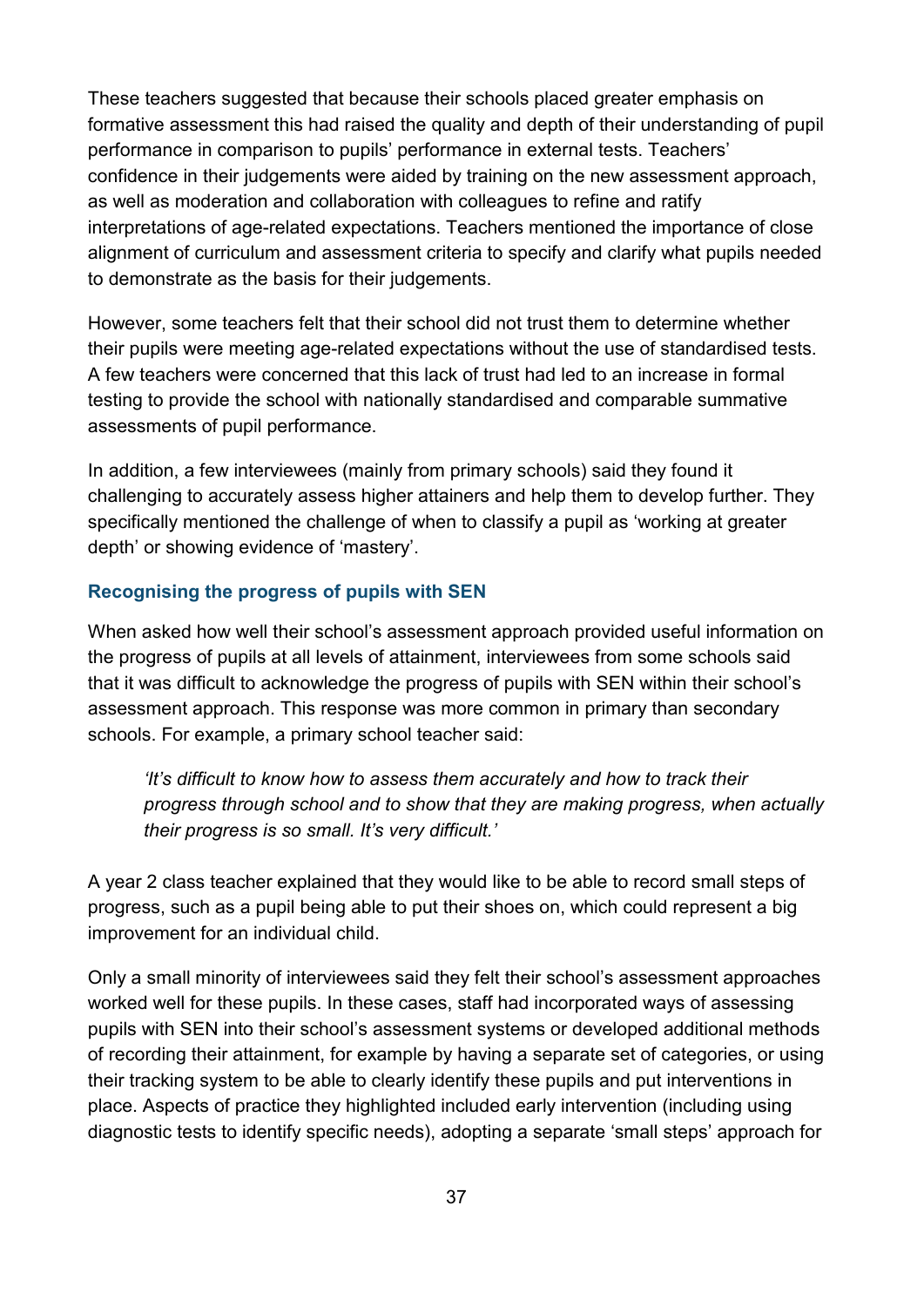These teachers suggested that because their schools placed greater emphasis on formative assessment this had raised the quality and depth of their understanding of pupil performance in comparison to pupils' performance in external tests. Teachers' confidence in their judgements were aided by training on the new assessment approach, as well as moderation and collaboration with colleagues to refine and ratify interpretations of age-related expectations. Teachers mentioned the importance of close alignment of curriculum and assessment criteria to specify and clarify what pupils needed to demonstrate as the basis for their judgements.

However, some teachers felt that their school did not trust them to determine whether their pupils were meeting age-related expectations without the use of standardised tests. A few teachers were concerned that this lack of trust had led to an increase in formal testing to provide the school with nationally standardised and comparable summative assessments of pupil performance.

In addition, a few interviewees (mainly from primary schools) said they found it challenging to accurately assess higher attainers and help them to develop further. They specifically mentioned the challenge of when to classify a pupil as 'working at greater depth' or showing evidence of 'mastery'.

### Recognising the progress of pupils with SEN

When asked how well their school's assessment approach provided useful information on the progress of pupils at all levels of attainment, interviewees from some schools said that it was difficult to acknowledge the progress of pupils with SEN within their school's assessment approach. This response was more common in primary than secondary schools. For example, a primary school teacher said:

> *'It's difficult to know how to assess them accurately and how to track their progress through school and to show that they are making progress, when actually their progress is so small. It's very difficult.'*

A year 2 class teacher explained that they would like to be able to record small steps of progress, such as a pupil being able to put their shoes on, which could represent a big improvement for an individual child.

Only a small minority of interviewees said they felt their school's assessment approaches worked well for these pupils. In these cases, staff had incorporated ways of assessing pupils with SEN into their school's assessment systems or developed additional methods of recording their attainment, for example by having a separate set of categories, or using their tracking system to be able to clearly identify these pupils and put interventions in place. Aspects of practice they highlighted included early intervention (including using diagnostic tests to identify specific needs), adopting a separate 'small steps' approach for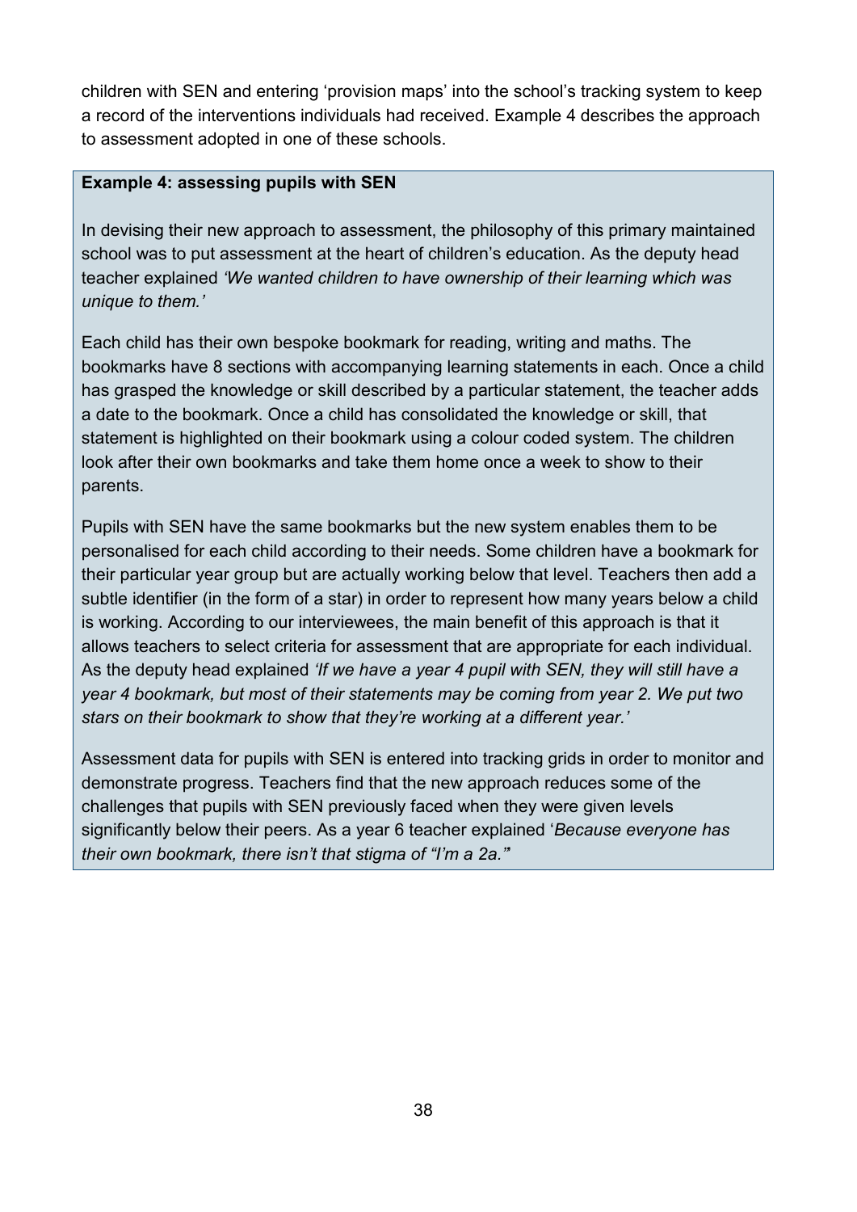children with SEN and entering 'provision maps' into the school's tracking system to keep a record of the interventions individuals had received. Example 4 describes the approach to assessment adopted in one of these schools.

**Example 4: assessing pupils with SEN**

In devising their new approach to assessment, the philosophy of this primary maintained school was to put assessment at the heart of children's education. As the deputy head teacher explained *'We wanted children to have ownership of their learning which was unique to them.'*

Each child has their own bespoke bookmark for reading, writing and maths. The bookmarks have 8 sections with accompanying learning statements in each. Once a child has grasped the knowledge or skill described by a particular statement, the teacher adds a date to the bookmark. Once a child has consolidated the knowledge or skill, that statement is highlighted on their bookmark using a colour coded system. The children look after their own bookmarks and take them home once a week to show to their parents.

Pupils with SEN have the same bookmarks but the new system enables them to be personalised for each child according to their needs. Some children have a bookmark for their particular year group but are actually working below that level. Teachers then add a subtle identifier (in the form of a star) in order to represent how many years below a child is working. According to our interviewees, the main benefit of this approach is that it allows teachers to select criteria for assessment that are appropriate for each individual. As the deputy head explained *'If we have a year 4 pupil with SEN, they will still have a year 4 bookmark, but most of their statements may be coming from year 2. We put two stars on their bookmark to show that they're working at a different year.'*

Assessment data for pupils with SEN is entered into tracking grids in order to monitor and demonstrate progress. Teachers find that the new approach reduces some of the challenges that pupils with SEN previously faced when they were given levels significantly below their peers. As a year 6 teacher explained '*Because everyone has their own bookmark, there isn't that stigma of "I'm a 2a."'*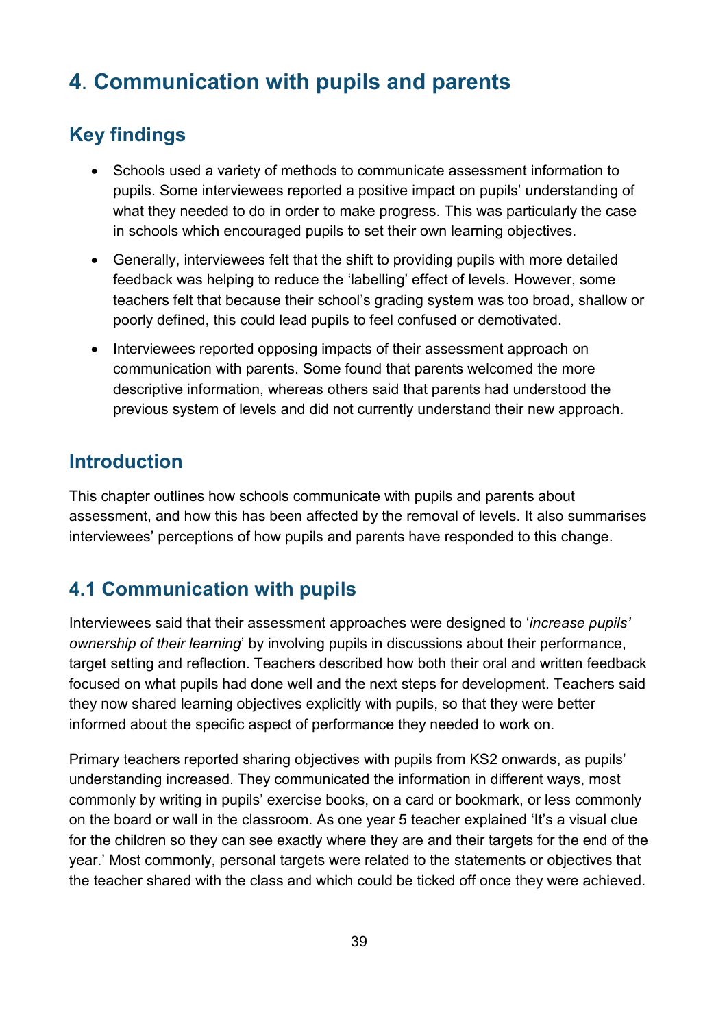# 4. Communication with pupils and parents

## Key findings

- Schools used a variety of methods to communicate assessment information to pupils. Some interviewees reported a positive impact on pupils' understanding of what they needed to do in order to make progress. This was particularly the case in schools which encouraged pupils to set their own learning objectives.
- Generally, interviewees felt that the shift to providing pupils with more detailed feedback was helping to reduce the 'labelling' effect of levels. However, some teachers felt that because their school's grading system was too broad, shallow or poorly defined, this could lead pupils to feel confused or demotivated.
- Interviewees reported opposing impacts of their assessment approach on communication with parents. Some found that parents welcomed the more descriptive information, whereas others said that parents had understood the previous system of levels and did not currently understand their new approach.

## Introduction

This chapter outlines how schools communicate with pupils and parents about assessment, and how this has been affected by the removal of levels. It also summarises interviewees' perceptions of how pupils and parents have responded to this change.

## 4.1 Communication with pupils

Interviewees said that their assessment approaches were designed to '*increase pupils' ownership of their learning*' by involving pupils in discussions about their performance, target setting and reflection. Teachers described how both their oral and written feedback focused on what pupils had done well and the next steps for development. Teachers said they now shared learning objectives explicitly with pupils, so that they were better informed about the specific aspect of performance they needed to work on.

Primary teachers reported sharing objectives with pupils from KS2 onwards, as pupils' understanding increased. They communicated the information in different ways, most commonly by writing in pupils' exercise books, on a card or bookmark, or less commonly on the board or wall in the classroom. As one year 5 teacher explained 'It's a visual clue for the children so they can see exactly where they are and their targets for the end of the year.' Most commonly, personal targets were related to the statements or objectives that the teacher shared with the class and which could be ticked off once they were achieved.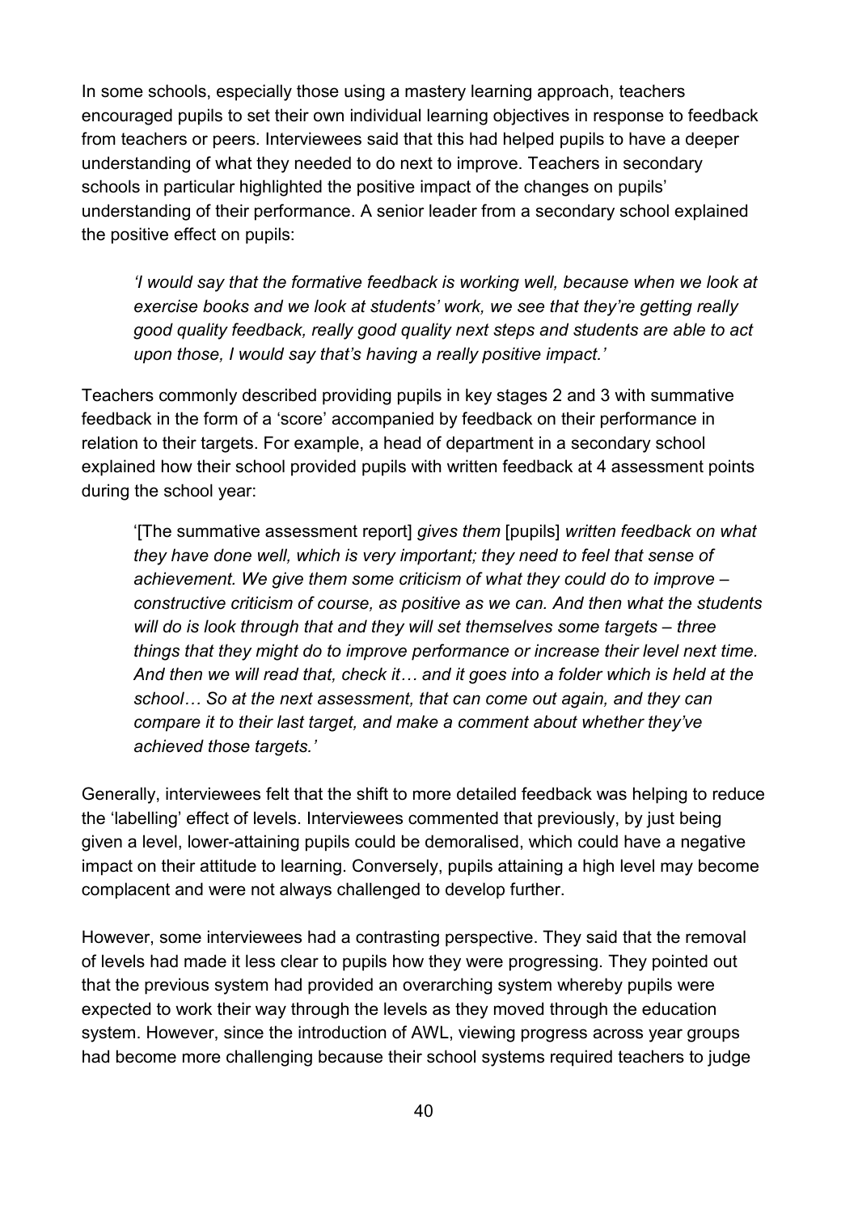In some schools, especially those using a mastery learning approach, teachers encouraged pupils to set their own individual learning objectives in response to feedback from teachers or peers. Interviewees said that this had helped pupils to have a deeper understanding of what they needed to do next to improve. Teachers in secondary schools in particular highlighted the positive impact of the changes on pupils' understanding of their performance. A senior leader from a secondary school explained the positive effect on pupils:

> *'I would say that the formative feedback is working well, because when we look at exercise books and we look at students' work, we see that they're getting really good quality feedback, really good quality next steps and students are able to act upon those, I would say that's having a really positive impact.'*

Teachers commonly described providing pupils in key stages 2 and 3 with summative feedback in the form of a 'score' accompanied by feedback on their performance in relation to their targets. For example, a head of department in a secondary school explained how their school provided pupils with written feedback at 4 assessment points during the school year:

> '[The summative assessment report] *gives them* [pupils] *written feedback on what they have done well, which is very important; they need to feel that sense of achievement. We give them some criticism of what they could do to improve – constructive criticism of course, as positive as we can. And then what the students will do is look through that and they will set themselves some targets – three things that they might do to improve performance or increase their level next time. And then we will read that, check it… and it goes into a folder which is held at the school… So at the next assessment, that can come out again, and they can compare it to their last target, and make a comment about whether they've achieved those targets.'*

Generally, interviewees felt that the shift to more detailed feedback was helping to reduce the 'labelling' effect of levels. Interviewees commented that previously, by just being given a level, lower-attaining pupils could be demoralised, which could have a negative impact on their attitude to learning. Conversely, pupils attaining a high level may become complacent and were not always challenged to develop further.

However, some interviewees had a contrasting perspective. They said that the removal of levels had made it less clear to pupils how they were progressing. They pointed out that the previous system had provided an overarching system whereby pupils were expected to work their way through the levels as they moved through the education system. However, since the introduction of AWL, viewing progress across year groups had become more challenging because their school systems required teachers to judge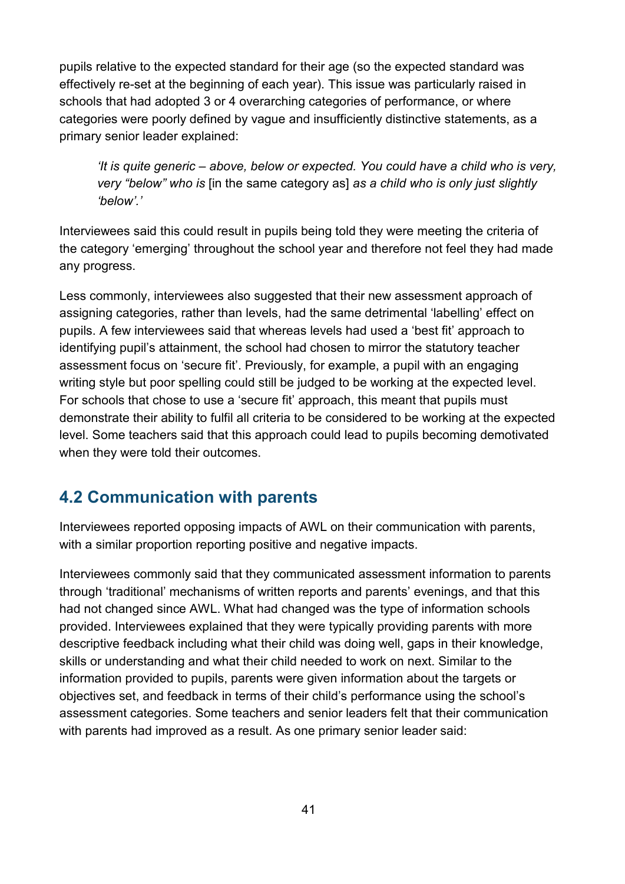pupils relative to the expected standard for their age (so the expected standard was effectively re-set at the beginning of each year). This issue was particularly raised in schools that had adopted 3 or 4 overarching categories of performance, or where categories were poorly defined by vague and insufficiently distinctive statements, as a primary senior leader explained:

> *'It is quite generic – above, below or expected. You could have a child who is very, very "below" who is* [in the same category as] *as a child who is only just slightly 'below'.'*

Interviewees said this could result in pupils being told they were meeting the criteria of the category 'emerging' throughout the school year and therefore not feel they had made any progress.

Less commonly, interviewees also suggested that their new assessment approach of assigning categories, rather than levels, had the same detrimental 'labelling' effect on pupils. A few interviewees said that whereas levels had used a 'best fit' approach to identifying pupil's attainment, the school had chosen to mirror the statutory teacher assessment focus on 'secure fit'. Previously, for example, a pupil with an engaging writing style but poor spelling could still be judged to be working at the expected level. For schools that chose to use a 'secure fit' approach, this meant that pupils must demonstrate their ability to fulfil all criteria to be considered to be working at the expected level. Some teachers said that this approach could lead to pupils becoming demotivated when they were told their outcomes.

## 4.2 Communication with parents

Interviewees reported opposing impacts of AWL on their communication with parents, with a similar proportion reporting positive and negative impacts.

Interviewees commonly said that they communicated assessment information to parents through 'traditional' mechanisms of written reports and parents' evenings, and that this had not changed since AWL. What had changed was the type of information schools provided. Interviewees explained that they were typically providing parents with more descriptive feedback including what their child was doing well, gaps in their knowledge, skills or understanding and what their child needed to work on next. Similar to the information provided to pupils, parents were given information about the targets or objectives set, and feedback in terms of their child's performance using the school's assessment categories. Some teachers and senior leaders felt that their communication with parents had improved as a result. As one primary senior leader said: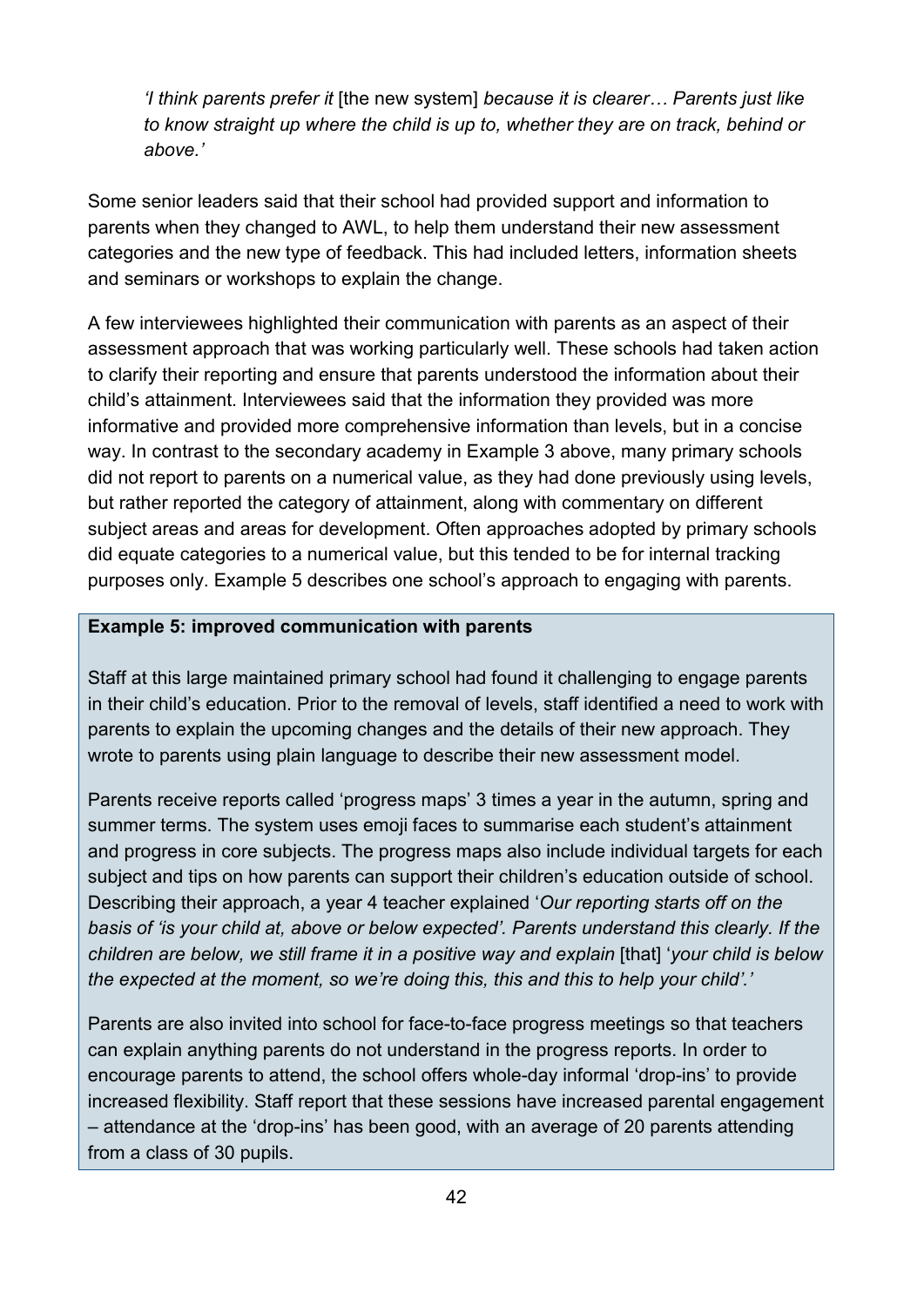*'I think parents prefer it* [the new system] *because it is clearer… Parents just like to know straight up where the child is up to, whether they are on track, behind or above.'*

Some senior leaders said that their school had provided support and information to parents when they changed to AWL, to help them understand their new assessment categories and the new type of feedback. This had included letters, information sheets and seminars or workshops to explain the change.

A few interviewees highlighted their communication with parents as an aspect of their assessment approach that was working particularly well. These schools had taken action to clarify their reporting and ensure that parents understood the information about their child's attainment. Interviewees said that the information they provided was more informative and provided more comprehensive information than levels, but in a concise way. In contrast to the secondary academy in Example 3 above, many primary schools did not report to parents on a numerical value, as they had done previously using levels, but rather reported the category of attainment, along with commentary on different subject areas and areas for development. Often approaches adopted by primary schools did equate categories to a numerical value, but this tended to be for internal tracking purposes only. Example 5 describes one school's approach to engaging with parents.

**Example 5: improved communication with parents**

Staff at this large maintained primary school had found it challenging to engage parents in their child's education. Prior to the removal of levels, staff identified a need to work with parents to explain the upcoming changes and the details of their new approach. They wrote to parents using plain language to describe their new assessment model.

Parents receive reports called 'progress maps' 3 times a year in the autumn, spring and summer terms. The system uses emoji faces to summarise each student's attainment and progress in core subjects. The progress maps also include individual targets for each subject and tips on how parents can support their children's education outside of school. Describing their approach, a year 4 teacher explained '*Our reporting starts off on the basis of 'is your child at, above or below expected'. Parents understand this clearly. If the children are below, we still frame it in a positive way and explain* [that] '*your child is below the expected at the moment, so we're doing this, this and this to help your child'.'*

Parents are also invited into school for face-to-face progress meetings so that teachers can explain anything parents do not understand in the progress reports. In order to encourage parents to attend, the school offers whole-day informal 'drop-ins' to provide increased flexibility. Staff report that these sessions have increased parental engagement – attendance at the 'drop-ins' has been good, with an average of 20 parents attending from a class of 30 pupils.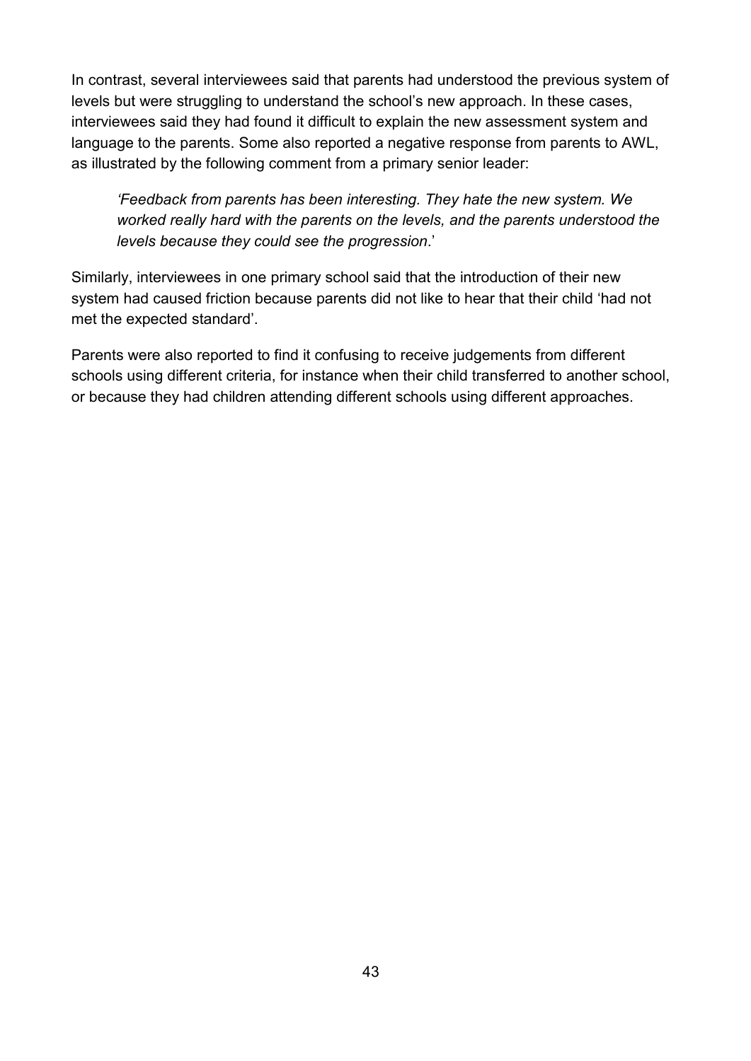In contrast, several interviewees said that parents had understood the previous system of levels but were struggling to understand the school's new approach. In these cases, interviewees said they had found it difficult to explain the new assessment system and language to the parents. Some also reported a negative response from parents to AWL, as illustrated by the following comment from a primary senior leader:

> *'Feedback from parents has been interesting. They hate the new system. We worked really hard with the parents on the levels, and the parents understood the levels because they could see the progression.'*

Similarly, interviewees in one primary school said that the introduction of their new system had caused friction because parents did not like to hear that their child 'had not met the expected standard'.

Parents were also reported to find it confusing to receive judgements from different schools using different criteria, for instance when their child transferred to another school, or because they had children attending different schools using different approaches.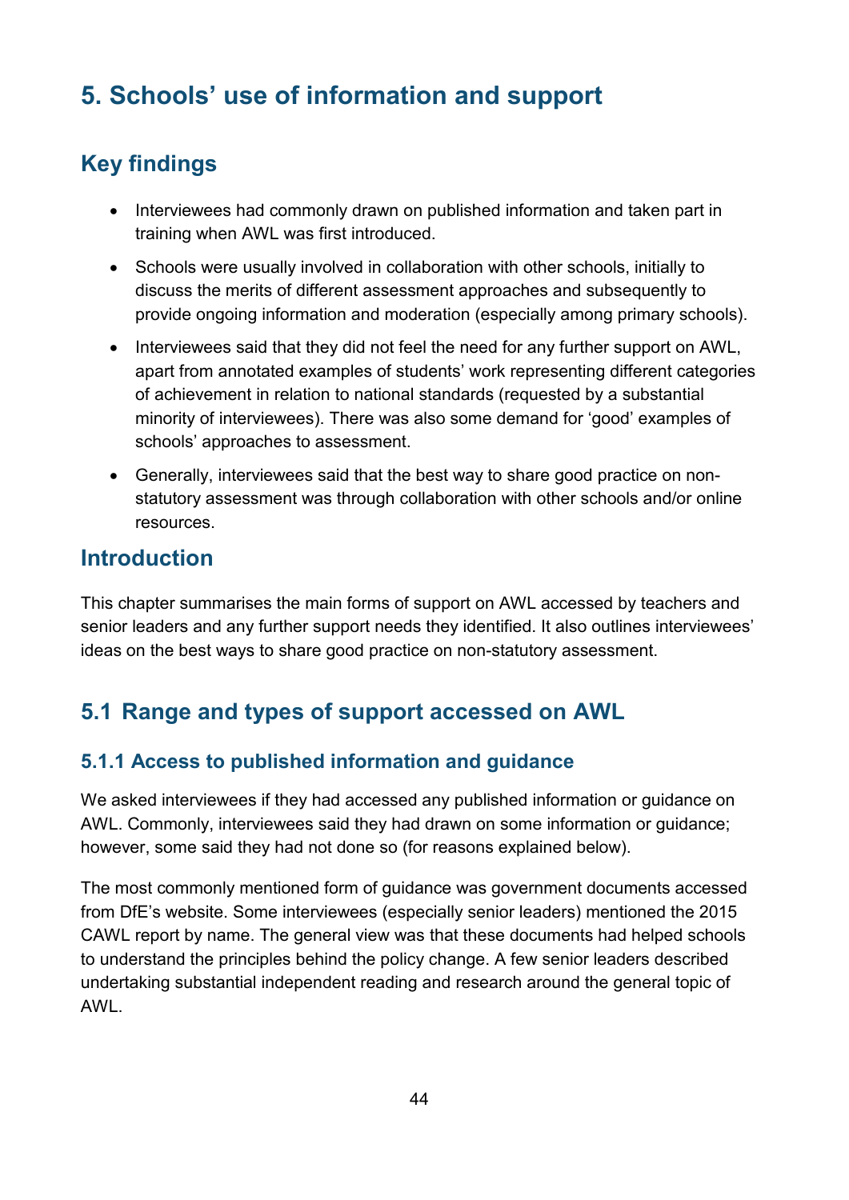# 5. Schools' use of information and support

## Key findings

- Interviewees had commonly drawn on published information and taken part in training when AWL was first introduced.
- Schools were usually involved in collaboration with other schools, initially to discuss the merits of different assessment approaches and subsequently to provide ongoing information and moderation (especially among primary schools).
- Interviewees said that they did not feel the need for any further support on AWL, apart from annotated examples of students' work representing different categories of achievement in relation to national standards (requested by a substantial minority of interviewees). There was also some demand for 'good' examples of schools' approaches to assessment.
- Generally, interviewees said that the best way to share good practice on non-statutory assessment was through collaboration with other schools and/or online resources.

## Introduction

This chapter summarises the main forms of support on AWL accessed by teachers and senior leaders and any further support needs they identified. It also outlines interviewees' ideas on the best ways to share good practice on non-statutory assessment.

## 5.1 Range and types of support accessed on AWL

### 5.1.1 Access to published information and guidance

We asked interviewees if they had accessed any published information or guidance on AWL. Commonly, interviewees said they had drawn on some information or guidance; however, some said they had not done so (for reasons explained below).

The most commonly mentioned form of guidance was government documents accessed from DfE's website. Some interviewees (especially senior leaders) mentioned the 2015 CAWL report by name. The general view was that these documents had helped schools to understand the principles behind the policy change. A few senior leaders described undertaking substantial independent reading and research around the general topic of AWL.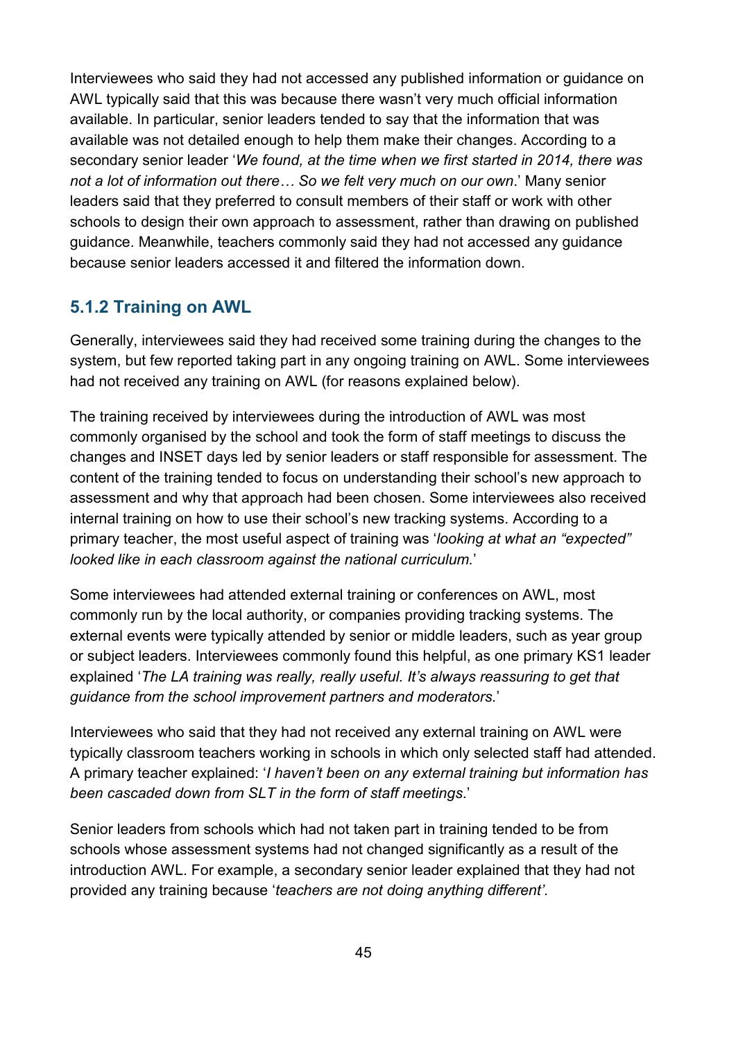Interviewees who said they had not accessed any published information or guidance on AWL typically said that this was because there wasn't very much official information available. In particular, senior leaders tended to say that the information that was available was not detailed enough to help them make their changes. According to a secondary senior leader '*We found, at the time when we first started in 2014, there was not a lot of information out there… So we felt very much on our own*.' Many senior leaders said that they preferred to consult members of their staff or work with other schools to design their own approach to assessment, rather than drawing on published guidance. Meanwhile, teachers commonly said they had not accessed any guidance because senior leaders accessed it and filtered the information down.

### 5.1.2 Training on AWL

Generally, interviewees said they had received some training during the changes to the system, but few reported taking part in any ongoing training on AWL. Some interviewees had not received any training on AWL (for reasons explained below).

The training received by interviewees during the introduction of AWL was most commonly organised by the school and took the form of staff meetings to discuss the changes and INSET days led by senior leaders or staff responsible for assessment. The content of the training tended to focus on understanding their school's new approach to assessment and why that approach had been chosen. Some interviewees also received internal training on how to use their school's new tracking systems. According to a primary teacher, the most useful aspect of training was '*looking at what an "expected" looked like in each classroom against the national curriculum.*'

Some interviewees had attended external training or conferences on AWL, most commonly run by the local authority, or companies providing tracking systems. The external events were typically attended by senior or middle leaders, such as year group or subject leaders. Interviewees commonly found this helpful, as one primary KS1 leader explained '*The LA training was really, really useful. It's always reassuring to get that guidance from the school improvement partners and moderators.*'

Interviewees who said that they had not received any external training on AWL were typically classroom teachers working in schools in which only selected staff had attended. A primary teacher explained: '*I haven't been on any external training but information has been cascaded down from SLT in the form of staff meetings*.'

Senior leaders from schools which had not taken part in training tended to be from schools whose assessment systems had not changed significantly as a result of the introduction AWL. For example, a secondary senior leader explained that they had not provided any training because '*teachers are not doing anything different'*.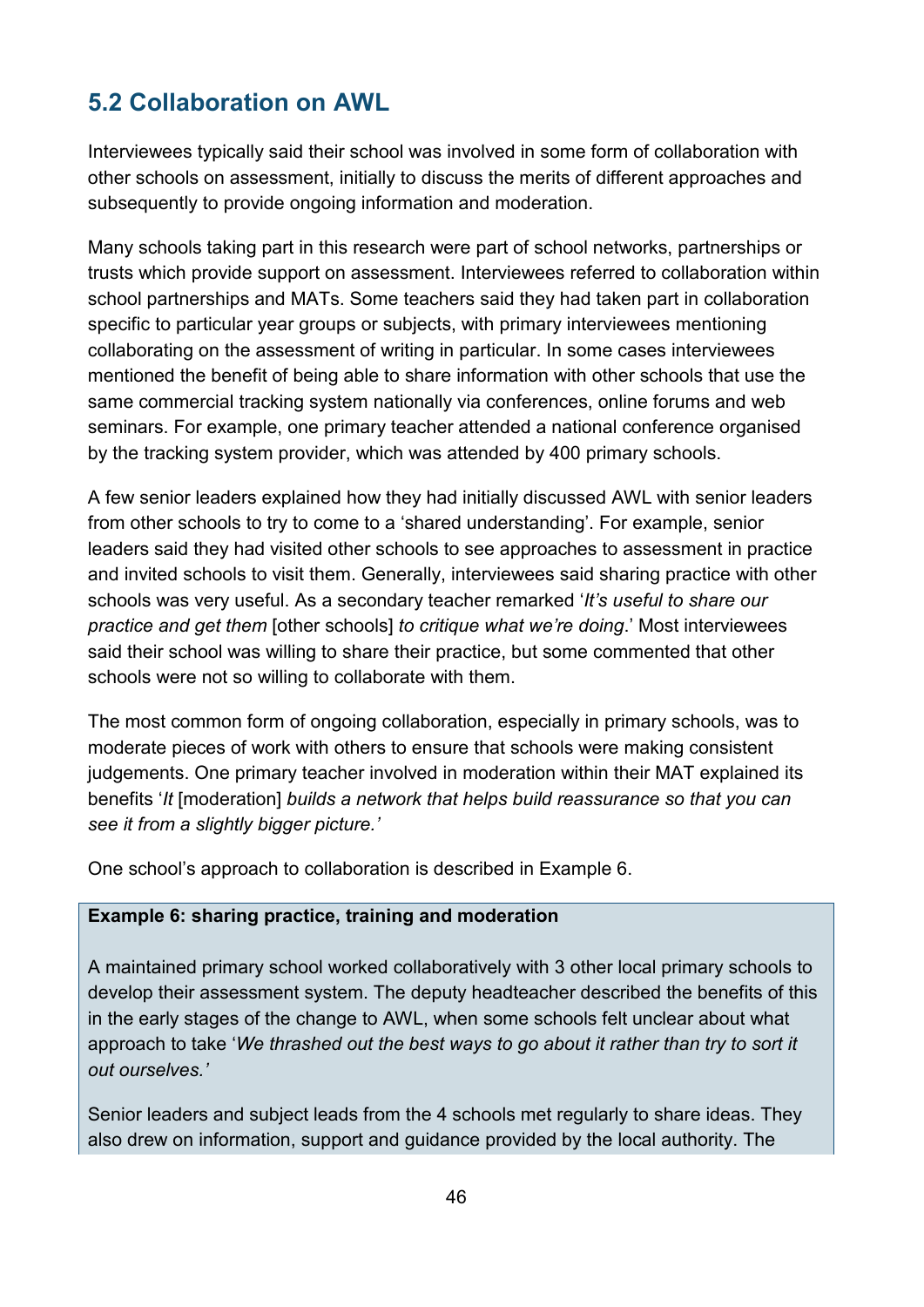## 5.2 Collaboration on AWL

Interviewees typically said their school was involved in some form of collaboration with other schools on assessment, initially to discuss the merits of different approaches and subsequently to provide ongoing information and moderation.

Many schools taking part in this research were part of school networks, partnerships or trusts which provide support on assessment. Interviewees referred to collaboration within school partnerships and MATs. Some teachers said they had taken part in collaboration specific to particular year groups or subjects, with primary interviewees mentioning collaborating on the assessment of writing in particular. In some cases interviewees mentioned the benefit of being able to share information with other schools that use the same commercial tracking system nationally via conferences, online forums and web seminars. For example, one primary teacher attended a national conference organised by the tracking system provider, which was attended by 400 primary schools.

A few senior leaders explained how they had initially discussed AWL with senior leaders from other schools to try to come to a 'shared understanding'. For example, senior leaders said they had visited other schools to see approaches to assessment in practice and invited schools to visit them. Generally, interviewees said sharing practice with other schools was very useful. As a secondary teacher remarked '*It's useful to share our practice and get them* [other schools] *to critique what we're doing*.' Most interviewees said their school was willing to share their practice, but some commented that other schools were not so willing to collaborate with them.

The most common form of ongoing collaboration, especially in primary schools, was to moderate pieces of work with others to ensure that schools were making consistent judgements. One primary teacher involved in moderation within their MAT explained its benefits '*It* [moderation] *builds a network that helps build reassurance so that you can see it from a slightly bigger picture.'*

One school's approach to collaboration is described in Example 6.

**Example 6: sharing practice, training and moderation**

A maintained primary school worked collaboratively with 3 other local primary schools to develop their assessment system. The deputy headteacher described the benefits of this in the early stages of the change to AWL, when some schools felt unclear about what approach to take '*We thrashed out the best ways to go about it rather than try to sort it out ourselves.'*

Senior leaders and subject leads from the 4 schools met regularly to share ideas. They also drew on information, support and guidance provided by the local authority. The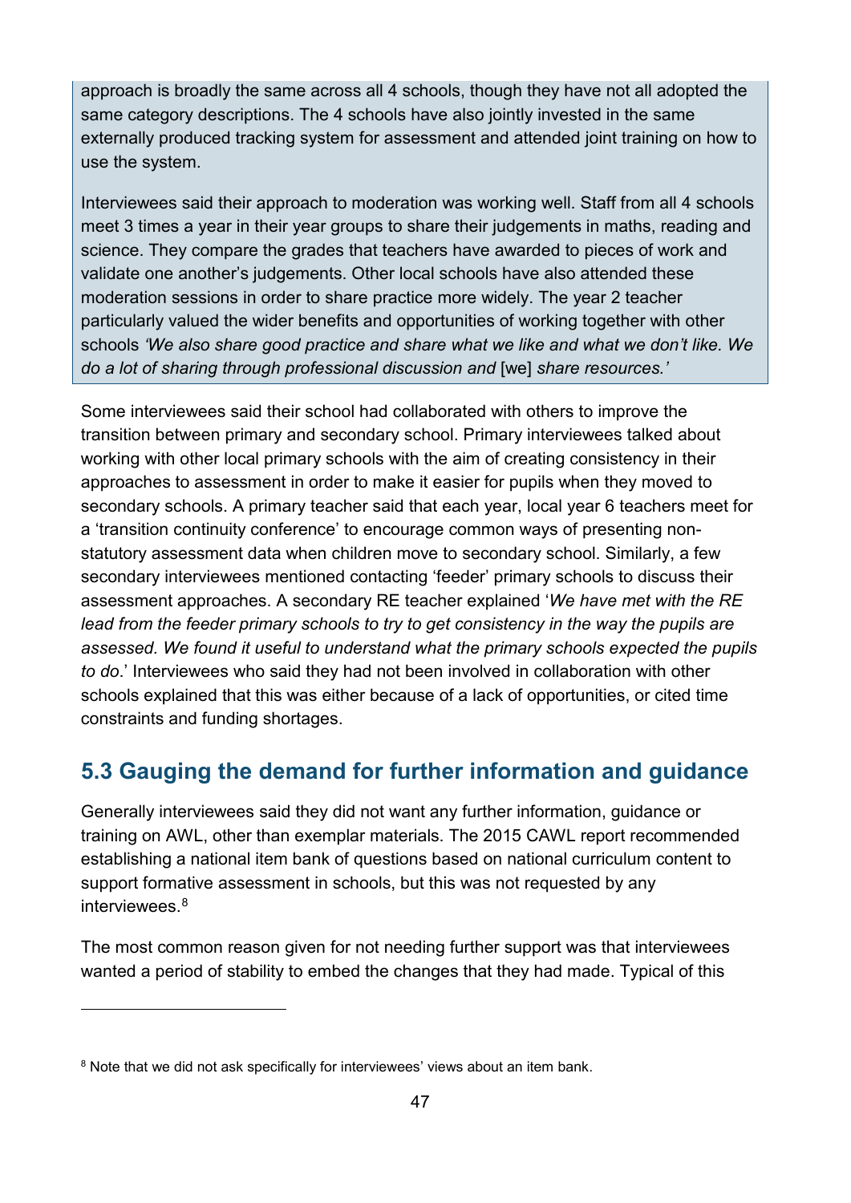approach is broadly the same across all 4 schools, though they have not all adopted the same category descriptions. The 4 schools have also jointly invested in the same externally produced tracking system for assessment and attended joint training on how to use the system.

Interviewees said their approach to moderation was working well. Staff from all 4 schools meet 3 times a year in their year groups to share their judgements in maths, reading and science. They compare the grades that teachers have awarded to pieces of work and validate one another's judgements. Other local schools have also attended these moderation sessions in order to share practice more widely. The year 2 teacher particularly valued the wider benefits and opportunities of working together with other schools *'We also share good practice and share what we like and what we don't like. We do a lot of sharing through professional discussion and* [we] *share resources.'*

Some interviewees said their school had collaborated with others to improve the transition between primary and secondary school. Primary interviewees talked about working with other local primary schools with the aim of creating consistency in their approaches to assessment in order to make it easier for pupils when they moved to secondary schools. A primary teacher said that each year, local year 6 teachers meet for a 'transition continuity conference' to encourage common ways of presenting non-statutory assessment data when children move to secondary school. Similarly, a few secondary interviewees mentioned contacting 'feeder' primary schools to discuss their assessment approaches. A secondary RE teacher explained '*We have met with the RE lead from the feeder primary schools to try to get consistency in the way the pupils are assessed. We found it useful to understand what the primary schools expected the pupils to do*.' Interviewees who said they had not been involved in collaboration with other schools explained that this was either because of a lack of opportunities, or cited time constraints and funding shortages.

## 5.3 Gauging the demand for further information and guidance

Generally interviewees said they did not want any further information, guidance or training on AWL, other than exemplar materials. The 2015 CAWL report recommended establishing a national item bank of questions based on national curriculum content to support formative assessment in schools, but this was not requested by any interviewees.[8]

The most common reason given for not needing further support was that interviewees wanted a period of stability to embed the changes that they had made. Typical of this

[8] Note that we did not ask specifically for interviewees' views about an item bank.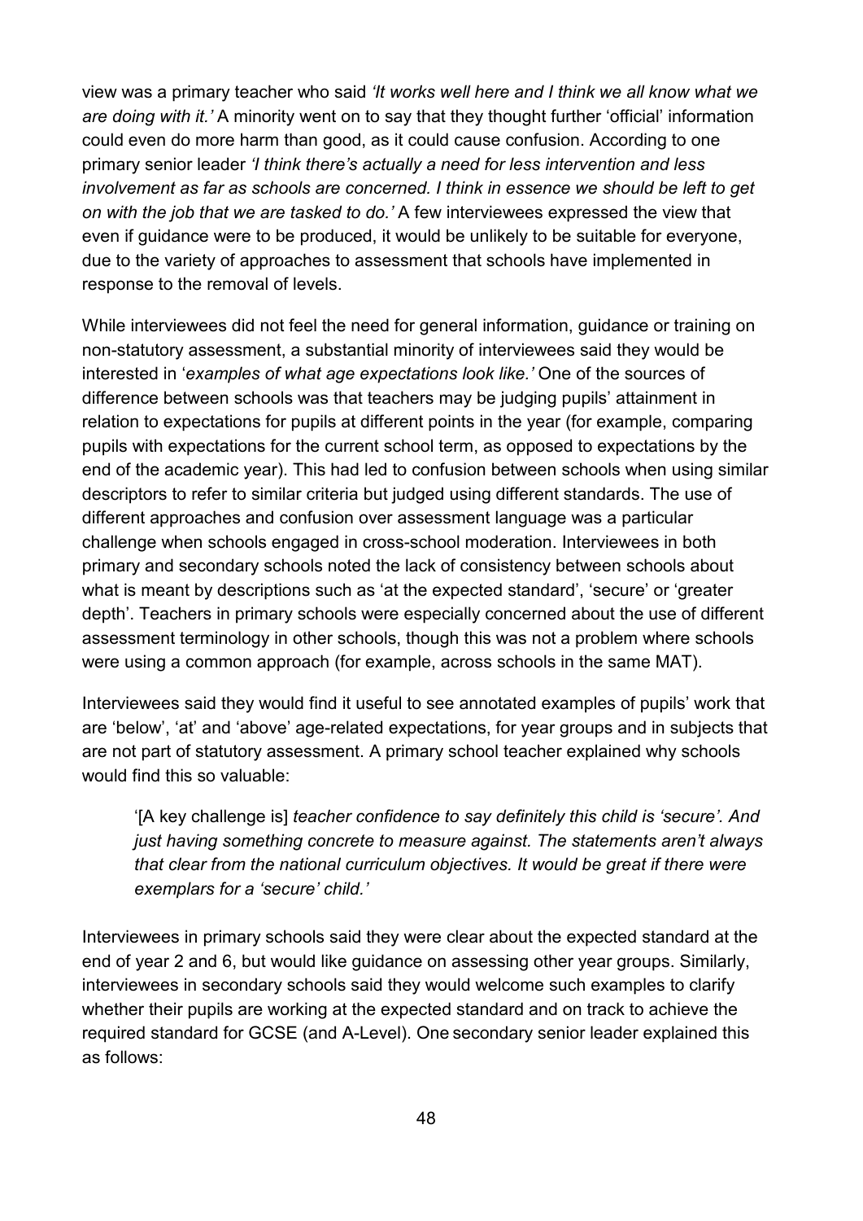view was a primary teacher who said *'It works well here and I think we all know what we are doing with it.'* A minority went on to say that they thought further 'official' information could even do more harm than good, as it could cause confusion. According to one primary senior leader *'I think there's actually a need for less intervention and less involvement as far as schools are concerned. I think in essence we should be left to get on with the job that we are tasked to do.'* A few interviewees expressed the view that even if guidance were to be produced, it would be unlikely to be suitable for everyone, due to the variety of approaches to assessment that schools have implemented in response to the removal of levels.

While interviewees did not feel the need for general information, guidance or training on non-statutory assessment, a substantial minority of interviewees said they would be interested in '*examples of what age expectations look like.'* One of the sources of difference between schools was that teachers may be judging pupils' attainment in relation to expectations for pupils at different points in the year (for example, comparing pupils with expectations for the current school term, as opposed to expectations by the end of the academic year). This had led to confusion between schools when using similar descriptors to refer to similar criteria but judged using different standards. The use of different approaches and confusion over assessment language was a particular challenge when schools engaged in cross-school moderation. Interviewees in both primary and secondary schools noted the lack of consistency between schools about what is meant by descriptions such as 'at the expected standard', 'secure' or 'greater depth'. Teachers in primary schools were especially concerned about the use of different assessment terminology in other schools, though this was not a problem where schools were using a common approach (for example, across schools in the same MAT).

Interviewees said they would find it useful to see annotated examples of pupils' work that are 'below', 'at' and 'above' age-related expectations, for year groups and in subjects that are not part of statutory assessment. A primary school teacher explained why schools would find this so valuable:

> '[A key challenge is] *teacher confidence to say definitely this child is 'secure'. And just having something concrete to measure against. The statements aren't always that clear from the national curriculum objectives. It would be great if there were exemplars for a 'secure' child.'*

Interviewees in primary schools said they were clear about the expected standard at the end of year 2 and 6, but would like guidance on assessing other year groups. Similarly, interviewees in secondary schools said they would welcome such examples to clarify whether their pupils are working at the expected standard and on track to achieve the required standard for GCSE (and A-Level). One secondary senior leader explained this as follows: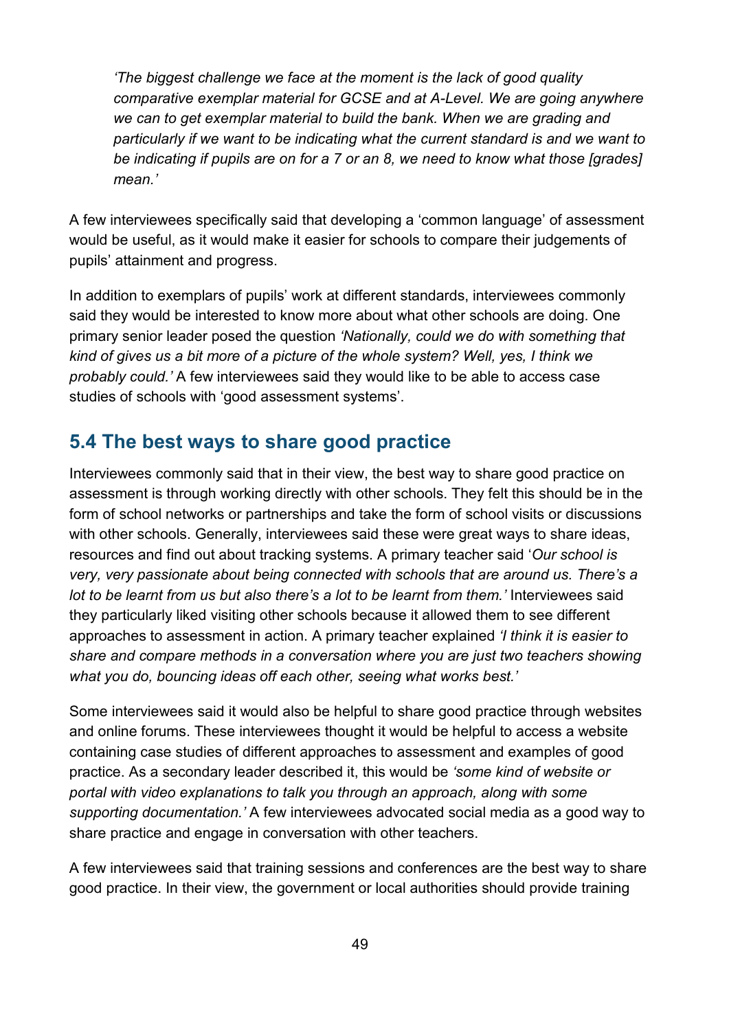*'The biggest challenge we face at the moment is the lack of good quality comparative exemplar material for GCSE and at A-Level. We are going anywhere we can to get exemplar material to build the bank. When we are grading and particularly if we want to be indicating what the current standard is and we want to be indicating if pupils are on for a 7 or an 8, we need to know what those [grades] mean.'*

A few interviewees specifically said that developing a 'common language' of assessment would be useful, as it would make it easier for schools to compare their judgements of pupils' attainment and progress.

In addition to exemplars of pupils' work at different standards, interviewees commonly said they would be interested to know more about what other schools are doing. One primary senior leader posed the question *'Nationally, could we do with something that kind of gives us a bit more of a picture of the whole system? Well, yes, I think we probably could.'* A few interviewees said they would like to be able to access case studies of schools with 'good assessment systems'.

## 5.4 The best ways to share good practice

Interviewees commonly said that in their view, the best way to share good practice on assessment is through working directly with other schools. They felt this should be in the form of school networks or partnerships and take the form of school visits or discussions with other schools. Generally, interviewees said these were great ways to share ideas, resources and find out about tracking systems. A primary teacher said '*Our school is very, very passionate about being connected with schools that are around us. There's a lot to be learnt from us but also there's a lot to be learnt from them.'* Interviewees said they particularly liked visiting other schools because it allowed them to see different approaches to assessment in action. A primary teacher explained *'I think it is easier to share and compare methods in a conversation where you are just two teachers showing what you do, bouncing ideas off each other, seeing what works best.'*

Some interviewees said it would also be helpful to share good practice through websites and online forums. These interviewees thought it would be helpful to access a website containing case studies of different approaches to assessment and examples of good practice. As a secondary leader described it, this would be *'some kind of website or portal with video explanations to talk you through an approach, along with some supporting documentation.'* A few interviewees advocated social media as a good way to share practice and engage in conversation with other teachers.

A few interviewees said that training sessions and conferences are the best way to share good practice. In their view, the government or local authorities should provide training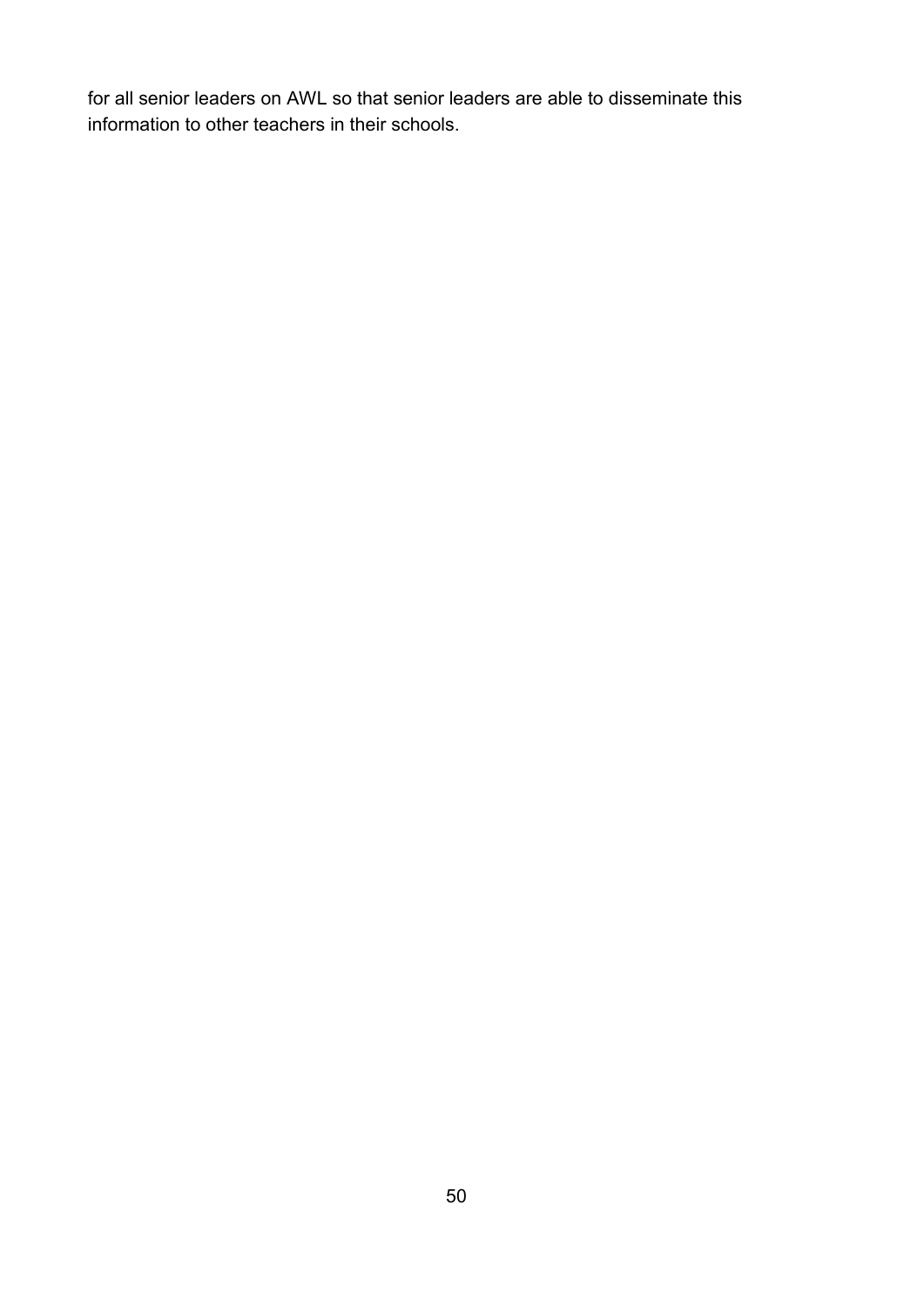for all senior leaders on AWL so that senior leaders are able to disseminate this information to other teachers in their schools.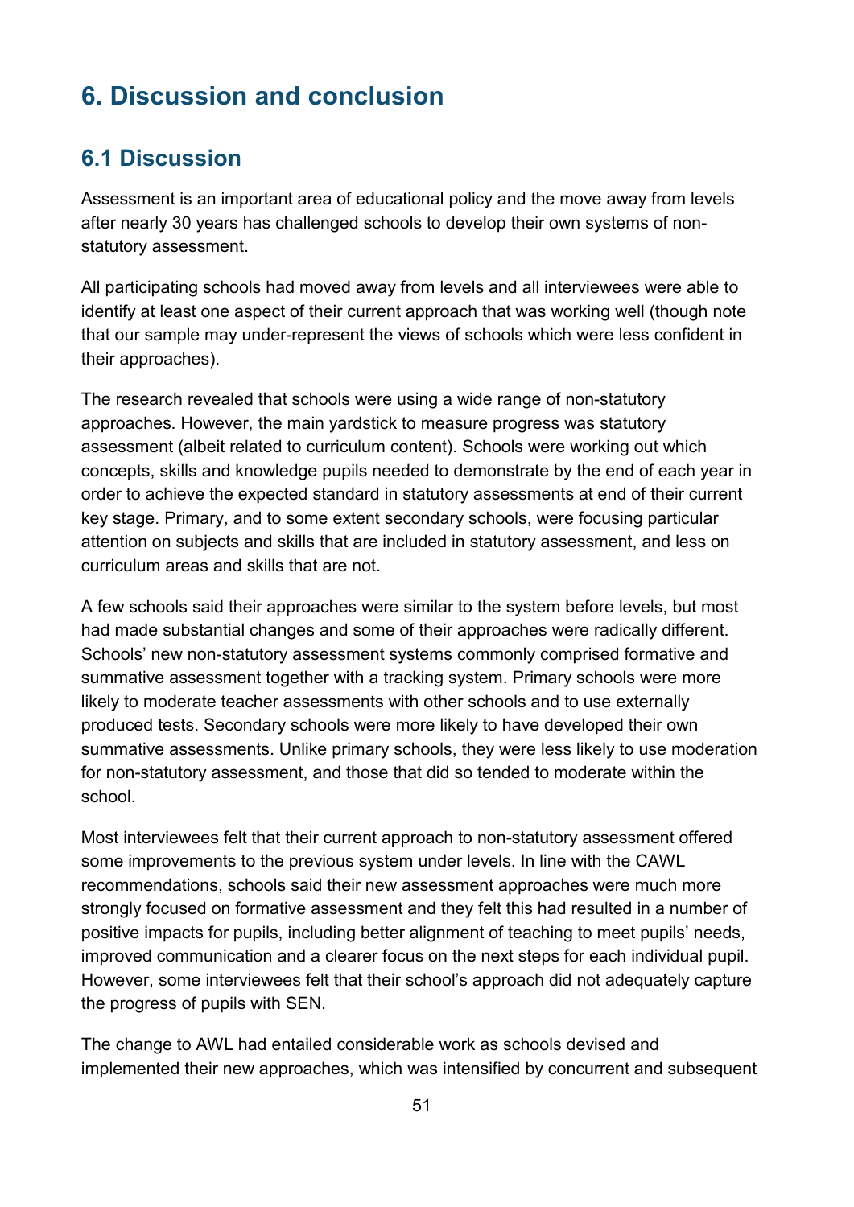# 6. Discussion and conclusion

## 6.1 Discussion

Assessment is an important area of educational policy and the move away from levels after nearly 30 years has challenged schools to develop their own systems of non-statutory assessment.

All participating schools had moved away from levels and all interviewees were able to identify at least one aspect of their current approach that was working well (though note that our sample may under-represent the views of schools which were less confident in their approaches).

The research revealed that schools were using a wide range of non-statutory approaches. However, the main yardstick to measure progress was statutory assessment (albeit related to curriculum content). Schools were working out which concepts, skills and knowledge pupils needed to demonstrate by the end of each year in order to achieve the expected standard in statutory assessments at end of their current key stage. Primary, and to some extent secondary schools, were focusing particular attention on subjects and skills that are included in statutory assessment, and less on curriculum areas and skills that are not.

A few schools said their approaches were similar to the system before levels, but most had made substantial changes and some of their approaches were radically different. Schools' new non-statutory assessment systems commonly comprised formative and summative assessment together with a tracking system. Primary schools were more likely to moderate teacher assessments with other schools and to use externally produced tests. Secondary schools were more likely to have developed their own summative assessments. Unlike primary schools, they were less likely to use moderation for non-statutory assessment, and those that did so tended to moderate within the school.

Most interviewees felt that their current approach to non-statutory assessment offered some improvements to the previous system under levels. In line with the CAWL recommendations, schools said their new assessment approaches were much more strongly focused on formative assessment and they felt this had resulted in a number of positive impacts for pupils, including better alignment of teaching to meet pupils' needs, improved communication and a clearer focus on the next steps for each individual pupil. However, some interviewees felt that their school's approach did not adequately capture the progress of pupils with SEN.

The change to AWL had entailed considerable work as schools devised and implemented their new approaches, which was intensified by concurrent and subsequent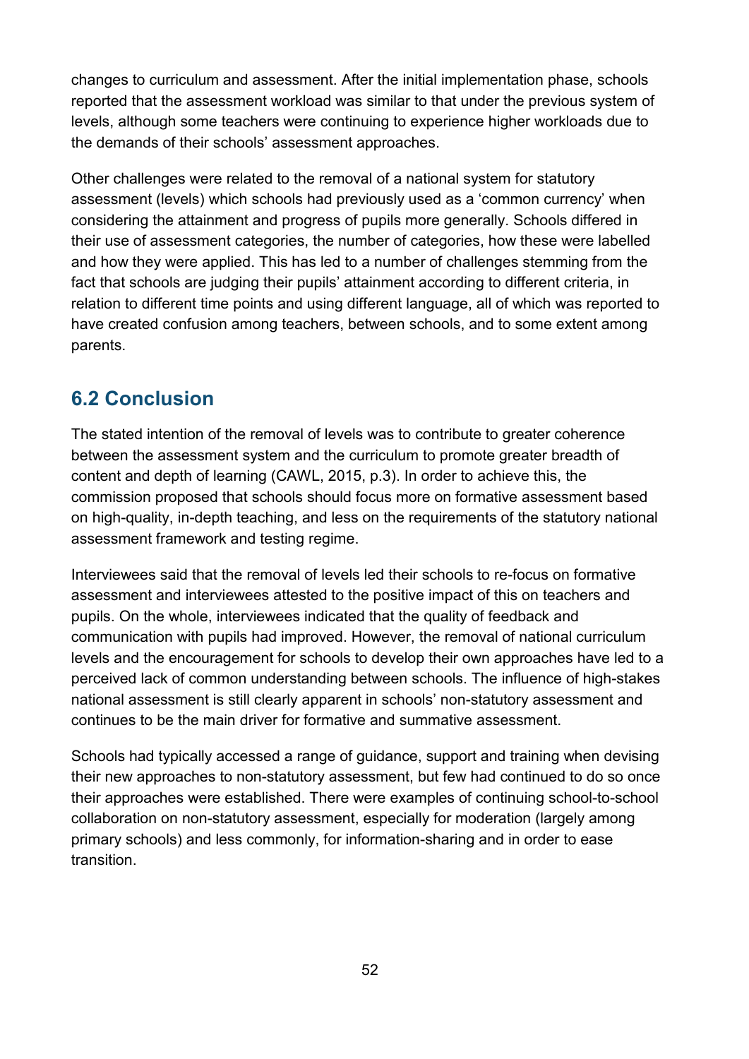changes to curriculum and assessment. After the initial implementation phase, schools reported that the assessment workload was similar to that under the previous system of levels, although some teachers were continuing to experience higher workloads due to the demands of their schools' assessment approaches.

Other challenges were related to the removal of a national system for statutory assessment (levels) which schools had previously used as a 'common currency' when considering the attainment and progress of pupils more generally. Schools differed in their use of assessment categories, the number of categories, how these were labelled and how they were applied. This has led to a number of challenges stemming from the fact that schools are judging their pupils' attainment according to different criteria, in relation to different time points and using different language, all of which was reported to have created confusion among teachers, between schools, and to some extent among parents.

## 6.2 Conclusion

The stated intention of the removal of levels was to contribute to greater coherence between the assessment system and the curriculum to promote greater breadth of content and depth of learning (CAWL, 2015, p.3). In order to achieve this, the commission proposed that schools should focus more on formative assessment based on high-quality, in-depth teaching, and less on the requirements of the statutory national assessment framework and testing regime.

Interviewees said that the removal of levels led their schools to re-focus on formative assessment and interviewees attested to the positive impact of this on teachers and pupils. On the whole, interviewees indicated that the quality of feedback and communication with pupils had improved. However, the removal of national curriculum levels and the encouragement for schools to develop their own approaches have led to a perceived lack of common understanding between schools. The influence of high-stakes national assessment is still clearly apparent in schools' non-statutory assessment and continues to be the main driver for formative and summative assessment.

Schools had typically accessed a range of guidance, support and training when devising their new approaches to non-statutory assessment, but few had continued to do so once their approaches were established. There were examples of continuing school-to-school collaboration on non-statutory assessment, especially for moderation (largely among primary schools) and less commonly, for information-sharing and in order to ease transition.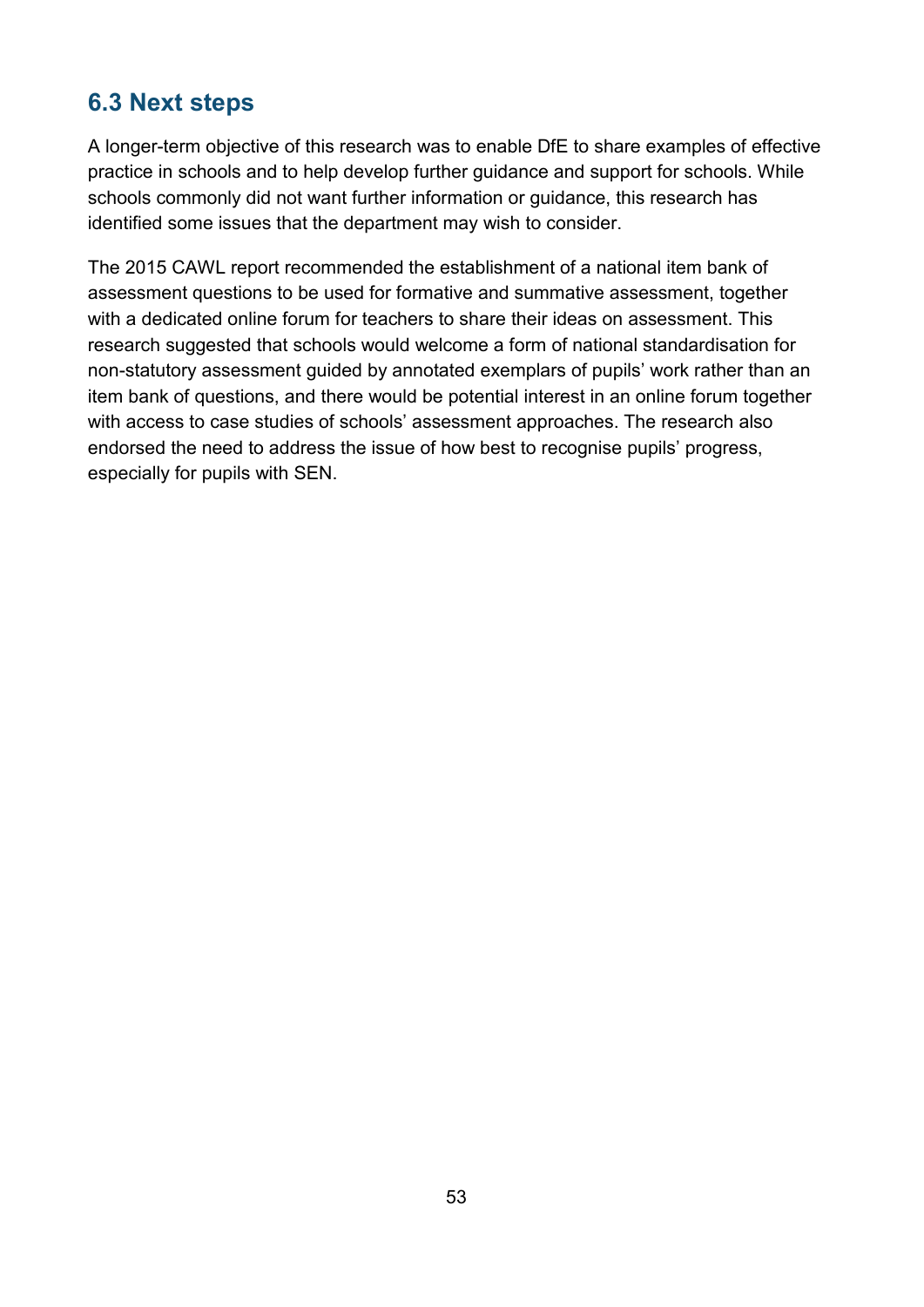## 6.3 Next steps

A longer-term objective of this research was to enable DfE to share examples of effective practice in schools and to help develop further guidance and support for schools. While schools commonly did not want further information or guidance, this research has identified some issues that the department may wish to consider.

The 2015 CAWL report recommended the establishment of a national item bank of assessment questions to be used for formative and summative assessment, together with a dedicated online forum for teachers to share their ideas on assessment. This research suggested that schools would welcome a form of national standardisation for non-statutory assessment guided by annotated exemplars of pupils' work rather than an item bank of questions, and there would be potential interest in an online forum together with access to case studies of schools' assessment approaches. The research also endorsed the need to address the issue of how best to recognise pupils' progress, especially for pupils with SEN.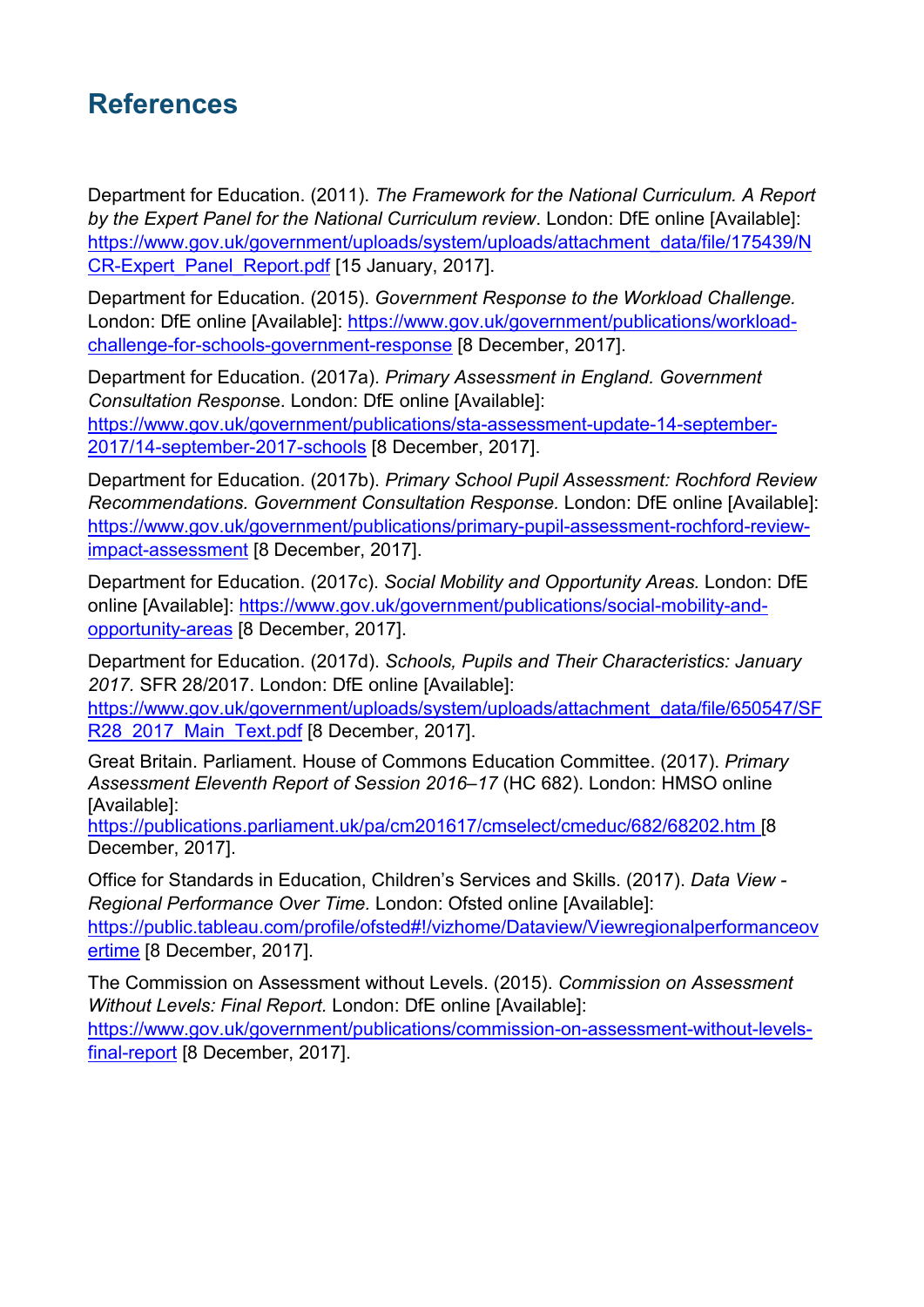## References

Department for Education. (2011). *The Framework for the National Curriculum. A Report by the Expert Panel for the National Curriculum review*. London: DfE online [Available]: https://www.gov.uk/government/uploads/system/uploads/attachment_data/file/175439/NCR-Expert_Panel_Report.pdf [15 January, 2017].

Department for Education. (2015). *Government Response to the Workload Challenge.* London: DfE online [Available]: https://www.gov.uk/government/publications/workload-challenge-for-schools-government-response [8 December, 2017].

Department for Education. (2017a). *Primary Assessment in England. Government Consultation Response*. London: DfE online [Available]: https://www.gov.uk/government/publications/sta-assessment-update-14-september-2017/14-september-2017-schools [8 December, 2017].

Department for Education. (2017b). *Primary School Pupil Assessment: Rochford Review Recommendations. Government Consultation Response.* London: DfE online [Available]: https://www.gov.uk/government/publications/primary-pupil-assessment-rochford-review-impact-assessment [8 December, 2017].

Department for Education. (2017c). *Social Mobility and Opportunity Areas.* London: DfE online [Available]: https://www.gov.uk/government/publications/social-mobility-and-opportunity-areas [8 December, 2017].

Department for Education. (2017d). *Schools, Pupils and Their Characteristics: January 2017.* SFR 28/2017. London: DfE online [Available]: https://www.gov.uk/government/uploads/system/uploads/attachment_data/file/650547/SFR28_2017_Main_Text.pdf [8 December, 2017].

Great Britain. Parliament. House of Commons Education Committee. (2017). *Primary Assessment Eleventh Report of Session 2016–17* (HC 682). London: HMSO online [Available]: https://publications.parliament.uk/pa/cm201617/cmselect/cmeduc/682/68202.htm [8 December, 2017].

Office for Standards in Education, Children's Services and Skills. (2017). *Data View - Regional Performance Over Time.* London: Ofsted online [Available]: https://public.tableau.com/profile/ofsted#!/vizhome/Dataview/Viewregionalperformanceovertime [8 December, 2017].

The Commission on Assessment without Levels. (2015). *Commission on Assessment Without Levels: Final Report.* London: DfE online [Available]: https://www.gov.uk/government/publications/commission-on-assessment-without-levels-final-report [8 December, 2017].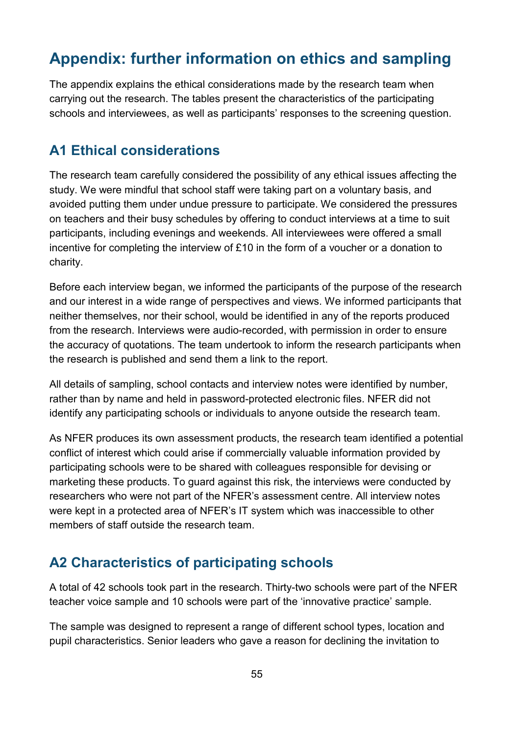# Appendix: further information on ethics and sampling

The appendix explains the ethical considerations made by the research team when carrying out the research. The tables present the characteristics of the participating schools and interviewees, as well as participants' responses to the screening question.

## A1 Ethical considerations

The research team carefully considered the possibility of any ethical issues affecting the study. We were mindful that school staff were taking part on a voluntary basis, and avoided putting them under undue pressure to participate. We considered the pressures on teachers and their busy schedules by offering to conduct interviews at a time to suit participants, including evenings and weekends. All interviewees were offered a small incentive for completing the interview of £10 in the form of a voucher or a donation to charity.

Before each interview began, we informed the participants of the purpose of the research and our interest in a wide range of perspectives and views. We informed participants that neither themselves, nor their school, would be identified in any of the reports produced from the research. Interviews were audio-recorded, with permission in order to ensure the accuracy of quotations. The team undertook to inform the research participants when the research is published and send them a link to the report.

All details of sampling, school contacts and interview notes were identified by number, rather than by name and held in password-protected electronic files. NFER did not identify any participating schools or individuals to anyone outside the research team.

As NFER produces its own assessment products, the research team identified a potential conflict of interest which could arise if commercially valuable information provided by participating schools were to be shared with colleagues responsible for devising or marketing these products. To guard against this risk, the interviews were conducted by researchers who were not part of the NFER's assessment centre. All interview notes were kept in a protected area of NFER's IT system which was inaccessible to other members of staff outside the research team.

## A2 Characteristics of participating schools

A total of 42 schools took part in the research. Thirty-two schools were part of the NFER teacher voice sample and 10 schools were part of the 'innovative practice' sample.

The sample was designed to represent a range of different school types, location and pupil characteristics. Senior leaders who gave a reason for declining the invitation to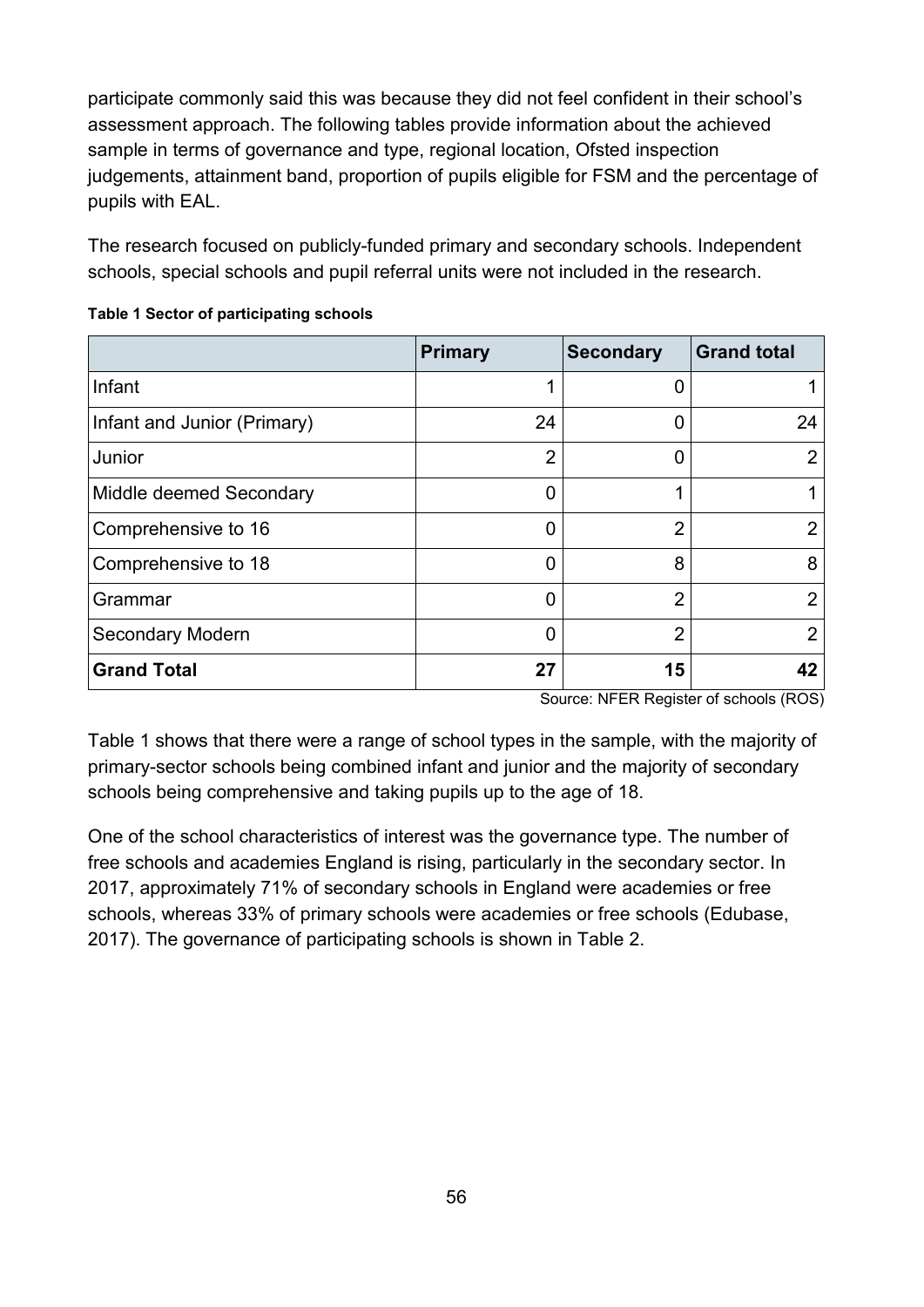participate commonly said this was because they did not feel confident in their school's assessment approach. The following tables provide information about the achieved sample in terms of governance and type, regional location, Ofsted inspection judgements, attainment band, proportion of pupils eligible for FSM and the percentage of pupils with EAL.

The research focused on publicly-funded primary and secondary schools. Independent schools, special schools and pupil referral units were not included in the research.

**Table 1 Sector of participating schools**

| | Primary | Secondary | Grand total |
|---|---|---|---|
| Infant | 1 | 0 | 1 |
| Infant and Junior (Primary) | 24 | 0 | 24 |
| Junior | 2 | 0 | 2 |
| Middle deemed Secondary | 0 | 1 | 1 |
| Comprehensive to 16 | 0 | 2 | 2 |
| Comprehensive to 18 | 0 | 8 | 8 |
| Grammar | 0 | 2 | 2 |
| Secondary Modern | 0 | 2 | 2 |
| **Grand Total** | **27** | **15** | **42** |

Source: NFER Register of schools (ROS)

Table 1 shows that there were a range of school types in the sample, with the majority of primary-sector schools being combined infant and junior and the majority of secondary schools being comprehensive and taking pupils up to the age of 18.

One of the school characteristics of interest was the governance type. The number of free schools and academies England is rising, particularly in the secondary sector. In 2017, approximately 71% of secondary schools in England were academies or free schools, whereas 33% of primary schools were academies or free schools (Edubase, 2017). The governance of participating schools is shown in Table 2.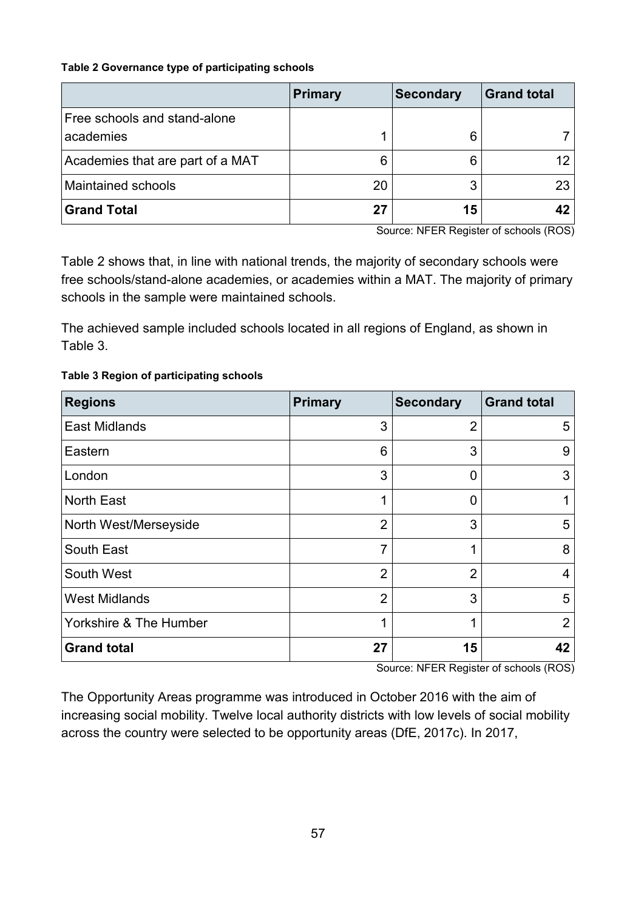**Table 2 Governance type of participating schools**

| | Primary | Secondary | Grand total |
|---|---|---|---|
| Free schools and stand-alone academies | 1 | 6 | 7 |
| Academies that are part of a MAT | 6 | 6 | 12 |
| Maintained schools | 20 | 3 | 23 |
| **Grand Total** | **27** | **15** | **42** |

Source: NFER Register of schools (ROS)

Table 2 shows that, in line with national trends, the majority of secondary schools were free schools/stand-alone academies, or academies within a MAT. The majority of primary schools in the sample were maintained schools.

The achieved sample included schools located in all regions of England, as shown in Table 3.

**Table 3 Region of participating schools**

| Regions | Primary | Secondary | Grand total |
|---|---|---|---|
| East Midlands | 3 | 2 | 5 |
| Eastern | 6 | 3 | 9 |
| London | 3 | 0 | 3 |
| North East | 1 | 0 | 1 |
| North West/Merseyside | 2 | 3 | 5 |
| South East | 7 | 1 | 8 |
| South West | 2 | 2 | 4 |
| West Midlands | 2 | 3 | 5 |
| Yorkshire & The Humber | 1 | 1 | 2 |
| **Grand total** | **27** | **15** | **42** |

Source: NFER Register of schools (ROS)

The Opportunity Areas programme was introduced in October 2016 with the aim of increasing social mobility. Twelve local authority districts with low levels of social mobility across the country were selected to be opportunity areas (DfE, 2017c). In 2017,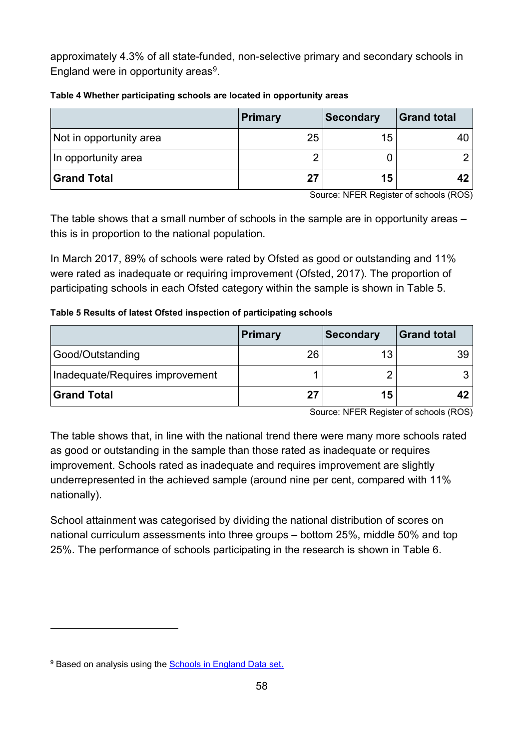approximately 4.3% of all state-funded, non-selective primary and secondary schools in England were in opportunity areas[9].

**Table 4 Whether participating schools are located in opportunity areas**

| | Primary | Secondary | Grand total |
|---|---|---|---|
| Not in opportunity area | 25 | 15 | 40 |
| In opportunity area | 2 | 0 | 2 |
| **Grand Total** | **27** | **15** | **42** |

Source: NFER Register of schools (ROS)

The table shows that a small number of schools in the sample are in opportunity areas – this is in proportion to the national population.

In March 2017, 89% of schools were rated by Ofsted as good or outstanding and 11% were rated as inadequate or requiring improvement (Ofsted, 2017). The proportion of participating schools in each Ofsted category within the sample is shown in Table 5.

**Table 5 Results of latest Ofsted inspection of participating schools**

| | Primary | Secondary | Grand total |
|---|---|---|---|
| Good/Outstanding | 26 | 13 | 39 |
| Inadequate/Requires improvement | 1 | 2 | 3 |
| **Grand Total** | **27** | **15** | **42** |

Source: NFER Register of schools (ROS)

The table shows that, in line with the national trend there were many more schools rated as good or outstanding in the sample than those rated as inadequate or requires improvement. Schools rated as inadequate and requires improvement are slightly underrepresented in the achieved sample (around nine per cent, compared with 11% nationally).

School attainment was categorised by dividing the national distribution of scores on national curriculum assessments into three groups – bottom 25%, middle 50% and top 25%. The performance of schools participating in the research is shown in Table 6.

---

[9] Based on analysis using the Schools in England Data set.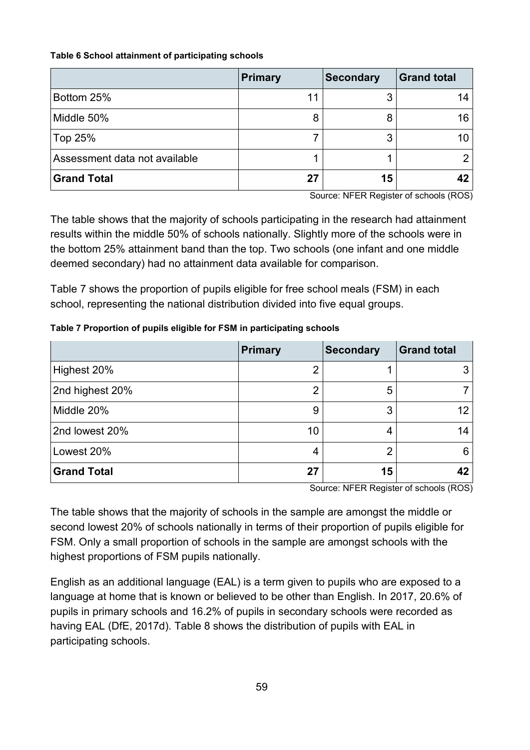**Table 6 School attainment of participating schools**

| | Primary | Secondary | Grand total |
|---|---|---|---|
| Bottom 25% | 11 | 3 | 14 |
| Middle 50% | 8 | 8 | 16 |
| Top 25% | 7 | 3 | 10 |
| Assessment data not available | 1 | 1 | 2 |
| **Grand Total** | **27** | **15** | **42** |

Source: NFER Register of schools (ROS)

The table shows that the majority of schools participating in the research had attainment results within the middle 50% of schools nationally. Slightly more of the schools were in the bottom 25% attainment band than the top. Two schools (one infant and one middle deemed secondary) had no attainment data available for comparison.

Table 7 shows the proportion of pupils eligible for free school meals (FSM) in each school, representing the national distribution divided into five equal groups.

**Table 7 Proportion of pupils eligible for FSM in participating schools**

| | Primary | Secondary | Grand total |
|---|---|---|---|
| Highest 20% | 2 | 1 | 3 |
| 2nd highest 20% | 2 | 5 | 7 |
| Middle 20% | 9 | 3 | 12 |
| 2nd lowest 20% | 10 | 4 | 14 |
| Lowest 20% | 4 | 2 | 6 |
| **Grand Total** | **27** | **15** | **42** |

Source: NFER Register of schools (ROS)

The table shows that the majority of schools in the sample are amongst the middle or second lowest 20% of schools nationally in terms of their proportion of pupils eligible for FSM. Only a small proportion of schools in the sample are amongst schools with the highest proportions of FSM pupils nationally.

English as an additional language (EAL) is a term given to pupils who are exposed to a language at home that is known or believed to be other than English. In 2017, 20.6% of pupils in primary schools and 16.2% of pupils in secondary schools were recorded as having EAL (DfE, 2017d). Table 8 shows the distribution of pupils with EAL in participating schools.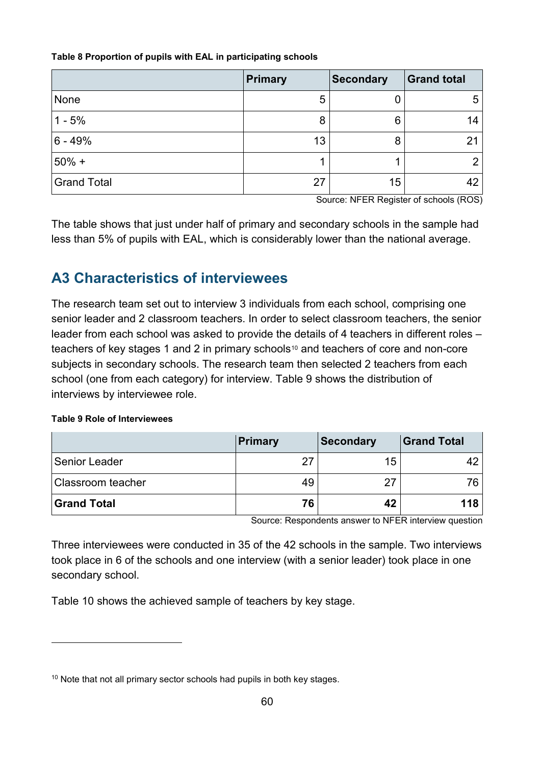**Table 8 Proportion of pupils with EAL in participating schools**

| | Primary | Secondary | Grand total |
|---|---|---|---|
| None | 5 | 0 | 5 |
| 1 - 5% | 8 | 6 | 14 |
| 6 - 49% | 13 | 8 | 21 |
| 50% + | 1 | 1 | 2 |
| Grand Total | 27 | 15 | 42 |

Source: NFER Register of schools (ROS)

The table shows that just under half of primary and secondary schools in the sample had less than 5% of pupils with EAL, which is considerably lower than the national average.

## A3 Characteristics of interviewees

The research team set out to interview 3 individuals from each school, comprising one senior leader and 2 classroom teachers. In order to select classroom teachers, the senior leader from each school was asked to provide the details of 4 teachers in different roles – teachers of key stages 1 and 2 in primary schools[10] and teachers of core and non-core subjects in secondary schools. The research team then selected 2 teachers from each school (one from each category) for interview. Table 9 shows the distribution of interviews by interviewee role.

**Table 9 Role of Interviewees**

| | Primary | Secondary | Grand Total |
|---|---|---|---|
| Senior Leader | 27 | 15 | 42 |
| Classroom teacher | 49 | 27 | 76 |
| **Grand Total** | **76** | **42** | **118** |

Source: Respondents answer to NFER interview question

Three interviewees were conducted in 35 of the 42 schools in the sample. Two interviews took place in 6 of the schools and one interview (with a senior leader) took place in one secondary school.

Table 10 shows the achieved sample of teachers by key stage.

[10] Note that not all primary sector schools had pupils in both key stages.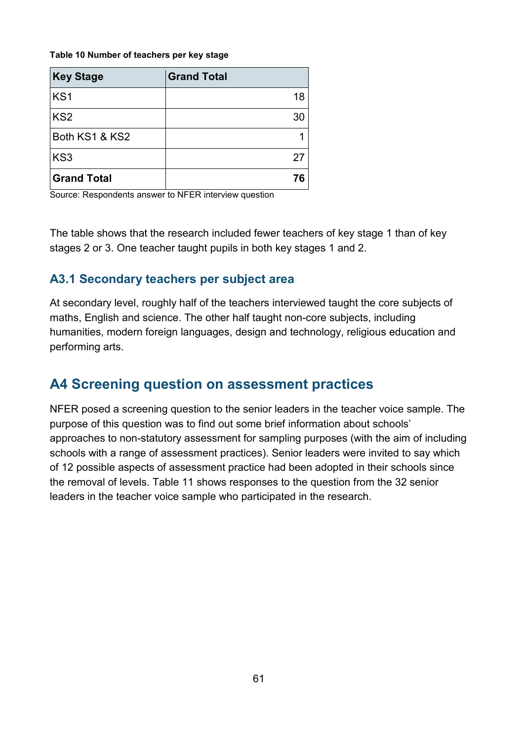**Table 10 Number of teachers per key stage**

| Key Stage | Grand Total |
| --- | ---: |
| KS1 | 18 |
| KS2 | 30 |
| Both KS1 & KS2 | 1 |
| KS3 | 27 |
| **Grand Total** | **76** |

Source: Respondents answer to NFER interview question

The table shows that the research included fewer teachers of key stage 1 than of key stages 2 or 3. One teacher taught pupils in both key stages 1 and 2.

### A3.1 Secondary teachers per subject area

At secondary level, roughly half of the teachers interviewed taught the core subjects of maths, English and science. The other half taught non-core subjects, including humanities, modern foreign languages, design and technology, religious education and performing arts.

## A4 Screening question on assessment practices

NFER posed a screening question to the senior leaders in the teacher voice sample. The purpose of this question was to find out some brief information about schools' approaches to non-statutory assessment for sampling purposes (with the aim of including schools with a range of assessment practices). Senior leaders were invited to say which of 12 possible aspects of assessment practice had been adopted in their schools since the removal of levels. Table 11 shows responses to the question from the 32 senior leaders in the teacher voice sample who participated in the research.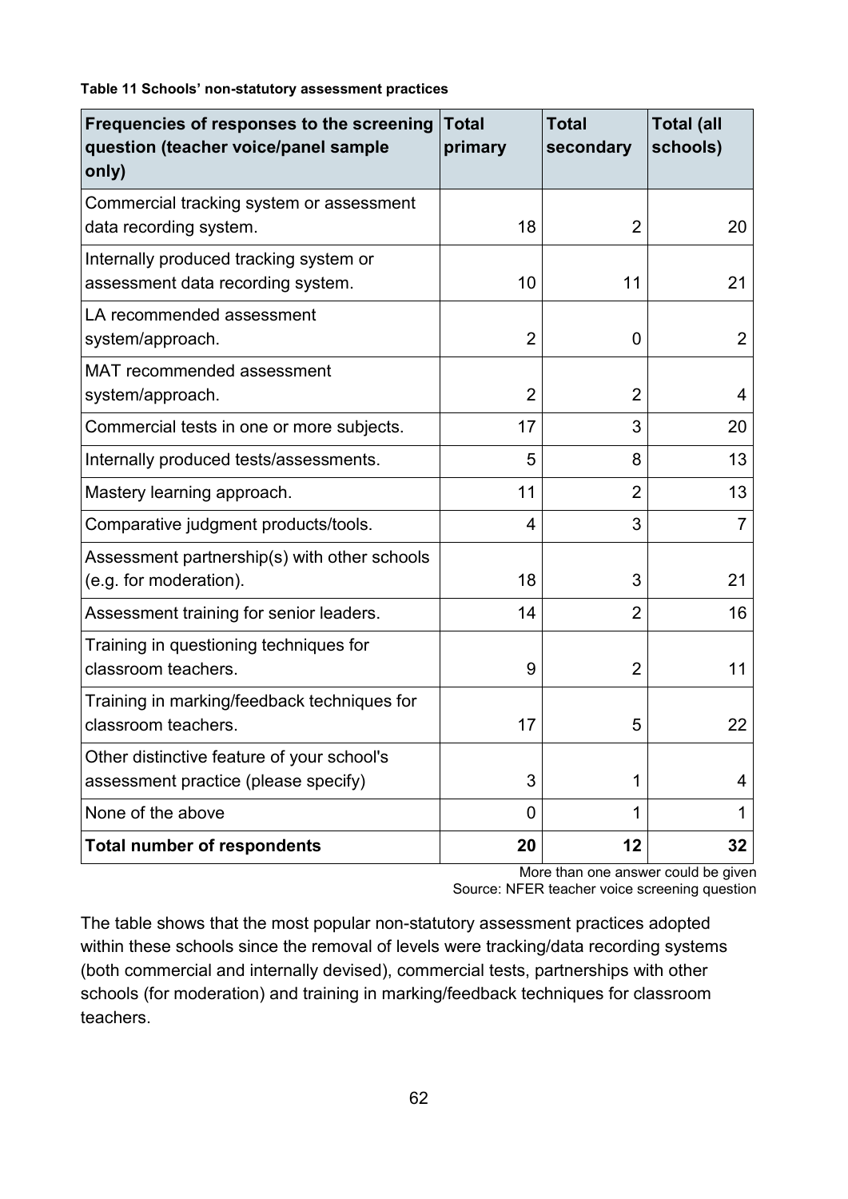**Table 11 Schools' non-statutory assessment practices**

| Frequencies of responses to the screening question (teacher voice/panel sample only) | Total primary | Total secondary | Total (all schools) |
|---|---|---|---|
| Commercial tracking system or assessment data recording system. | 18 | 2 | 20 |
| Internally produced tracking system or assessment data recording system. | 10 | 11 | 21 |
| LA recommended assessment system/approach. | 2 | 0 | 2 |
| MAT recommended assessment system/approach. | 2 | 2 | 4 |
| Commercial tests in one or more subjects. | 17 | 3 | 20 |
| Internally produced tests/assessments. | 5 | 8 | 13 |
| Mastery learning approach. | 11 | 2 | 13 |
| Comparative judgment products/tools. | 4 | 3 | 7 |
| Assessment partnership(s) with other schools (e.g. for moderation). | 18 | 3 | 21 |
| Assessment training for senior leaders. | 14 | 2 | 16 |
| Training in questioning techniques for classroom teachers. | 9 | 2 | 11 |
| Training in marking/feedback techniques for classroom teachers. | 17 | 5 | 22 |
| Other distinctive feature of your school's assessment practice (please specify) | 3 | 1 | 4 |
| None of the above | 0 | 1 | 1 |
| **Total number of respondents** | **20** | **12** | **32** |

More than one answer could be given
Source: NFER teacher voice screening question

The table shows that the most popular non-statutory assessment practices adopted within these schools since the removal of levels were tracking/data recording systems (both commercial and internally devised), commercial tests, partnerships with other schools (for moderation) and training in marking/feedback techniques for classroom teachers.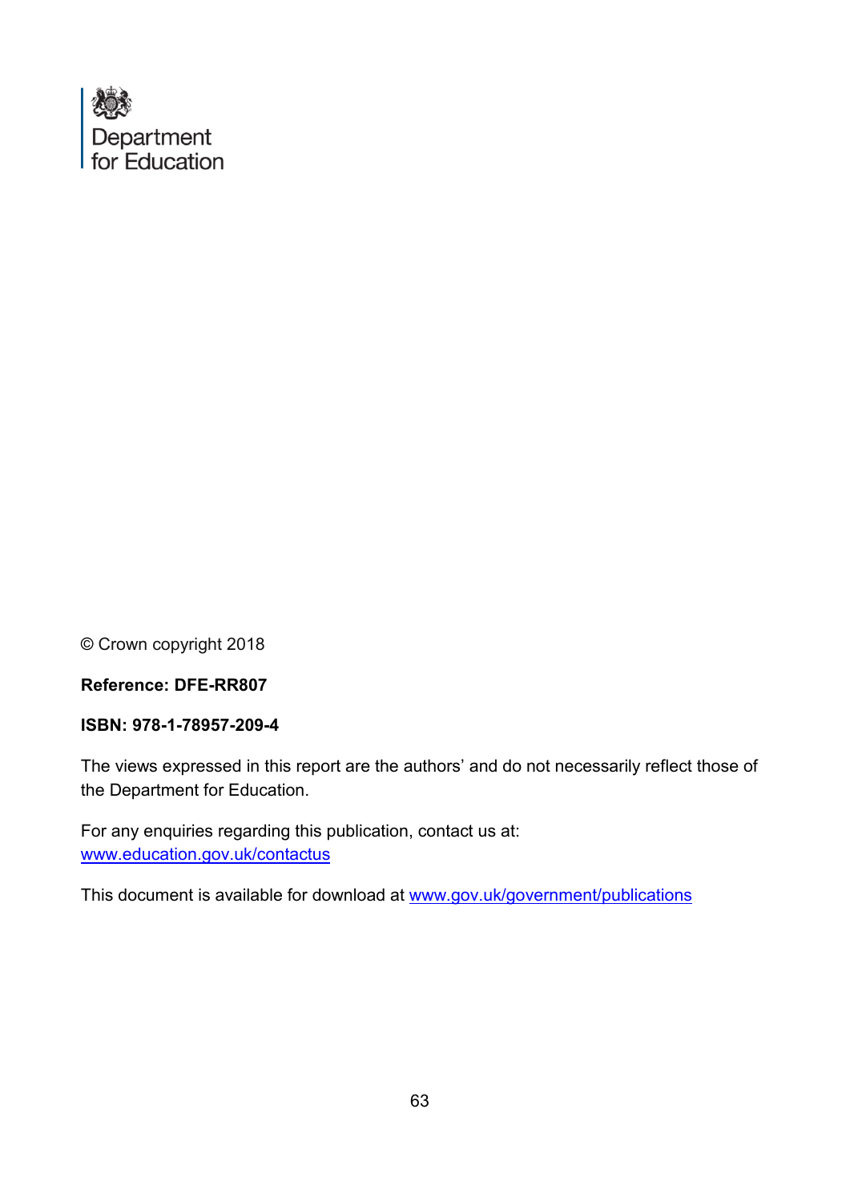Department for Education

© Crown copyright 2018

**Reference: DFE-RR807**

**ISBN: 978-1-78957-209-4**

The views expressed in this report are the authors' and do not necessarily reflect those of the Department for Education.

For any enquiries regarding this publication, contact us at:
www.education.gov.uk/contactus

This document is available for download at www.gov.uk/government/publications